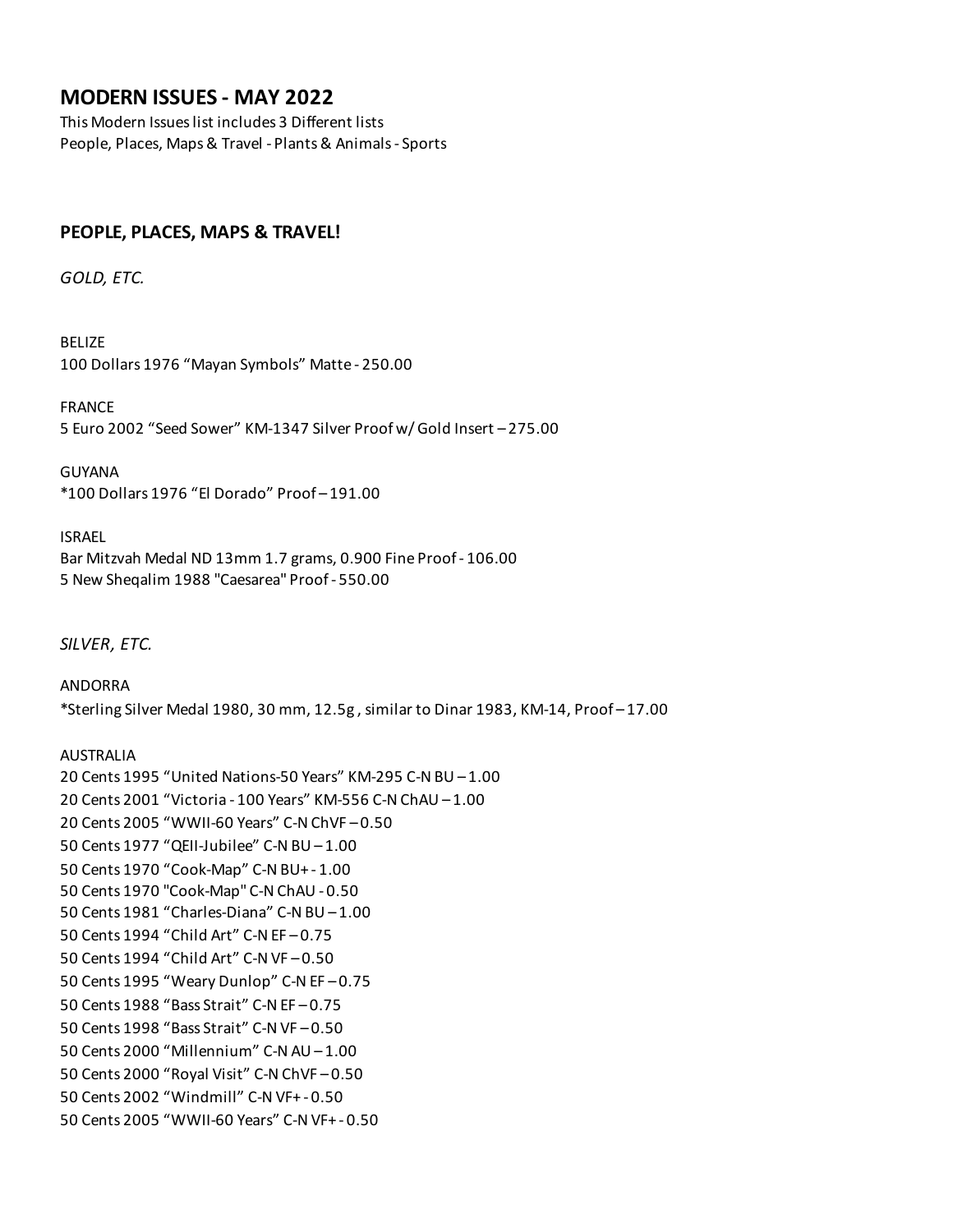# MODERN ISSUES - MAY 2022

This Modern Issues list includes 3 Different lists
People, Places, Maps & Travel - Plants & Animals - Sports

## PEOPLE, PLACES, MAPS & TRAVEL!

### *GOLD, ETC.*

BELIZE
100 Dollars 1976 "Mayan Symbols" Matte - 250.00

FRANCE
5 Euro 2002 "Seed Sower" KM-1347 Silver Proof w/ Gold Insert – 275.00

GUYANA
*100 Dollars 1976 "El Dorado" Proof – 191.00

ISRAEL
Bar Mitzvah Medal ND 13mm 1.7 grams, 0.900 Fine Proof - 106.00
5 New Sheqalim 1988 "Caesarea" Proof - 550.00

### *SILVER, ETC.*

ANDORRA
*Sterling Silver Medal 1980, 30 mm, 12.5g , similar to Dinar 1983, KM-14, Proof – 17.00

AUSTRALIA
20 Cents 1995 "United Nations-50 Years" KM-295 C-N BU – 1.00
20 Cents 2001 "Victoria - 100 Years" KM-556 C-N ChAU – 1.00
20 Cents 2005 "WWII-60 Years" C-N ChVF – 0.50
50 Cents 1977 "QEII-Jubilee" C-N BU – 1.00
50 Cents 1970 "Cook-Map" C-N BU+ - 1.00
50 Cents 1970 "Cook-Map" C-N ChAU - 0.50
50 Cents 1981 "Charles-Diana" C-N BU – 1.00
50 Cents 1994 "Child Art" C-N EF – 0.75
50 Cents 1994 "Child Art" C-N VF – 0.50
50 Cents 1995 "Weary Dunlop" C-N EF – 0.75
50 Cents 1988 "Bass Strait" C-N EF – 0.75
50 Cents 1998 "Bass Strait" C-N VF – 0.50
50 Cents 2000 "Millennium" C-N AU – 1.00
50 Cents 2000 "Royal Visit" C-N ChVF – 0.50
50 Cents 2002 "Windmill" C-N VF+ - 0.50
50 Cents 2005 "WWII-60 Years" C-N VF+ - 0.50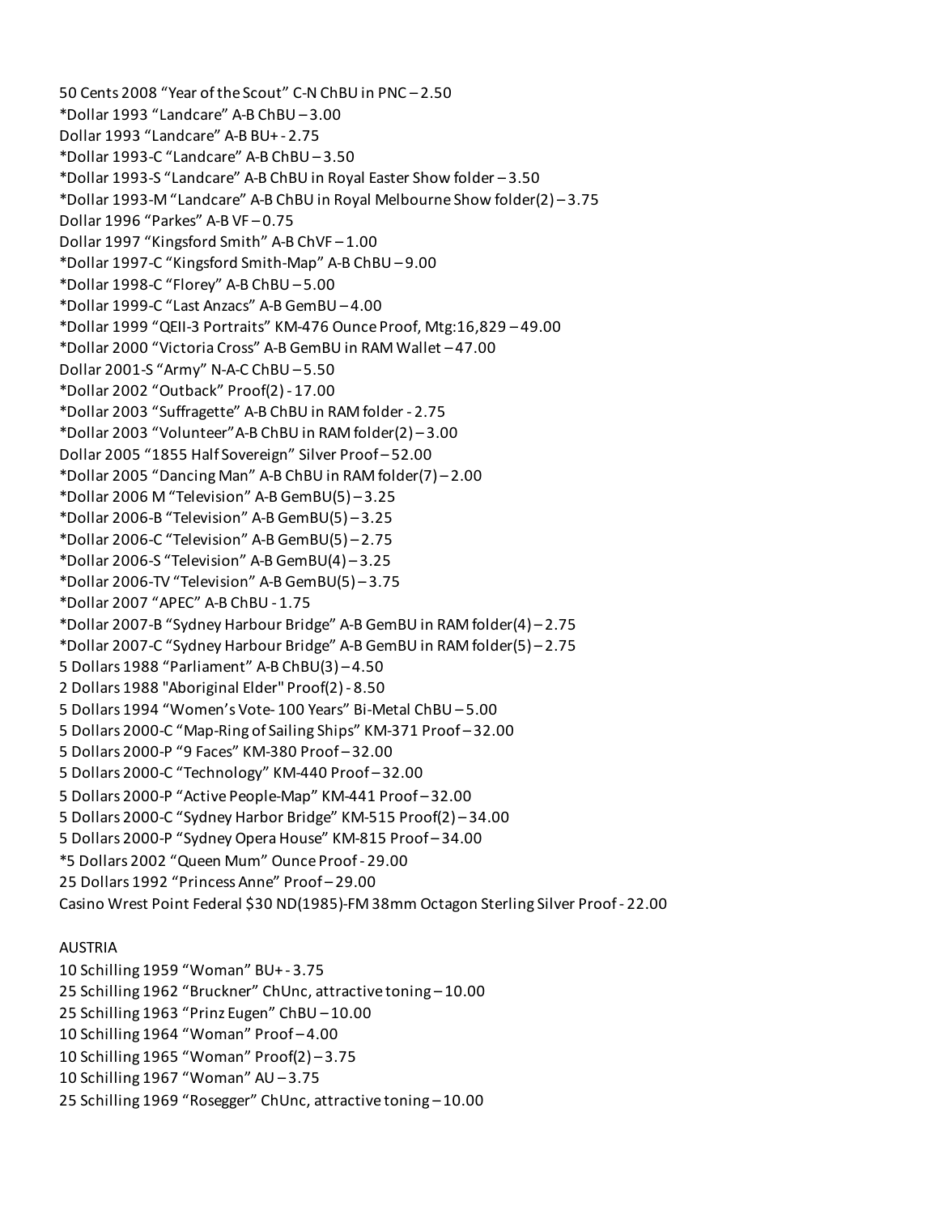50 Cents 2008 “Year of the Scout” C-N ChBU in PNC – 2.50
*Dollar 1993 “Landcare” A-B ChBU – 3.00
Dollar 1993 “Landcare” A-B BU+ - 2.75
*Dollar 1993-C “Landcare” A-B ChBU – 3.50
*Dollar 1993-S “Landcare” A-B ChBU in Royal Easter Show folder – 3.50
*Dollar 1993-M “Landcare” A-B ChBU in Royal Melbourne Show folder(2) – 3.75
Dollar 1996 “Parkes” A-B VF – 0.75
Dollar 1997 “Kingsford Smith” A-B ChVF – 1.00
*Dollar 1997-C “Kingsford Smith-Map” A-B ChBU – 9.00
*Dollar 1998-C “Florey” A-B ChBU – 5.00
*Dollar 1999-C “Last Anzacs” A-B GemBU – 4.00
*Dollar 1999 “QEII-3 Portraits” KM-476 Ounce Proof, Mtg:16,829 – 49.00
*Dollar 2000 “Victoria Cross” A-B GemBU in RAM Wallet – 47.00
Dollar 2001-S “Army” N-A-C ChBU – 5.50
*Dollar 2002 “Outback” Proof(2) - 17.00
*Dollar 2003 “Suffragette” A-B ChBU in RAM folder - 2.75
*Dollar 2003 “Volunteer” A-B ChBU in RAM folder(2) – 3.00
Dollar 2005 “1855 Half Sovereign” Silver Proof – 52.00
*Dollar 2005 “Dancing Man” A-B ChBU in RAM folder(7) – 2.00
*Dollar 2006 M “Television” A-B GemBU(5) – 3.25
*Dollar 2006-B “Television” A-B GemBU(5) – 3.25
*Dollar 2006-C “Television” A-B GemBU(5) – 2.75
*Dollar 2006-S “Television” A-B GemBU(4) – 3.25
*Dollar 2006-TV “Television” A-B GemBU(5) – 3.75
*Dollar 2007 “APEC” A-B ChBU - 1.75
*Dollar 2007-B “Sydney Harbour Bridge” A-B GemBU in RAM folder(4) – 2.75
*Dollar 2007-C “Sydney Harbour Bridge” A-B GemBU in RAM folder(5) – 2.75
5 Dollars 1988 “Parliament” A-B ChBU(3) – 4.50
2 Dollars 1988 "Aboriginal Elder" Proof(2) - 8.50
5 Dollars 1994 “Women’s Vote- 100 Years” Bi-Metal ChBU – 5.00
5 Dollars 2000-C “Map-Ring of Sailing Ships” KM-371 Proof – 32.00
5 Dollars 2000-P “9 Faces” KM-380 Proof – 32.00
5 Dollars 2000-C “Technology” KM-440 Proof – 32.00
5 Dollars 2000-P “Active People-Map” KM-441 Proof – 32.00
5 Dollars 2000-C “Sydney Harbor Bridge” KM-515 Proof(2) – 34.00
5 Dollars 2000-P “Sydney Opera House” KM-815 Proof – 34.00
*5 Dollars 2002 “Queen Mum” Ounce Proof - 29.00
25 Dollars 1992 “Princess Anne” Proof – 29.00
Casino Wrest Point Federal $30 ND(1985)-FM 38mm Octagon Sterling Silver Proof - 22.00

AUSTRIA
10 Schilling 1959 “Woman” BU+ - 3.75
25 Schilling 1962 “Bruckner” ChUnc, attractive toning – 10.00
25 Schilling 1963 “Prinz Eugen” ChBU – 10.00
10 Schilling 1964 “Woman” Proof – 4.00
10 Schilling 1965 “Woman” Proof(2) – 3.75
10 Schilling 1967 “Woman” AU – 3.75
25 Schilling 1969 “Rosegger” ChUnc, attractive toning – 10.00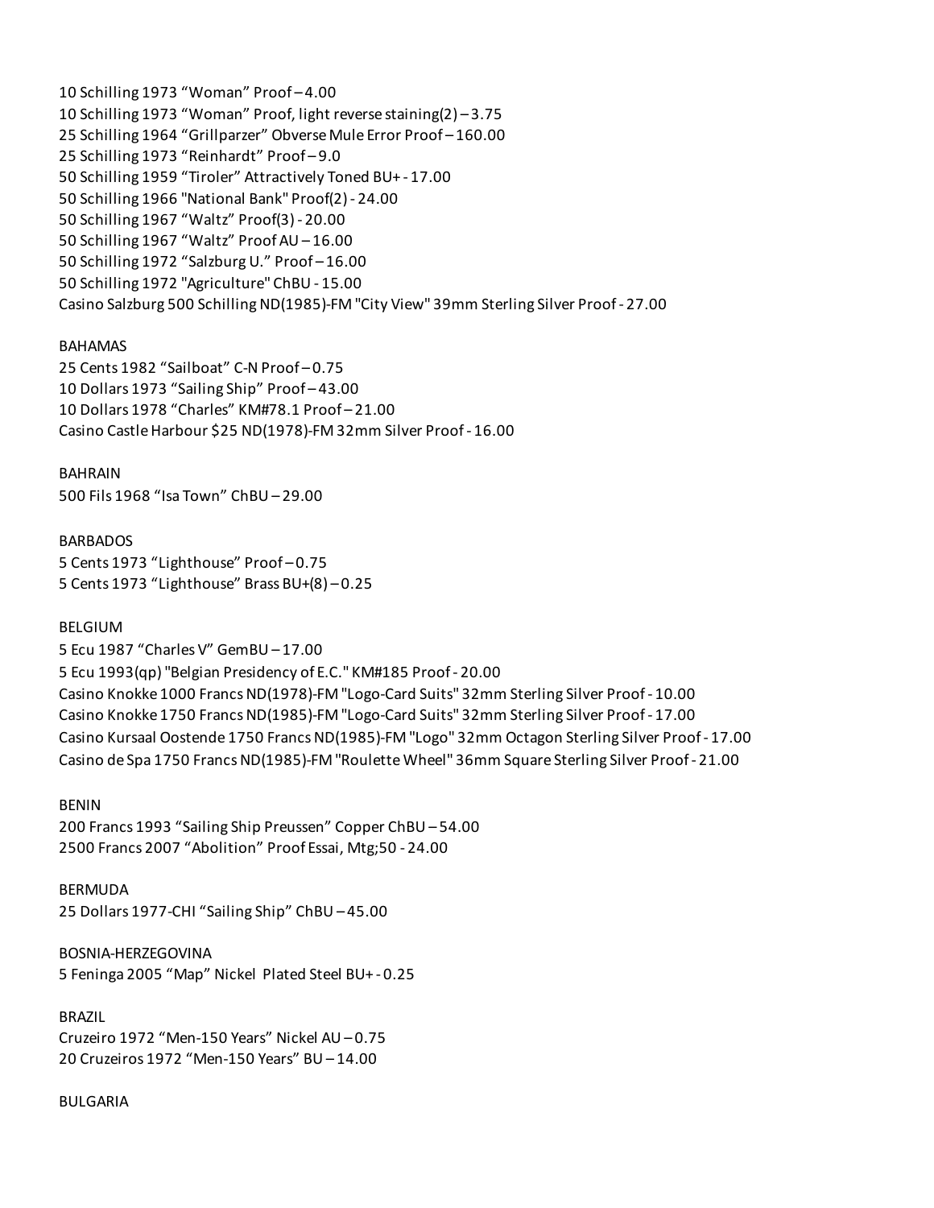10 Schilling 1973 “Woman” Proof – 4.00
10 Schilling 1973 “Woman” Proof, light reverse staining(2) – 3.75
25 Schilling 1964 “Grillparzer” Obverse Mule Error Proof – 160.00
25 Schilling 1973 “Reinhardt” Proof – 9.0
50 Schilling 1959 “Tiroler” Attractively Toned BU+ - 17.00
50 Schilling 1966 "National Bank" Proof(2) - 24.00
50 Schilling 1967 “Waltz” Proof(3) - 20.00
50 Schilling 1967 “Waltz” Proof AU – 16.00
50 Schilling 1972 “Salzburg U.” Proof – 16.00
50 Schilling 1972 "Agriculture" ChBU - 15.00
Casino Salzburg 500 Schilling ND(1985)-FM "City View" 39mm Sterling Silver Proof - 27.00

BAHAMAS
25 Cents 1982 “Sailboat” C-N Proof – 0.75
10 Dollars 1973 “Sailing Ship” Proof – 43.00
10 Dollars 1978 “Charles” KM#78.1 Proof – 21.00
Casino Castle Harbour $25 ND(1978)-FM 32mm Silver Proof - 16.00

BAHRAIN
500 Fils 1968 “Isa Town” ChBU – 29.00

BARBADOS
5 Cents 1973 “Lighthouse” Proof – 0.75
5 Cents 1973 “Lighthouse” Brass BU+(8) – 0.25

BELGIUM
5 Ecu 1987 “Charles V” GemBU – 17.00
5 Ecu 1993(qp) "Belgian Presidency of E.C." KM#185 Proof - 20.00
Casino Knokke 1000 Francs ND(1978)-FM "Logo-Card Suits" 32mm Sterling Silver Proof - 10.00
Casino Knokke 1750 Francs ND(1985)-FM "Logo-Card Suits" 32mm Sterling Silver Proof - 17.00
Casino Kursaal Oostende 1750 Francs ND(1985)-FM "Logo" 32mm Octagon Sterling Silver Proof - 17.00
Casino de Spa 1750 Francs ND(1985)-FM "Roulette Wheel" 36mm Square Sterling Silver Proof - 21.00

BENIN
200 Francs 1993 “Sailing Ship Preussen” Copper ChBU – 54.00
2500 Francs 2007 “Abolition” Proof Essai, Mtg;50 - 24.00

BERMUDA
25 Dollars 1977-CHI “Sailing Ship” ChBU – 45.00

BOSNIA-HERZEGOVINA
5 Feninga 2005 “Map” Nickel Plated Steel BU+ - 0.25

BRAZIL
Cruzeiro 1972 “Men-150 Years” Nickel AU – 0.75
20 Cruzeiros 1972 “Men-150 Years” BU – 14.00

BULGARIA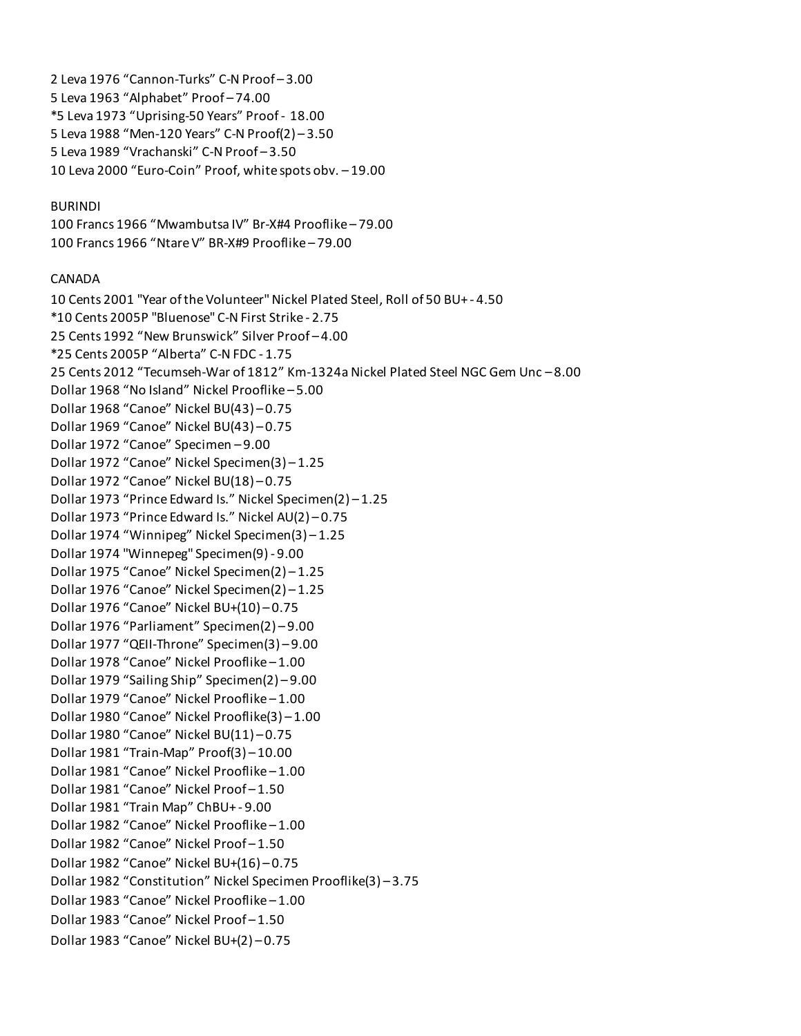2 Leva 1976 “Cannon-Turks” C-N Proof – 3.00
5 Leva 1963 “Alphabet” Proof – 74.00
*5 Leva 1973 “Uprising-50 Years” Proof - 18.00
5 Leva 1988 “Men-120 Years” C-N Proof(2) – 3.50
5 Leva 1989 “Vrachanski” C-N Proof – 3.50
10 Leva 2000 “Euro-Coin” Proof, white spots obv. – 19.00

BURINDI
100 Francs 1966 “Mwambutsa IV” Br-X#4 Prooflike – 79.00
100 Francs 1966 “Ntare V” BR-X#9 Prooflike – 79.00

CANADA
10 Cents 2001 "Year of the Volunteer" Nickel Plated Steel, Roll of 50 BU+ - 4.50
*10 Cents 2005P "Bluenose" C-N First Strike - 2.75
25 Cents 1992 “New Brunswick” Silver Proof – 4.00
*25 Cents 2005P “Alberta” C-N FDC - 1.75
25 Cents 2012 “Tecumseh-War of 1812” Km-1324a Nickel Plated Steel NGC Gem Unc – 8.00
Dollar 1968 “No Island” Nickel Prooflike – 5.00
Dollar 1968 “Canoe” Nickel BU(43) – 0.75
Dollar 1969 “Canoe” Nickel BU(43) – 0.75
Dollar 1972 “Canoe” Specimen – 9.00
Dollar 1972 “Canoe” Nickel Specimen(3) – 1.25
Dollar 1972 “Canoe” Nickel BU(18) – 0.75
Dollar 1973 “Prince Edward Is.” Nickel Specimen(2) – 1.25
Dollar 1973 “Prince Edward Is.” Nickel AU(2) – 0.75
Dollar 1974 “Winnipeg” Nickel Specimen(3) – 1.25
Dollar 1974 "Winnepeg" Specimen(9) - 9.00
Dollar 1975 “Canoe” Nickel Specimen(2) – 1.25
Dollar 1976 “Canoe” Nickel Specimen(2) – 1.25
Dollar 1976 “Canoe” Nickel BU+(10) – 0.75
Dollar 1976 “Parliament” Specimen(2) – 9.00
Dollar 1977 “QEII-Throne” Specimen(3) – 9.00
Dollar 1978 “Canoe” Nickel Prooflike – 1.00
Dollar 1979 “Sailing Ship” Specimen(2) – 9.00
Dollar 1979 “Canoe” Nickel Prooflike – 1.00
Dollar 1980 “Canoe” Nickel Prooflike(3) – 1.00
Dollar 1980 “Canoe” Nickel BU(11) – 0.75
Dollar 1981 “Train-Map” Proof(3) – 10.00
Dollar 1981 “Canoe” Nickel Prooflike – 1.00
Dollar 1981 “Canoe” Nickel Proof – 1.50
Dollar 1981 “Train Map” ChBU+ - 9.00
Dollar 1982 “Canoe” Nickel Prooflike – 1.00
Dollar 1982 “Canoe” Nickel Proof – 1.50
Dollar 1982 “Canoe” Nickel BU+(16) – 0.75
Dollar 1982 “Constitution” Nickel Specimen Prooflike(3) – 3.75
Dollar 1983 “Canoe” Nickel Prooflike – 1.00
Dollar 1983 “Canoe” Nickel Proof – 1.50
Dollar 1983 “Canoe” Nickel BU+(2) – 0.75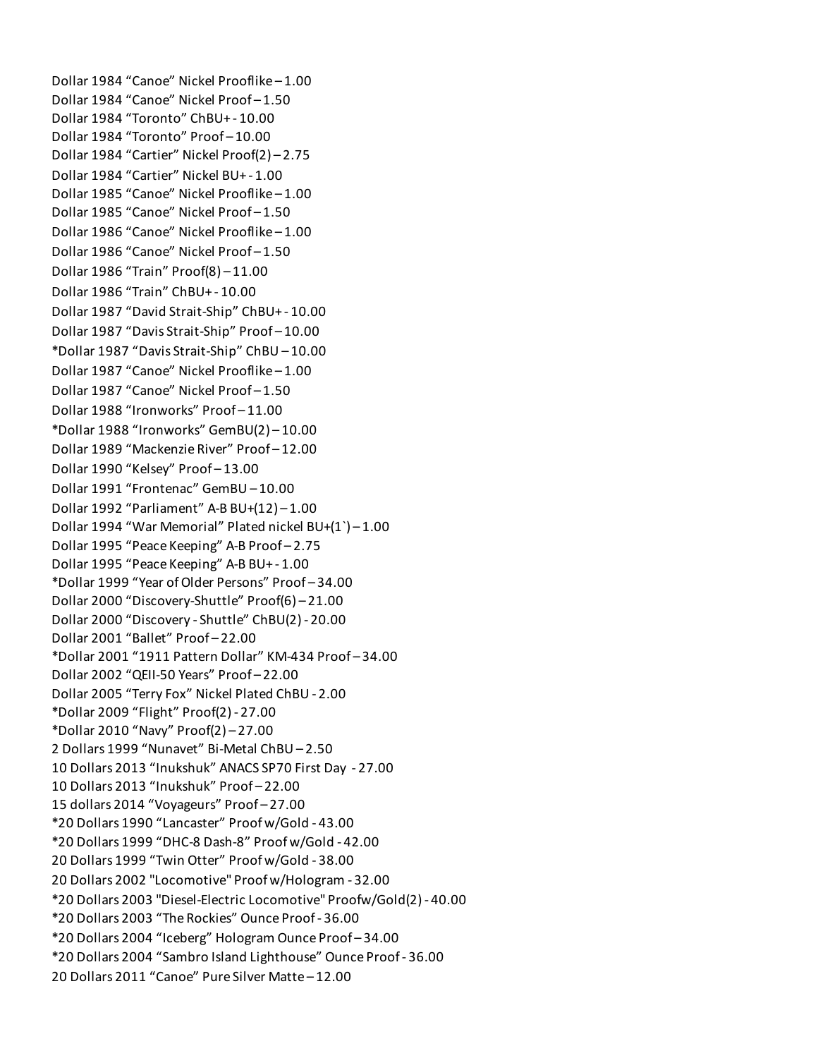Dollar 1984 “Canoe” Nickel Prooflike – 1.00
Dollar 1984 “Canoe” Nickel Proof – 1.50
Dollar 1984 “Toronto” ChBU+ - 10.00
Dollar 1984 “Toronto” Proof – 10.00
Dollar 1984 “Cartier” Nickel Proof(2) – 2.75
Dollar 1984 “Cartier” Nickel BU+ - 1.00
Dollar 1985 “Canoe” Nickel Prooflike – 1.00
Dollar 1985 “Canoe” Nickel Proof – 1.50
Dollar 1986 “Canoe” Nickel Prooflike – 1.00
Dollar 1986 “Canoe” Nickel Proof – 1.50
Dollar 1986 “Train” Proof(8) – 11.00
Dollar 1986 “Train” ChBU+ - 10.00
Dollar 1987 “David Strait-Ship” ChBU+ - 10.00
Dollar 1987 “Davis Strait-Ship” Proof – 10.00
*Dollar 1987 “Davis Strait-Ship” ChBU – 10.00
Dollar 1987 “Canoe” Nickel Prooflike – 1.00
Dollar 1987 “Canoe” Nickel Proof – 1.50
Dollar 1988 “Ironworks” Proof – 11.00
*Dollar 1988 “Ironworks” GemBU(2) – 10.00
Dollar 1989 “Mackenzie River” Proof – 12.00
Dollar 1990 “Kelsey” Proof – 13.00
Dollar 1991 “Frontenac” GemBU – 10.00
Dollar 1992 “Parliament” A-B BU+(12) – 1.00
Dollar 1994 “War Memorial” Plated nickel BU+(1`) – 1.00
Dollar 1995 “Peace Keeping” A-B Proof – 2.75
Dollar 1995 “Peace Keeping” A-B BU+ - 1.00
*Dollar 1999 “Year of Older Persons” Proof – 34.00
Dollar 2000 “Discovery-Shuttle” Proof(6) – 21.00
Dollar 2000 “Discovery - Shuttle” ChBU(2) - 20.00
Dollar 2001 “Ballet” Proof – 22.00
*Dollar 2001 “1911 Pattern Dollar” KM-434 Proof – 34.00
Dollar 2002 “QEII-50 Years” Proof – 22.00
Dollar 2005 “Terry Fox” Nickel Plated ChBU - 2.00
*Dollar 2009 “Flight” Proof(2) - 27.00
*Dollar 2010 “Navy” Proof(2) – 27.00
2 Dollars 1999 “Nunavet” Bi-Metal ChBU – 2.50
10 Dollars 2013 “Inukshuk” ANACS SP70 First Day - 27.00
10 Dollars 2013 “Inukshuk” Proof – 22.00
15 dollars 2014 “Voyageurs” Proof – 27.00
*20 Dollars 1990 “Lancaster” Proof w/Gold - 43.00
*20 Dollars 1999 “DHC-8 Dash-8” Proof w/Gold - 42.00
20 Dollars 1999 “Twin Otter” Proof w/Gold - 38.00
20 Dollars 2002 "Locomotive" Proof w/Hologram - 32.00
*20 Dollars 2003 "Diesel-Electric Locomotive" Proofw/Gold(2) - 40.00
*20 Dollars 2003 “The Rockies” Ounce Proof - 36.00
*20 Dollars 2004 “Iceberg” Hologram Ounce Proof – 34.00
*20 Dollars 2004 “Sambro Island Lighthouse” Ounce Proof - 36.00
20 Dollars 2011 “Canoe” Pure Silver Matte – 12.00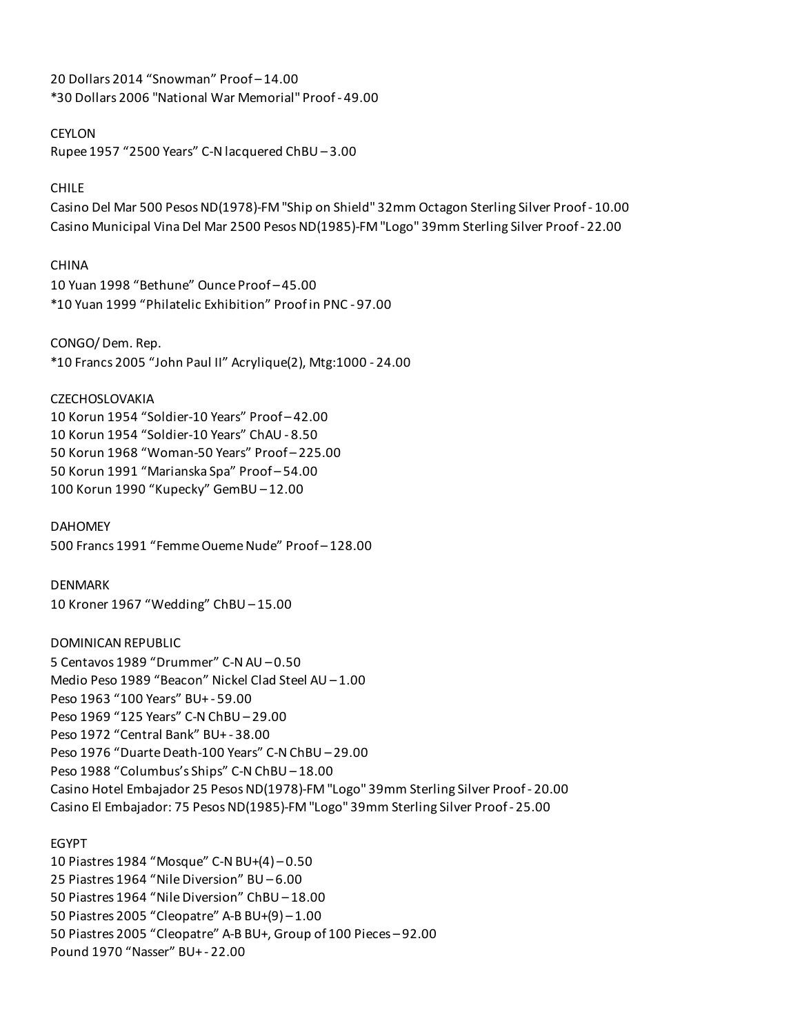20 Dollars 2014 “Snowman” Proof – 14.00
*30 Dollars 2006 "National War Memorial" Proof - 49.00

CEYLON
Rupee 1957 “2500 Years” C-N lacquered ChBU – 3.00

CHILE
Casino Del Mar 500 Pesos ND(1978)-FM "Ship on Shield" 32mm Octagon Sterling Silver Proof - 10.00
Casino Municipal Vina Del Mar 2500 Pesos ND(1985)-FM "Logo" 39mm Sterling Silver Proof - 22.00

CHINA
10 Yuan 1998 “Bethune” Ounce Proof – 45.00
*10 Yuan 1999 “Philatelic Exhibition” Proof in PNC - 97.00

CONGO/ Dem. Rep.
*10 Francs 2005 “John Paul II” Acrylique(2), Mtg:1000 - 24.00

CZECHOSLOVAKIA
10 Korun 1954 “Soldier-10 Years” Proof – 42.00
10 Korun 1954 “Soldier-10 Years” ChAU - 8.50
50 Korun 1968 “Woman-50 Years” Proof – 225.00
50 Korun 1991 “Marianska Spa” Proof – 54.00
100 Korun 1990 “Kupecky” GemBU – 12.00

DAHOMEY
500 Francs 1991 “Femme Oueme Nude” Proof – 128.00

DENMARK
10 Kroner 1967 “Wedding” ChBU – 15.00

DOMINICAN REPUBLIC
5 Centavos 1989 “Drummer” C-N AU – 0.50
Medio Peso 1989 “Beacon” Nickel Clad Steel AU – 1.00
Peso 1963 “100 Years” BU+ - 59.00
Peso 1969 “125 Years” C-N ChBU – 29.00
Peso 1972 “Central Bank” BU+ - 38.00
Peso 1976 “Duarte Death-100 Years” C-N ChBU – 29.00
Peso 1988 “Columbus’s Ships” C-N ChBU – 18.00
Casino Hotel Embajador 25 Pesos ND(1978)-FM "Logo" 39mm Sterling Silver Proof - 20.00
Casino El Embajador: 75 Pesos ND(1985)-FM "Logo" 39mm Sterling Silver Proof - 25.00

EGYPT
10 Piastres 1984 “Mosque” C-N BU+(4) – 0.50
25 Piastres 1964 “Nile Diversion” BU – 6.00
50 Piastres 1964 “Nile Diversion” ChBU – 18.00
50 Piastres 2005 “Cleopatre” A-B BU+(9) – 1.00
50 Piastres 2005 “Cleopatre” A-B BU+, Group of 100 Pieces – 92.00
Pound 1970 “Nasser” BU+ - 22.00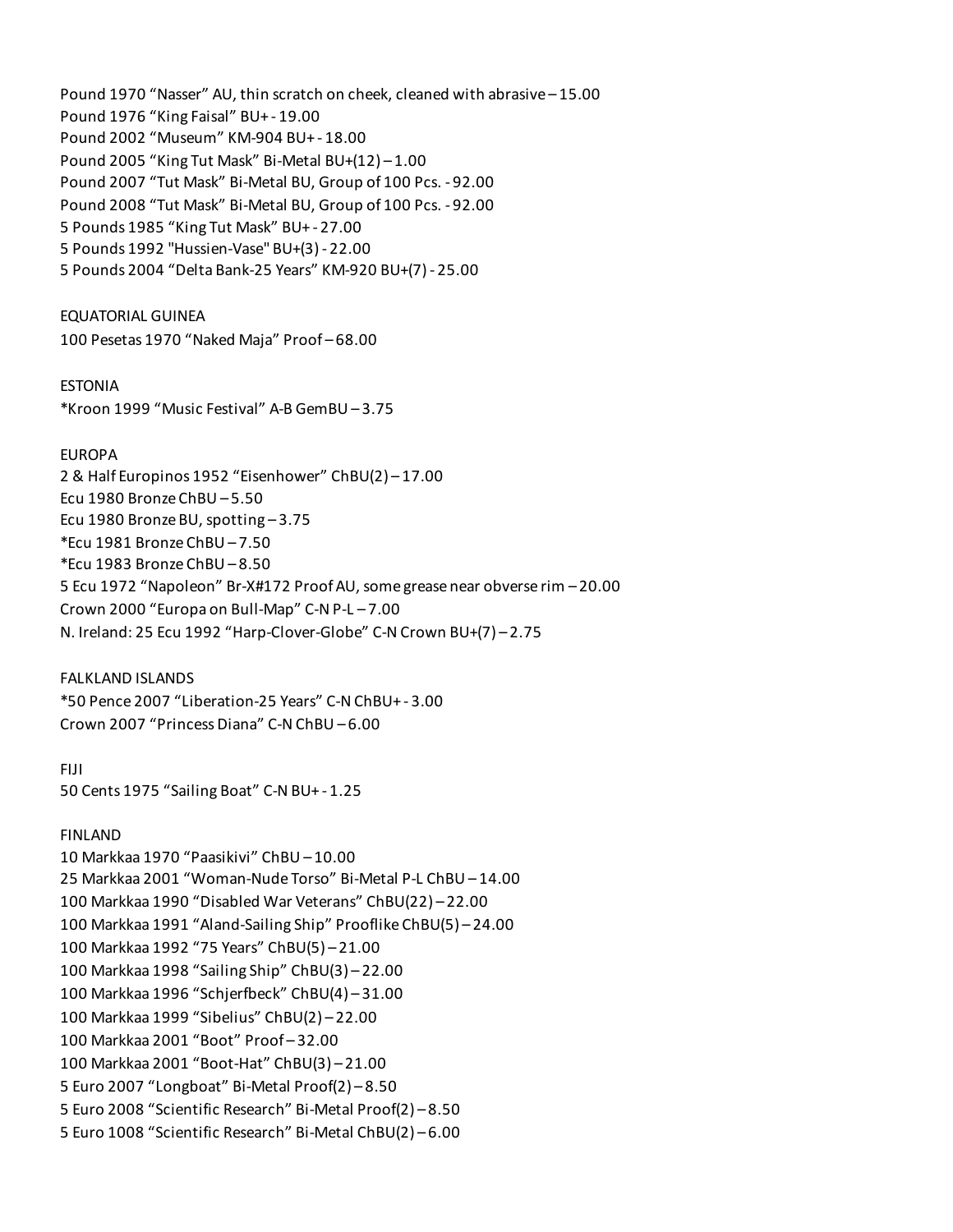Pound 1970 “Nasser” AU, thin scratch on cheek, cleaned with abrasive – 15.00
Pound 1976 “King Faisal” BU+ - 19.00
Pound 2002 “Museum” KM-904 BU+ - 18.00
Pound 2005 “King Tut Mask” Bi-Metal BU+(12) – 1.00
Pound 2007 “Tut Mask” Bi-Metal BU, Group of 100 Pcs. - 92.00
Pound 2008 “Tut Mask” Bi-Metal BU, Group of 100 Pcs. - 92.00
5 Pounds 1985 “King Tut Mask” BU+ - 27.00
5 Pounds 1992 "Hussien-Vase" BU+(3) - 22.00
5 Pounds 2004 “Delta Bank-25 Years” KM-920 BU+(7) - 25.00

EQUATORIAL GUINEA
100 Pesetas 1970 “Naked Maja” Proof – 68.00

ESTONIA
*Kroon 1999 “Music Festival” A-B GemBU – 3.75

EUROPA
2 & Half Europinos 1952 “Eisenhower” ChBU(2) – 17.00
Ecu 1980 Bronze ChBU – 5.50
Ecu 1980 Bronze BU, spotting – 3.75
*Ecu 1981 Bronze ChBU – 7.50
*Ecu 1983 Bronze ChBU – 8.50
5 Ecu 1972 “Napoleon” Br-X#172 Proof AU, some grease near obverse rim – 20.00
Crown 2000 “Europa on Bull-Map” C-N P-L – 7.00
N. Ireland: 25 Ecu 1992 “Harp-Clover-Globe” C-N Crown BU+(7) – 2.75

FALKLAND ISLANDS
*50 Pence 2007 “Liberation-25 Years” C-N ChBU+ - 3.00
Crown 2007 “Princess Diana” C-N ChBU – 6.00

FIJI
50 Cents 1975 “Sailing Boat” C-N BU+ - 1.25

FINLAND
10 Markkaa 1970 “Paasikivi” ChBU – 10.00
25 Markkaa 2001 “Woman-Nude Torso” Bi-Metal P-L ChBU – 14.00
100 Markkaa 1990 “Disabled War Veterans” ChBU(22) – 22.00
100 Markkaa 1991 “Aland-Sailing Ship” Prooflike ChBU(5) – 24.00
100 Markkaa 1992 “75 Years” ChBU(5) – 21.00
100 Markkaa 1998 “Sailing Ship” ChBU(3) – 22.00
100 Markkaa 1996 “Schjerfbeck” ChBU(4) – 31.00
100 Markkaa 1999 “Sibelius” ChBU(2) – 22.00
100 Markkaa 2001 “Boot” Proof – 32.00
100 Markkaa 2001 “Boot-Hat” ChBU(3) – 21.00
5 Euro 2007 “Longboat” Bi-Metal Proof(2) – 8.50
5 Euro 2008 “Scientific Research” Bi-Metal Proof(2) – 8.50
5 Euro 1008 “Scientific Research” Bi-Metal ChBU(2) – 6.00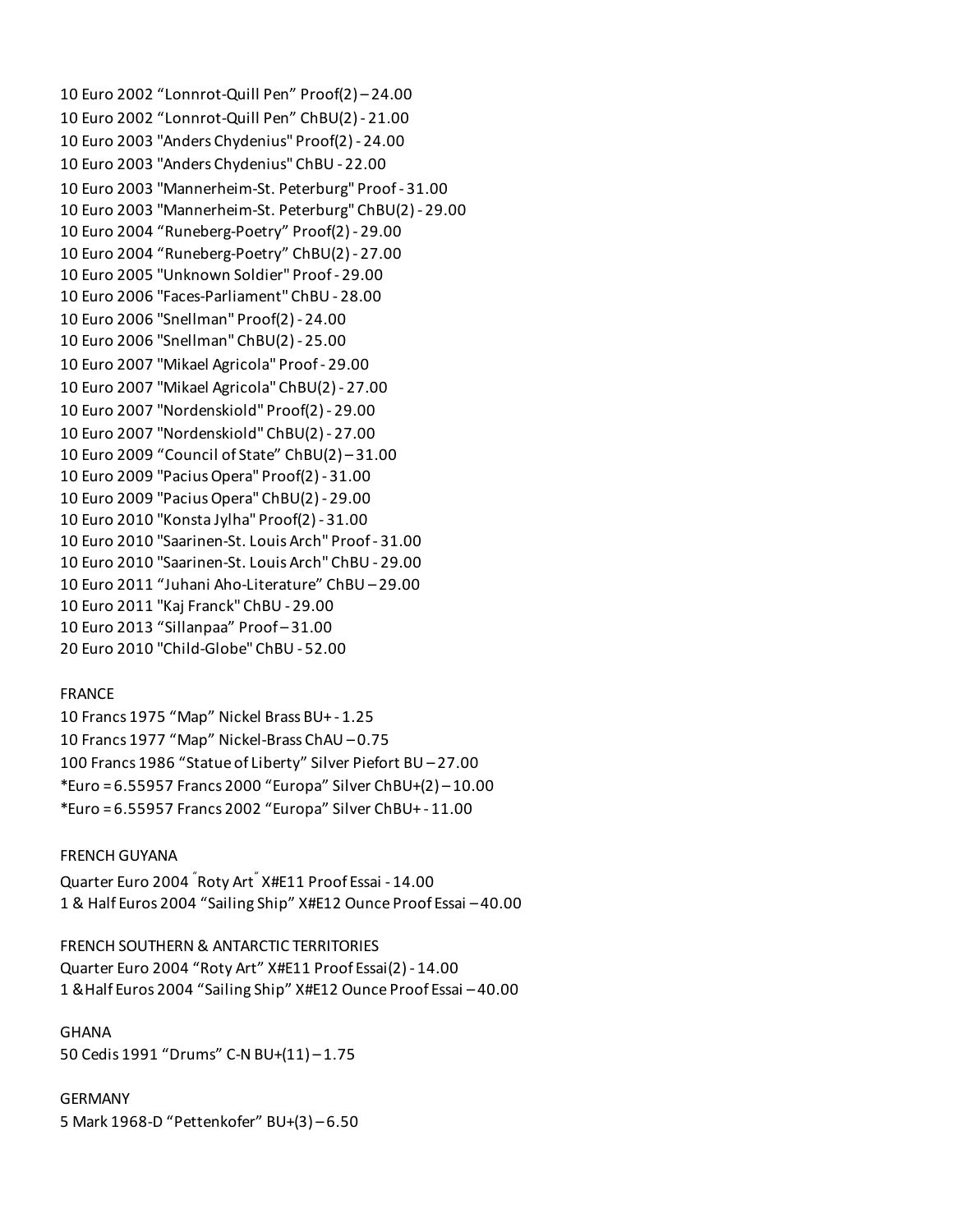10 Euro 2002 “Lonnrot-Quill Pen” Proof(2) – 24.00
10 Euro 2002 “Lonnrot-Quill Pen” ChBU(2) - 21.00
10 Euro 2003 "Anders Chydenius" Proof(2) - 24.00
10 Euro 2003 "Anders Chydenius" ChBU - 22.00
10 Euro 2003 "Mannerheim-St. Peterburg" Proof - 31.00
10 Euro 2003 "Mannerheim-St. Peterburg" ChBU(2) - 29.00
10 Euro 2004 “Runeberg-Poetry” Proof(2) - 29.00
10 Euro 2004 “Runeberg-Poetry” ChBU(2) - 27.00
10 Euro 2005 "Unknown Soldier" Proof - 29.00
10 Euro 2006 "Faces-Parliament" ChBU - 28.00
10 Euro 2006 "Snellman" Proof(2) - 24.00
10 Euro 2006 "Snellman" ChBU(2) - 25.00
10 Euro 2007 "Mikael Agricola" Proof - 29.00
10 Euro 2007 "Mikael Agricola" ChBU(2) - 27.00
10 Euro 2007 "Nordenskiold" Proof(2) - 29.00
10 Euro 2007 "Nordenskiold" ChBU(2) - 27.00
10 Euro 2009 “Council of State” ChBU(2) – 31.00
10 Euro 2009 "Pacius Opera" Proof(2) - 31.00
10 Euro 2009 "Pacius Opera" ChBU(2) - 29.00
10 Euro 2010 "Konsta Jylha" Proof(2) - 31.00
10 Euro 2010 "Saarinen-St. Louis Arch" Proof - 31.00
10 Euro 2010 "Saarinen-St. Louis Arch" ChBU - 29.00
10 Euro 2011 “Juhani Aho-Literature” ChBU – 29.00
10 Euro 2011 "Kaj Franck" ChBU - 29.00
10 Euro 2013 “Sillanpaa” Proof – 31.00
20 Euro 2010 "Child-Globe" ChBU - 52.00

FRANCE
10 Francs 1975 “Map” Nickel Brass BU+ - 1.25
10 Francs 1977 “Map” Nickel-Brass ChAU – 0.75
100 Francs 1986 “Statue of Liberty” Silver Piefort BU – 27.00
*Euro = 6.55957 Francs 2000 “Europa” Silver ChBU+(2) – 10.00
*Euro = 6.55957 Francs 2002 “Europa” Silver ChBU+ - 11.00

FRENCH GUYANA
Quarter Euro 2004 ˝Roty Art˝ X#E11 Proof Essai - 14.00
1 & Half Euros 2004 “Sailing Ship” X#E12 Ounce Proof Essai – 40.00

FRENCH SOUTHERN & ANTARCTIC TERRITORIES
Quarter Euro 2004 “Roty Art” X#E11 Proof Essai(2) - 14.00
1 &Half Euros 2004 “Sailing Ship” X#E12 Ounce Proof Essai – 40.00

GHANA
50 Cedis 1991 “Drums” C-N BU+(11) – 1.75

GERMANY
5 Mark 1968-D “Pettenkofer” BU+(3) – 6.50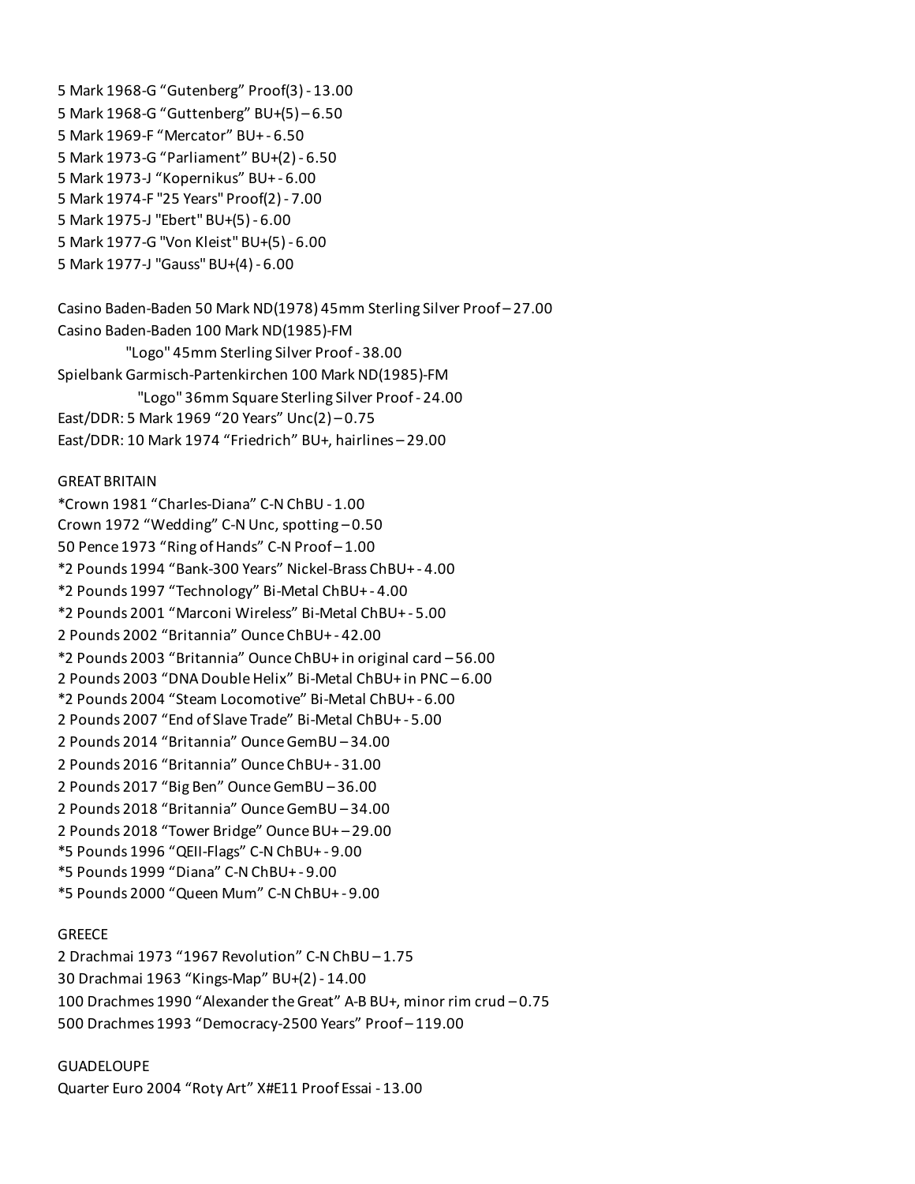5 Mark 1968-G “Gutenberg” Proof(3) - 13.00  
5 Mark 1968-G “Guttenberg” BU+(5) – 6.50  
5 Mark 1969-F “Mercator” BU+ - 6.50  
5 Mark 1973-G “Parliament” BU+(2) - 6.50  
5 Mark 1973-J “Kopernikus” BU+ - 6.00  
5 Mark 1974-F "25 Years" Proof(2) - 7.00  
5 Mark 1975-J "Ebert" BU+(5) - 6.00  
5 Mark 1977-G "Von Kleist" BU+(5) - 6.00  
5 Mark 1977-J "Gauss" BU+(4) - 6.00

Casino Baden-Baden 50 Mark ND(1978) 45mm Sterling Silver Proof – 27.00  
Casino Baden-Baden 100 Mark ND(1985)-FM  
"Logo" 45mm Sterling Silver Proof - 38.00  
Spielbank Garmisch-Partenkirchen 100 Mark ND(1985)-FM  
"Logo" 36mm Square Sterling Silver Proof - 24.00  
East/DDR: 5 Mark 1969 “20 Years” Unc(2) – 0.75  
East/DDR: 10 Mark 1974 “Friedrich” BU+, hairlines – 29.00

GREAT BRITAIN

*Crown 1981 “Charles-Diana” C-N ChBU - 1.00  
Crown 1972 “Wedding” C-N Unc, spotting – 0.50  
50 Pence 1973 “Ring of Hands” C-N Proof – 1.00  
*2 Pounds 1994 “Bank-300 Years” Nickel-Brass ChBU+ - 4.00  
*2 Pounds 1997 “Technology” Bi-Metal ChBU+ - 4.00  
*2 Pounds 2001 “Marconi Wireless” Bi-Metal ChBU+ - 5.00  
2 Pounds 2002 “Britannia” Ounce ChBU+ - 42.00  
*2 Pounds 2003 “Britannia” Ounce ChBU+ in original card – 56.00  
2 Pounds 2003 “DNA Double Helix” Bi-Metal ChBU+ in PNC – 6.00  
*2 Pounds 2004 “Steam Locomotive” Bi-Metal ChBU+ - 6.00  
2 Pounds 2007 “End of Slave Trade” Bi-Metal ChBU+ - 5.00  
2 Pounds 2014 “Britannia” Ounce GemBU – 34.00  
2 Pounds 2016 “Britannia” Ounce ChBU+ - 31.00  
2 Pounds 2017 “Big Ben” Ounce GemBU – 36.00  
2 Pounds 2018 “Britannia” Ounce GemBU – 34.00  
2 Pounds 2018 “Tower Bridge” Ounce BU+ – 29.00  
*5 Pounds 1996 “QEII-Flags” C-N ChBU+ - 9.00  
*5 Pounds 1999 “Diana” C-N ChBU+ - 9.00  
*5 Pounds 2000 “Queen Mum” C-N ChBU+ - 9.00

GREECE

2 Drachmai 1973 “1967 Revolution” C-N ChBU – 1.75  
30 Drachmai 1963 “Kings-Map” BU+(2) - 14.00  
100 Drachmes 1990 “Alexander the Great” A-B BU+, minor rim crud – 0.75  
500 Drachmes 1993 “Democracy-2500 Years” Proof – 119.00

GUADELOUPE

Quarter Euro 2004 “Roty Art” X#E11 Proof Essai - 13.00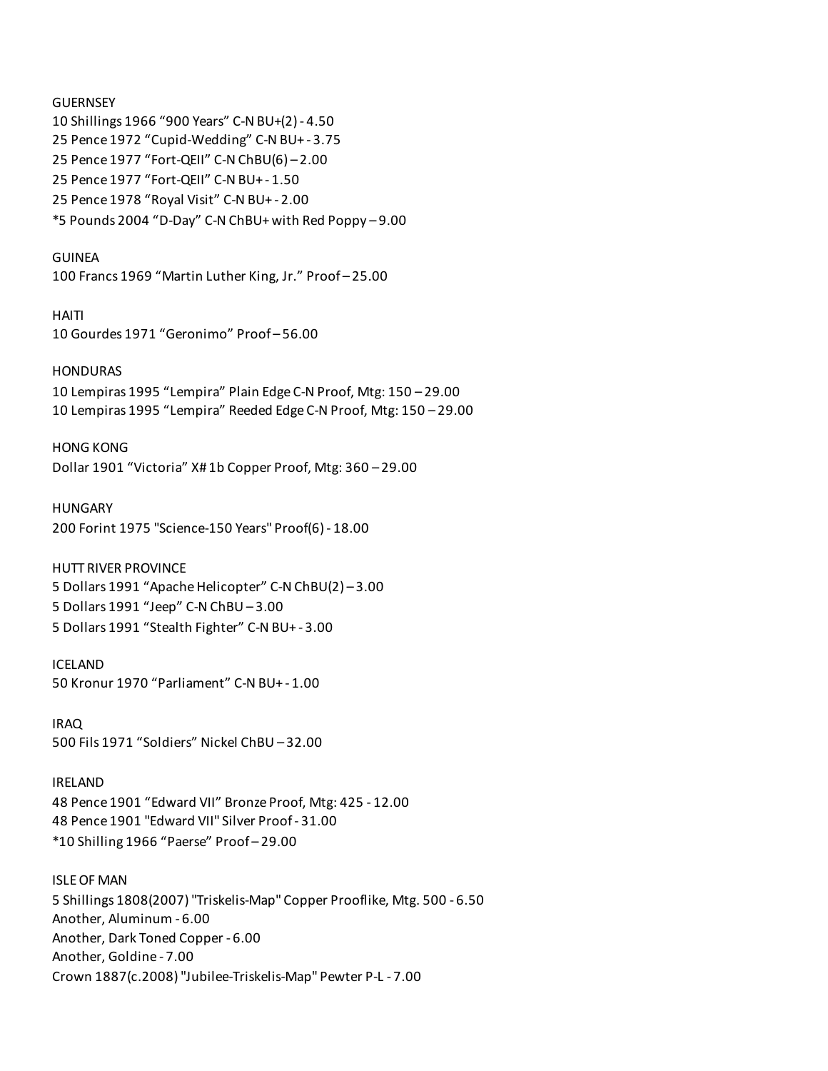GUERNSEY

10 Shillings 1966 “900 Years” C-N BU+(2) - 4.50

25 Pence 1972 “Cupid-Wedding” C-N BU+ - 3.75

25 Pence 1977 “Fort-QEII” C-N ChBU(6) – 2.00

25 Pence 1977 “Fort-QEII” C-N BU+ - 1.50

25 Pence 1978 “Royal Visit” C-N BU+ - 2.00

*5 Pounds 2004 “D-Day” C-N ChBU+ with Red Poppy – 9.00

GUINEA

100 Francs 1969 “Martin Luther King, Jr.” Proof – 25.00

HAITI

10 Gourdes 1971 “Geronimo” Proof – 56.00

HONDURAS

10 Lempiras 1995 “Lempira” Plain Edge C-N Proof, Mtg: 150 – 29.00

10 Lempiras 1995 “Lempira” Reeded Edge C-N Proof, Mtg: 150 – 29.00

HONG KONG

Dollar 1901 “Victoria” X# 1b Copper Proof, Mtg: 360 – 29.00

HUNGARY

200 Forint 1975 "Science-150 Years" Proof(6) - 18.00

HUTT RIVER PROVINCE

5 Dollars 1991 “Apache Helicopter” C-N ChBU(2) – 3.00

5 Dollars 1991 “Jeep” C-N ChBU – 3.00

5 Dollars 1991 “Stealth Fighter” C-N BU+ - 3.00

ICELAND

50 Kronur 1970 “Parliament” C-N BU+ - 1.00

IRAQ

500 Fils 1971 “Soldiers” Nickel ChBU – 32.00

IRELAND

48 Pence 1901 “Edward VII” Bronze Proof, Mtg: 425 - 12.00

48 Pence 1901 "Edward VII" Silver Proof - 31.00

*10 Shilling 1966 “Paerse” Proof – 29.00

ISLE OF MAN

5 Shillings 1808(2007) "Triskelis-Map" Copper Prooflike, Mtg. 500 - 6.50

Another, Aluminum - 6.00

Another, Dark Toned Copper - 6.00

Another, Goldine - 7.00

Crown 1887(c.2008) "Jubilee-Triskelis-Map" Pewter P-L - 7.00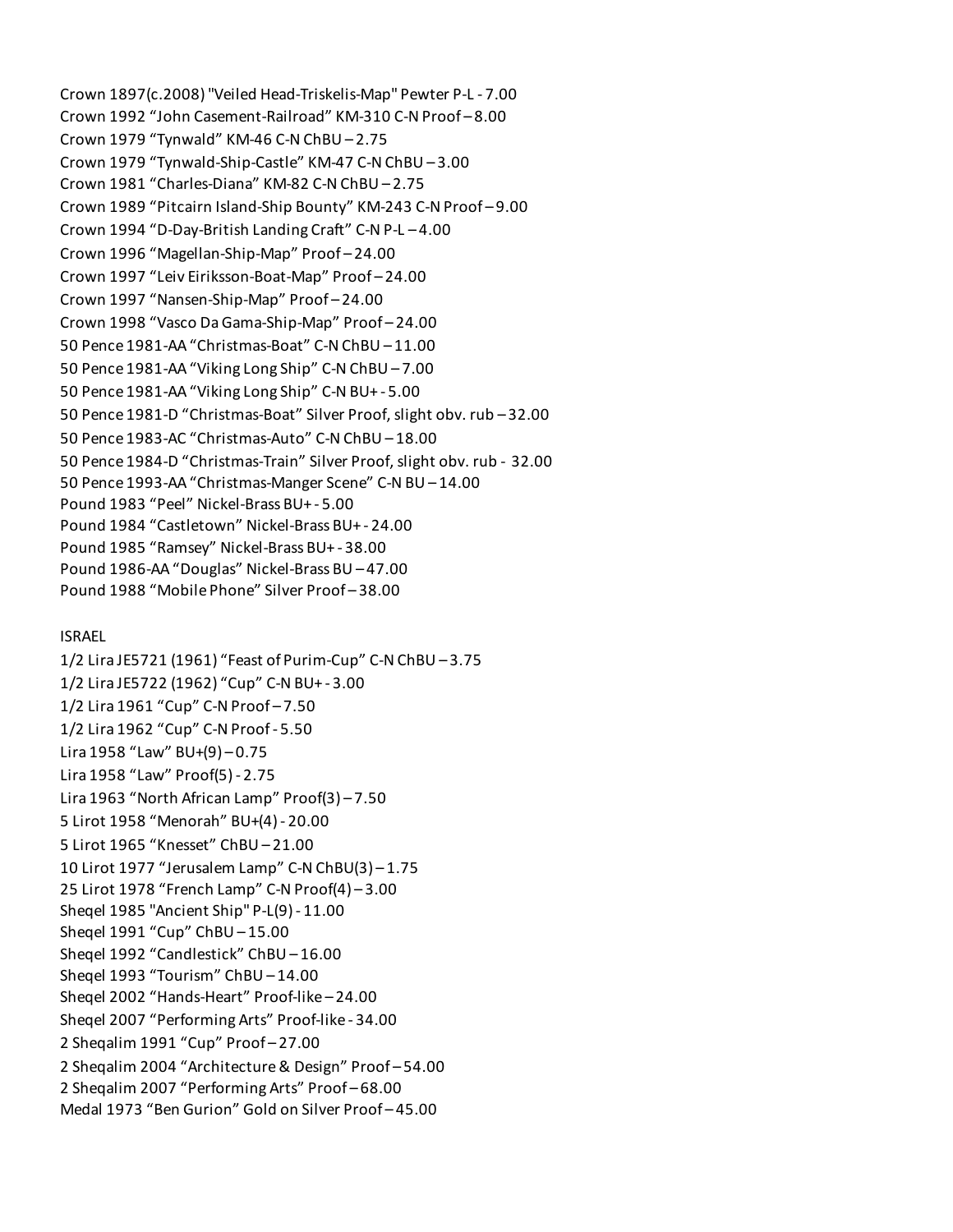Crown 1897(c.2008) "Veiled Head-Triskelis-Map" Pewter P-L - 7.00
Crown 1992 “John Casement-Railroad” KM-310 C-N Proof – 8.00
Crown 1979 “Tynwald” KM-46 C-N ChBU – 2.75
Crown 1979 “Tynwald-Ship-Castle” KM-47 C-N ChBU – 3.00
Crown 1981 “Charles-Diana” KM-82 C-N ChBU – 2.75
Crown 1989 “Pitcairn Island-Ship Bounty” KM-243 C-N Proof – 9.00
Crown 1994 “D-Day-British Landing Craft” C-N P-L – 4.00
Crown 1996 “Magellan-Ship-Map” Proof – 24.00
Crown 1997 “Leiv Eiriksson-Boat-Map” Proof – 24.00
Crown 1997 “Nansen-Ship-Map” Proof – 24.00
Crown 1998 “Vasco Da Gama-Ship-Map” Proof – 24.00
50 Pence 1981-AA “Christmas-Boat” C-N ChBU – 11.00
50 Pence 1981-AA “Viking Long Ship” C-N ChBU – 7.00
50 Pence 1981-AA “Viking Long Ship” C-N BU+ - 5.00
50 Pence 1981-D “Christmas-Boat” Silver Proof, slight obv. rub – 32.00
50 Pence 1983-AC “Christmas-Auto” C-N ChBU – 18.00
50 Pence 1984-D “Christmas-Train” Silver Proof, slight obv. rub - 32.00
50 Pence 1993-AA “Christmas-Manger Scene” C-N BU – 14.00
Pound 1983 “Peel” Nickel-Brass BU+ - 5.00
Pound 1984 “Castletown” Nickel-Brass BU+ - 24.00
Pound 1985 “Ramsey” Nickel-Brass BU+ - 38.00
Pound 1986-AA “Douglas” Nickel-Brass BU – 47.00
Pound 1988 “Mobile Phone” Silver Proof – 38.00

ISRAEL

1/2 Lira JE5721 (1961) “Feast of Purim-Cup” C-N ChBU – 3.75
1/2 Lira JE5722 (1962) “Cup” C-N BU+ - 3.00
1/2 Lira 1961 “Cup” C-N Proof – 7.50
1/2 Lira 1962 “Cup” C-N Proof - 5.50
Lira 1958 “Law” BU+(9) – 0.75
Lira 1958 “Law” Proof(5) - 2.75
Lira 1963 “North African Lamp” Proof(3) – 7.50
5 Lirot 1958 “Menorah” BU+(4) - 20.00
5 Lirot 1965 “Knesset” ChBU – 21.00
10 Lirot 1977 “Jerusalem Lamp” C-N ChBU(3) – 1.75
25 Lirot 1978 “French Lamp” C-N Proof(4) – 3.00
Sheqel 1985 "Ancient Ship" P-L(9) - 11.00
Sheqel 1991 “Cup” ChBU – 15.00
Sheqel 1992 “Candlestick” ChBU – 16.00
Sheqel 1993 “Tourism” ChBU – 14.00
Sheqel 2002 “Hands-Heart” Proof-like – 24.00
Sheqel 2007 “Performing Arts” Proof-like - 34.00
2 Sheqalim 1991 “Cup” Proof – 27.00
2 Sheqalim 2004 “Architecture & Design” Proof – 54.00
2 Sheqalim 2007 “Performing Arts” Proof – 68.00
Medal 1973 “Ben Gurion” Gold on Silver Proof – 45.00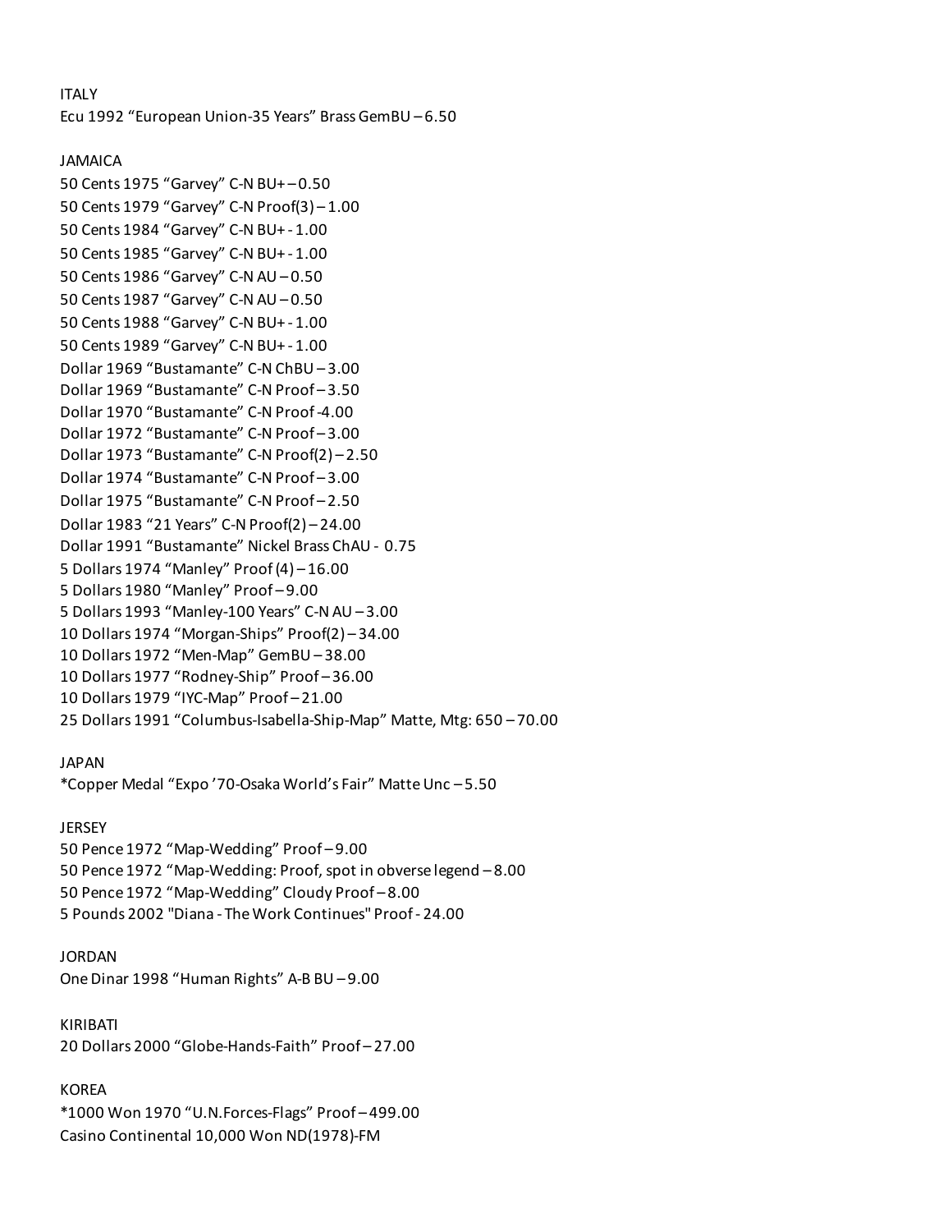ITALY

Ecu 1992 “European Union-35 Years” Brass GemBU – 6.50

JAMAICA

50 Cents 1975 “Garvey” C-N BU+ – 0.50
50 Cents 1979 “Garvey” C-N Proof(3) – 1.00
50 Cents 1984 “Garvey” C-N BU+ - 1.00
50 Cents 1985 “Garvey” C-N BU+ - 1.00
50 Cents 1986 “Garvey” C-N AU – 0.50
50 Cents 1987 “Garvey” C-N AU – 0.50
50 Cents 1988 “Garvey” C-N BU+ - 1.00
50 Cents 1989 “Garvey” C-N BU+ - 1.00
Dollar 1969 “Bustamante” C-N ChBU – 3.00
Dollar 1969 “Bustamante” C-N Proof – 3.50
Dollar 1970 “Bustamante” C-N Proof -4.00
Dollar 1972 “Bustamante” C-N Proof – 3.00
Dollar 1973 “Bustamante” C-N Proof(2) – 2.50
Dollar 1974 “Bustamante” C-N Proof – 3.00
Dollar 1975 “Bustamante” C-N Proof – 2.50
Dollar 1983 “21 Years” C-N Proof(2) – 24.00
Dollar 1991 “Bustamante” Nickel Brass ChAU - 0.75
5 Dollars 1974 “Manley” Proof (4) – 16.00
5 Dollars 1980 “Manley” Proof – 9.00
5 Dollars 1993 “Manley-100 Years” C-N AU – 3.00
10 Dollars 1974 “Morgan-Ships” Proof(2) – 34.00
10 Dollars 1972 “Men-Map” GemBU – 38.00
10 Dollars 1977 “Rodney-Ship” Proof – 36.00
10 Dollars 1979 “IYC-Map” Proof – 21.00
25 Dollars 1991 “Columbus-Isabella-Ship-Map” Matte, Mtg: 650 – 70.00

JAPAN

*Copper Medal “Expo ’70-Osaka World’s Fair” Matte Unc – 5.50

JERSEY

50 Pence 1972 “Map-Wedding” Proof – 9.00
50 Pence 1972 “Map-Wedding: Proof, spot in obverse legend – 8.00
50 Pence 1972 “Map-Wedding” Cloudy Proof – 8.00
5 Pounds 2002 "Diana - The Work Continues" Proof - 24.00

JORDAN

One Dinar 1998 “Human Rights” A-B BU – 9.00

KIRIBATI

20 Dollars 2000 “Globe-Hands-Faith” Proof – 27.00

KOREA

*1000 Won 1970 “U.N.Forces-Flags” Proof – 499.00
Casino Continental 10,000 Won ND(1978)-FM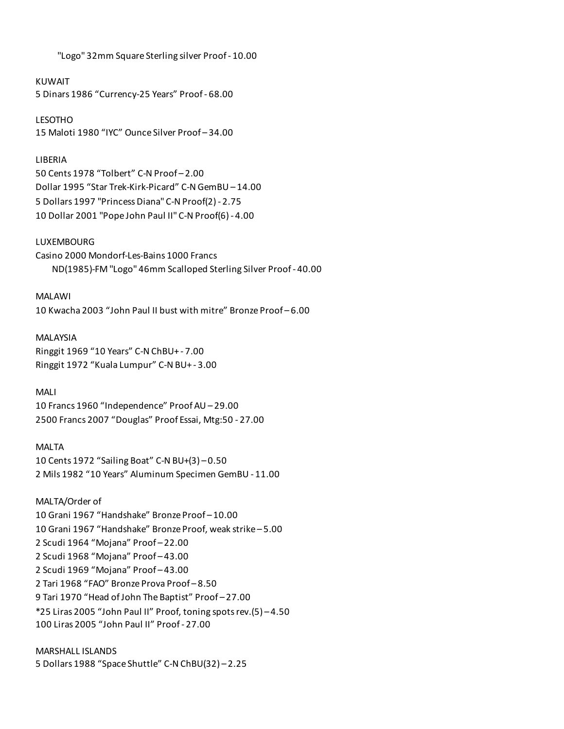"Logo" 32mm Square Sterling silver Proof - 10.00

KUWAIT
5 Dinars 1986 “Currency-25 Years” Proof - 68.00

LESOTHO
15 Maloti 1980 “IYC” Ounce Silver Proof – 34.00

LIBERIA
50 Cents 1978 “Tolbert” C-N Proof – 2.00
Dollar 1995 “Star Trek-Kirk-Picard” C-N GemBU – 14.00
5 Dollars 1997 "Princess Diana" C-N Proof(2) - 2.75
10 Dollar 2001 "Pope John Paul II" C-N Proof(6) - 4.00

LUXEMBOURG
Casino 2000 Mondorf-Les-Bains 1000 Francs
ND(1985)-FM "Logo" 46mm Scalloped Sterling Silver Proof - 40.00

MALAWI
10 Kwacha 2003 “John Paul II bust with mitre” Bronze Proof – 6.00

MALAYSIA
Ringgit 1969 “10 Years” C-N ChBU+ - 7.00
Ringgit 1972 “Kuala Lumpur” C-N BU+ - 3.00

MALI
10 Francs 1960 “Independence” Proof AU – 29.00
2500 Francs 2007 “Douglas” Proof Essai, Mtg:50 - 27.00

MALTA
10 Cents 1972 “Sailing Boat” C-N BU+(3) – 0.50
2 Mils 1982 “10 Years” Aluminum Specimen GemBU - 11.00

MALTA/Order of
10 Grani 1967 “Handshake” Bronze Proof – 10.00
10 Grani 1967 “Handshake” Bronze Proof, weak strike – 5.00
2 Scudi 1964 “Mojana” Proof – 22.00
2 Scudi 1968 “Mojana” Proof – 43.00
2 Scudi 1969 “Mojana” Proof – 43.00
2 Tari 1968 “FAO” Bronze Prova Proof – 8.50
9 Tari 1970 “Head of John The Baptist” Proof – 27.00
*25 Liras 2005 “John Paul II” Proof, toning spots rev.(5) – 4.50
100 Liras 2005 “John Paul II” Proof - 27.00

MARSHALL ISLANDS
5 Dollars 1988 “Space Shuttle” C-N ChBU(32) – 2.25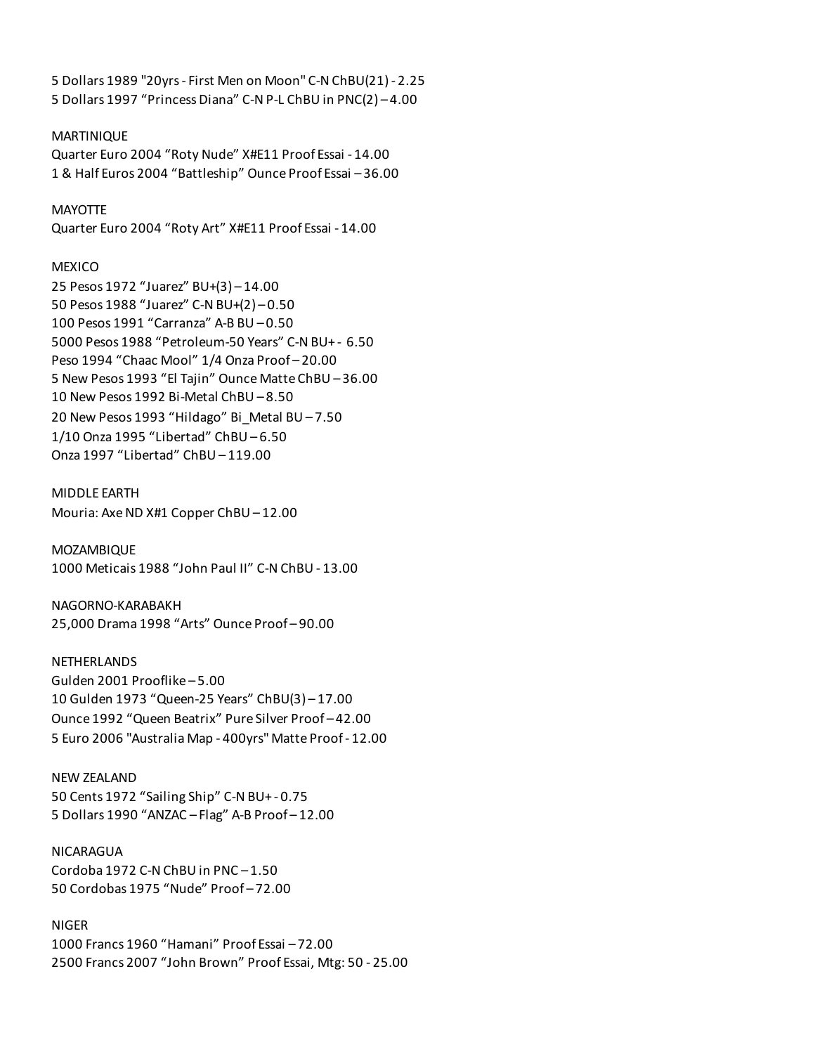5 Dollars 1989 "20yrs - First Men on Moon" C-N ChBU(21) - 2.25
5 Dollars 1997 “Princess Diana” C-N P-L ChBU in PNC(2) – 4.00

MARTINIQUE
Quarter Euro 2004 “Roty Nude” X#E11 Proof Essai - 14.00
1 & Half Euros 2004 “Battleship” Ounce Proof Essai – 36.00

MAYOTTE
Quarter Euro 2004 “Roty Art” X#E11 Proof Essai - 14.00

MEXICO
25 Pesos 1972 “Juarez” BU+(3) – 14.00
50 Pesos 1988 “Juarez” C-N BU+(2) – 0.50
100 Pesos 1991 “Carranza” A-B BU – 0.50
5000 Pesos 1988 “Petroleum-50 Years” C-N BU+ - 6.50
Peso 1994 “Chaac Mool” 1/4 Onza Proof – 20.00
5 New Pesos 1993 “El Tajin” Ounce Matte ChBU – 36.00
10 New Pesos 1992 Bi-Metal ChBU – 8.50
20 New Pesos 1993 “Hildago” Bi_Metal BU – 7.50
1/10 Onza 1995 “Libertad” ChBU – 6.50
Onza 1997 “Libertad” ChBU – 119.00

MIDDLE EARTH
Mouria: Axe ND X#1 Copper ChBU – 12.00

MOZAMBIQUE
1000 Meticais 1988 “John Paul II” C-N ChBU - 13.00

NAGORNO-KARABAKH
25,000 Drama 1998 “Arts” Ounce Proof – 90.00

NETHERLANDS
Gulden 2001 Prooflike – 5.00
10 Gulden 1973 “Queen-25 Years” ChBU(3) – 17.00
Ounce 1992 “Queen Beatrix” Pure Silver Proof – 42.00
5 Euro 2006 "Australia Map - 400yrs" Matte Proof - 12.00

NEW ZEALAND
50 Cents 1972 “Sailing Ship” C-N BU+ - 0.75
5 Dollars 1990 “ANZAC – Flag” A-B Proof – 12.00

NICARAGUA
Cordoba 1972 C-N ChBU in PNC – 1.50
50 Cordobas 1975 “Nude” Proof – 72.00

NIGER
1000 Francs 1960 “Hamani” Proof Essai – 72.00
2500 Francs 2007 “John Brown” Proof Essai, Mtg: 50 - 25.00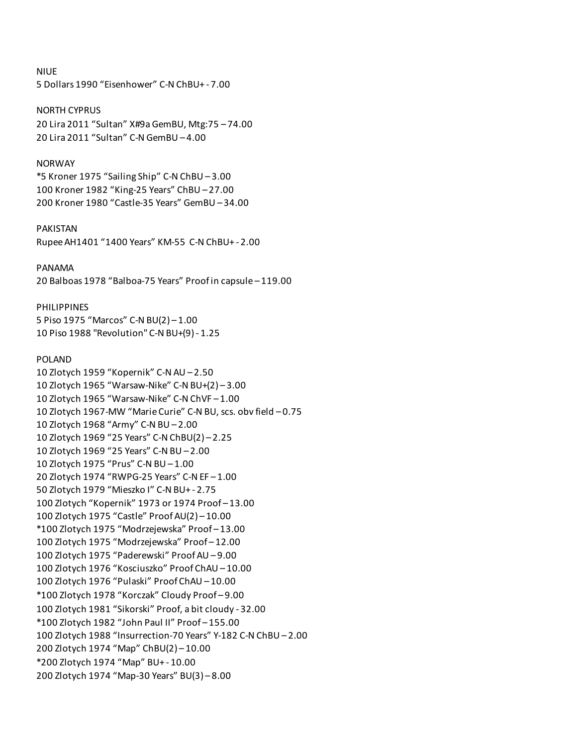NIUE

5 Dollars 1990 “Eisenhower” C-N ChBU+ - 7.00

NORTH CYPRUS

20 Lira 2011 “Sultan” X#9a GemBU, Mtg:75 – 74.00

20 Lira 2011 “Sultan” C-N GemBU – 4.00

NORWAY

*5 Kroner 1975 “Sailing Ship” C-N ChBU – 3.00

100 Kroner 1982 “King-25 Years” ChBU – 27.00

200 Kroner 1980 “Castle-35 Years” GemBU – 34.00

PAKISTAN

Rupee AH1401 “1400 Years” KM-55 C-N ChBU+ - 2.00

PANAMA

20 Balboas 1978 “Balboa-75 Years” Proof in capsule – 119.00

PHILIPPINES

5 Piso 1975 “Marcos” C-N BU(2) – 1.00

10 Piso 1988 "Revolution" C-N BU+(9) - 1.25

POLAND

10 Zlotych 1959 “Kopernik” C-N AU – 2.50

10 Zlotych 1965 “Warsaw-Nike” C-N BU+(2) – 3.00

10 Zlotych 1965 “Warsaw-Nike” C-N ChVF – 1.00

10 Zlotych 1967-MW “Marie Curie” C-N BU, scs. obv field – 0.75

10 Zlotych 1968 “Army” C-N BU – 2.00

10 Zlotych 1969 “25 Years” C-N ChBU(2) – 2.25

10 Zlotych 1969 “25 Years” C-N BU – 2.00

10 Zlotych 1975 “Prus” C-N BU – 1.00

20 Zlotych 1974 “RWPG-25 Years” C-N EF – 1.00

50 Zlotych 1979 “Mieszko I” C-N BU+ - 2.75

100 Zlotych “Kopernik” 1973 or 1974 Proof – 13.00

100 Zlotych 1975 “Castle” Proof AU(2) – 10.00

*100 Zlotych 1975 “Modrzejewska” Proof – 13.00

100 Zlotych 1975 “Modrzejewska” Proof – 12.00

100 Zlotych 1975 “Paderewski” Proof AU – 9.00

100 Zlotych 1976 “Kosciuszko” Proof ChAU – 10.00

100 Zlotych 1976 “Pulaski” Proof ChAU – 10.00

*100 Zlotych 1978 “Korczak” Cloudy Proof – 9.00

100 Zlotych 1981 “Sikorski” Proof, a bit cloudy - 32.00

*100 Zlotych 1982 “John Paul II” Proof – 155.00

100 Zlotych 1988 “Insurrection-70 Years” Y-182 C-N ChBU – 2.00

200 Zlotych 1974 “Map” ChBU(2) – 10.00

*200 Zlotych 1974 “Map” BU+ - 10.00

200 Zlotych 1974 “Map-30 Years” BU(3) – 8.00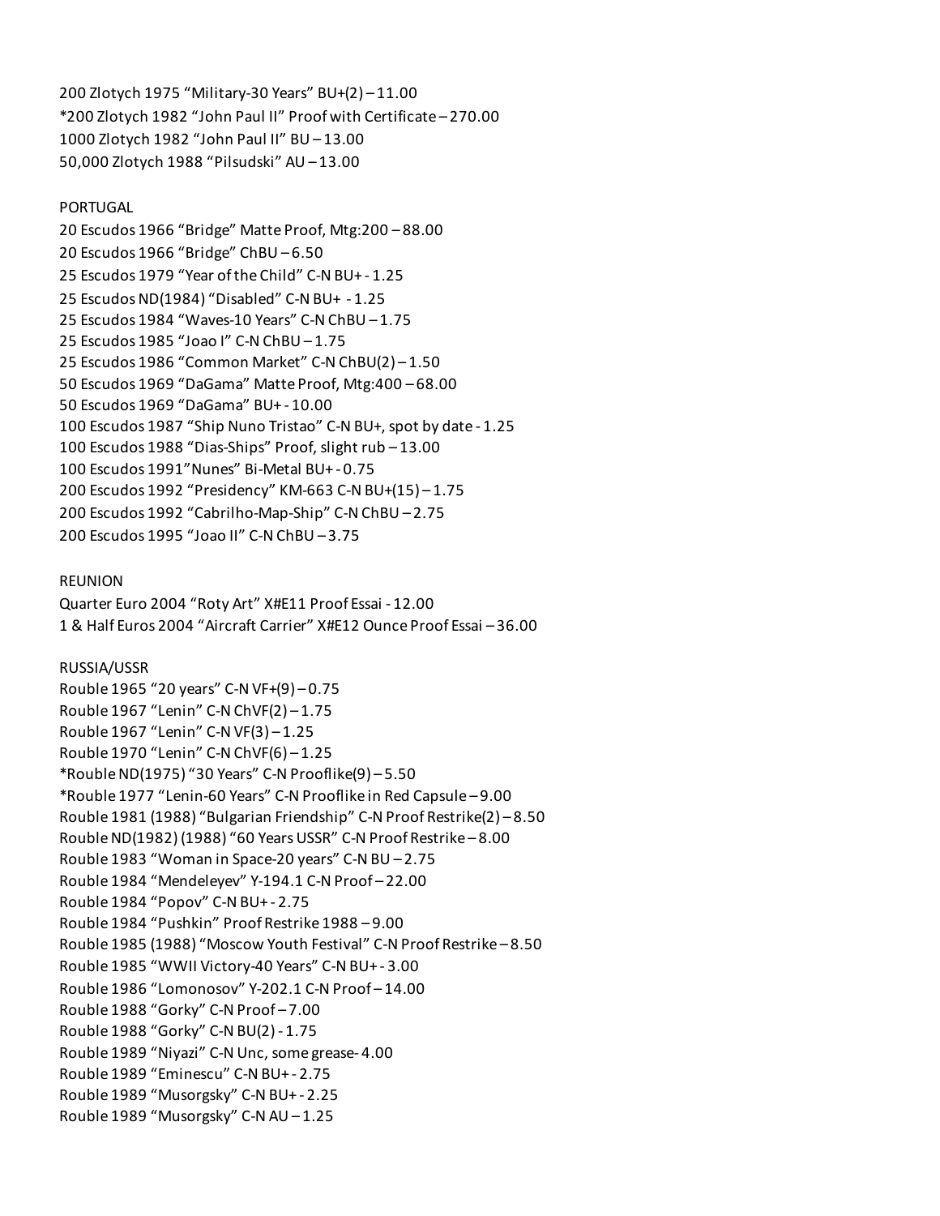200 Zlotych 1975 “Military-30 Years” BU+(2) – 11.00
*200 Zlotych 1982 “John Paul II” Proof with Certificate – 270.00
1000 Zlotych 1982 “John Paul II” BU – 13.00
50,000 Zlotych 1988 “Pilsudski” AU – 13.00

PORTUGAL
20 Escudos 1966 “Bridge” Matte Proof, Mtg:200 – 88.00
20 Escudos 1966 “Bridge” ChBU – 6.50
25 Escudos 1979 “Year of the Child” C-N BU+ - 1.25
25 Escudos ND(1984) “Disabled” C-N BU+ - 1.25
25 Escudos 1984 “Waves-10 Years” C-N ChBU – 1.75
25 Escudos 1985 “Joao I” C-N ChBU – 1.75
25 Escudos 1986 “Common Market” C-N ChBU(2) – 1.50
50 Escudos 1969 “DaGama” Matte Proof, Mtg:400 – 68.00
50 Escudos 1969 “DaGama” BU+ - 10.00
100 Escudos 1987 “Ship Nuno Tristao” C-N BU+, spot by date - 1.25
100 Escudos 1988 “Dias-Ships” Proof, slight rub – 13.00
100 Escudos 1991”Nunes” Bi-Metal BU+ - 0.75
200 Escudos 1992 “Presidency” KM-663 C-N BU+(15) – 1.75
200 Escudos 1992 “Cabrilho-Map-Ship” C-N ChBU – 2.75
200 Escudos 1995 “Joao II” C-N ChBU – 3.75

REUNION
Quarter Euro 2004 “Roty Art” X#E11 Proof Essai - 12.00
1 & Half Euros 2004 “Aircraft Carrier” X#E12 Ounce Proof Essai – 36.00

RUSSIA/USSR
Rouble 1965 “20 years” C-N VF+(9) – 0.75
Rouble 1967 “Lenin” C-N ChVF(2) – 1.75
Rouble 1967 “Lenin” C-N VF(3) – 1.25
Rouble 1970 “Lenin” C-N ChVF(6) – 1.25
*Rouble ND(1975) “30 Years” C-N Prooflike(9) – 5.50
*Rouble 1977 “Lenin-60 Years” C-N Prooflike in Red Capsule – 9.00
Rouble 1981 (1988) “Bulgarian Friendship” C-N Proof Restrike(2) – 8.50
Rouble ND(1982) (1988) “60 Years USSR” C-N Proof Restrike – 8.00
Rouble 1983 “Woman in Space-20 years” C-N BU – 2.75
Rouble 1984 “Mendeleyev” Y-194.1 C-N Proof – 22.00
Rouble 1984 “Popov” C-N BU+ - 2.75
Rouble 1984 “Pushkin” Proof Restrike 1988 – 9.00
Rouble 1985 (1988) “Moscow Youth Festival” C-N Proof Restrike – 8.50
Rouble 1985 “WWII Victory-40 Years” C-N BU+ - 3.00
Rouble 1986 “Lomonosov” Y-202.1 C-N Proof – 14.00
Rouble 1988 “Gorky” C-N Proof – 7.00
Rouble 1988 “Gorky” C-N BU(2) - 1.75
Rouble 1989 “Niyazi” C-N Unc, some grease- 4.00
Rouble 1989 “Eminescu” C-N BU+ - 2.75
Rouble 1989 “Musorgsky” C-N BU+ - 2.25
Rouble 1989 “Musorgsky” C-N AU – 1.25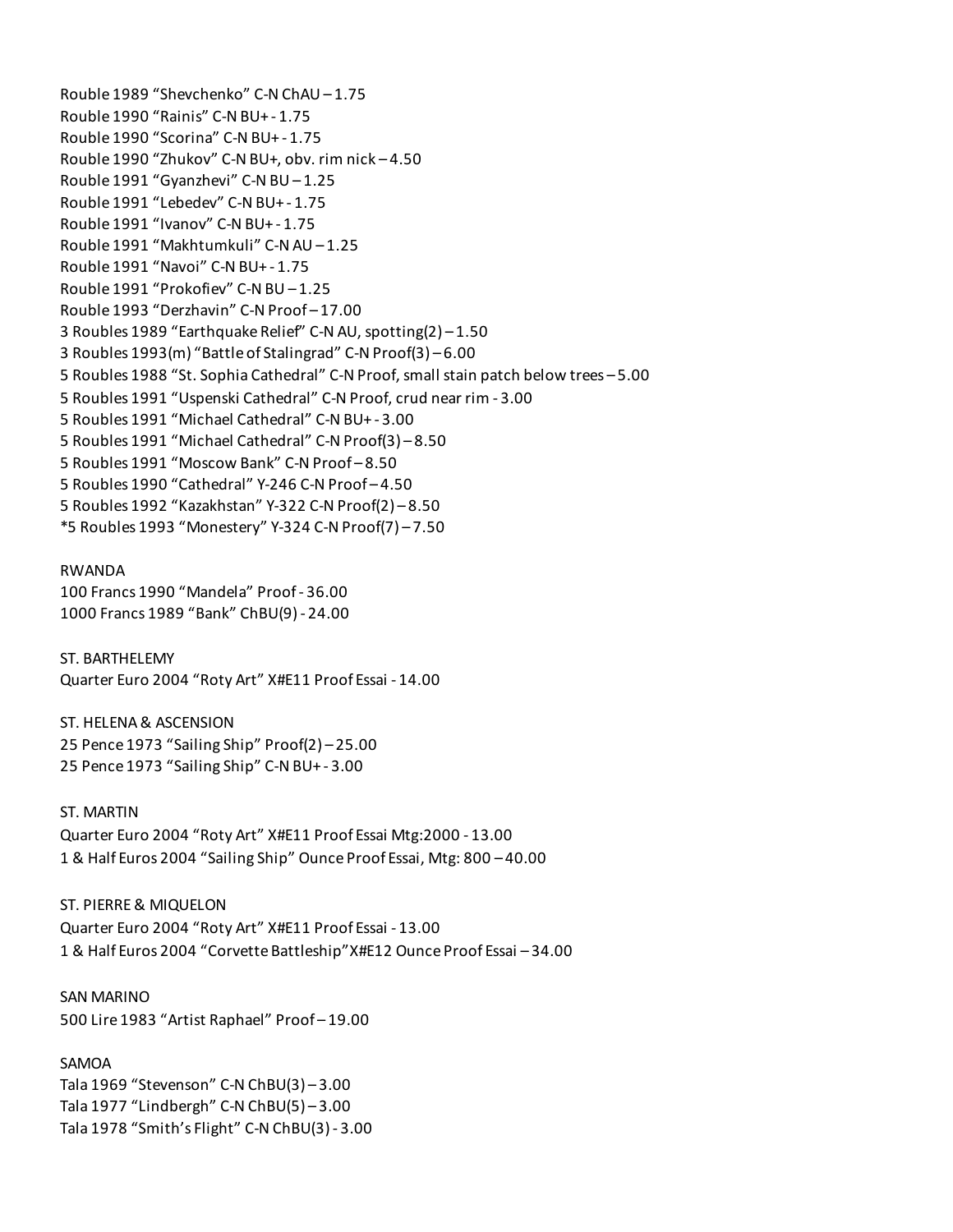Rouble 1989 “Shevchenko” C-N ChAU – 1.75
Rouble 1990 “Rainis” C-N BU+ - 1.75
Rouble 1990 “Scorina” C-N BU+ - 1.75
Rouble 1990 “Zhukov” C-N BU+, obv. rim nick – 4.50
Rouble 1991 “Gyanzhevi” C-N BU – 1.25
Rouble 1991 “Lebedev” C-N BU+ - 1.75
Rouble 1991 “Ivanov” C-N BU+ - 1.75
Rouble 1991 “Makhtumkuli” C-N AU – 1.25
Rouble 1991 “Navoi” C-N BU+ - 1.75
Rouble 1991 “Prokofiev” C-N BU – 1.25
Rouble 1993 “Derzhavin” C-N Proof – 17.00
3 Roubles 1989 “Earthquake Relief” C-N AU, spotting(2) – 1.50
3 Roubles 1993(m) “Battle of Stalingrad” C-N Proof(3) – 6.00
5 Roubles 1988 “St. Sophia Cathedral” C-N Proof, small stain patch below trees – 5.00
5 Roubles 1991 “Uspenski Cathedral” C-N Proof, crud near rim - 3.00
5 Roubles 1991 “Michael Cathedral” C-N BU+ - 3.00
5 Roubles 1991 “Michael Cathedral” C-N Proof(3) – 8.50
5 Roubles 1991 “Moscow Bank” C-N Proof – 8.50
5 Roubles 1990 “Cathedral” Y-246 C-N Proof – 4.50
5 Roubles 1992 “Kazakhstan” Y-322 C-N Proof(2) – 8.50
*5 Roubles 1993 “Monestery” Y-324 C-N Proof(7) – 7.50

RWANDA
100 Francs 1990 “Mandela” Proof - 36.00
1000 Francs 1989 “Bank” ChBU(9) - 24.00

ST. BARTHELEMY
Quarter Euro 2004 “Roty Art” X#E11 Proof Essai - 14.00

ST. HELENA & ASCENSION
25 Pence 1973 “Sailing Ship” Proof(2) – 25.00
25 Pence 1973 “Sailing Ship” C-N BU+ - 3.00

ST. MARTIN
Quarter Euro 2004 “Roty Art” X#E11 Proof Essai Mtg:2000 - 13.00
1 & Half Euros 2004 “Sailing Ship” Ounce Proof Essai, Mtg: 800 – 40.00

ST. PIERRE & MIQUELON
Quarter Euro 2004 “Roty Art” X#E11 Proof Essai - 13.00
1 & Half Euros 2004 “Corvette Battleship”X#E12 Ounce Proof Essai – 34.00

SAN MARINO
500 Lire 1983 “Artist Raphael” Proof – 19.00

SAMOA
Tala 1969 “Stevenson” C-N ChBU(3) – 3.00
Tala 1977 “Lindbergh” C-N ChBU(5) – 3.00
Tala 1978 “Smith’s Flight” C-N ChBU(3) - 3.00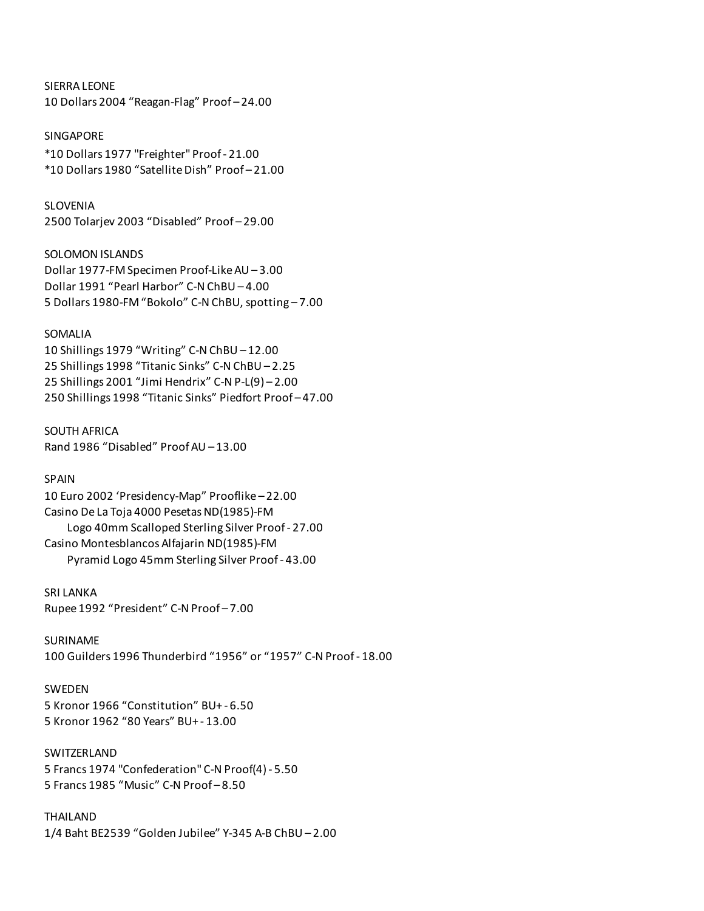SIERRA LEONE
10 Dollars 2004 “Reagan-Flag” Proof – 24.00

SINGAPORE
*10 Dollars 1977 "Freighter" Proof - 21.00
*10 Dollars 1980 “Satellite Dish” Proof – 21.00

SLOVENIA
2500 Tolarjev 2003 “Disabled” Proof – 29.00

SOLOMON ISLANDS
Dollar 1977-FM Specimen Proof-Like AU – 3.00
Dollar 1991 “Pearl Harbor” C-N ChBU – 4.00
5 Dollars 1980-FM “Bokolo” C-N ChBU, spotting – 7.00

SOMALIA
10 Shillings 1979 “Writing” C-N ChBU – 12.00
25 Shillings 1998 “Titanic Sinks” C-N ChBU – 2.25
25 Shillings 2001 “Jimi Hendrix” C-N P-L(9) – 2.00
250 Shillings 1998 “Titanic Sinks” Piedfort Proof – 47.00

SOUTH AFRICA
Rand 1986 “Disabled” Proof AU – 13.00

SPAIN
10 Euro 2002 ‘Presidency-Map” Prooflike – 22.00
Casino De La Toja 4000 Pesetas ND(1985)-FM
    Logo 40mm Scalloped Sterling Silver Proof - 27.00
Casino Montesblancos Alfajarin ND(1985)-FM
    Pyramid Logo 45mm Sterling Silver Proof - 43.00

SRI LANKA
Rupee 1992 “President” C-N Proof – 7.00

SURINAME
100 Guilders 1996 Thunderbird “1956” or “1957” C-N Proof - 18.00

SWEDEN
5 Kronor 1966 “Constitution” BU+ - 6.50
5 Kronor 1962 “80 Years” BU+ - 13.00

SWITZERLAND
5 Francs 1974 "Confederation" C-N Proof(4) - 5.50
5 Francs 1985 “Music” C-N Proof – 8.50

THAILAND
1/4 Baht BE2539 “Golden Jubilee” Y-345 A-B ChBU – 2.00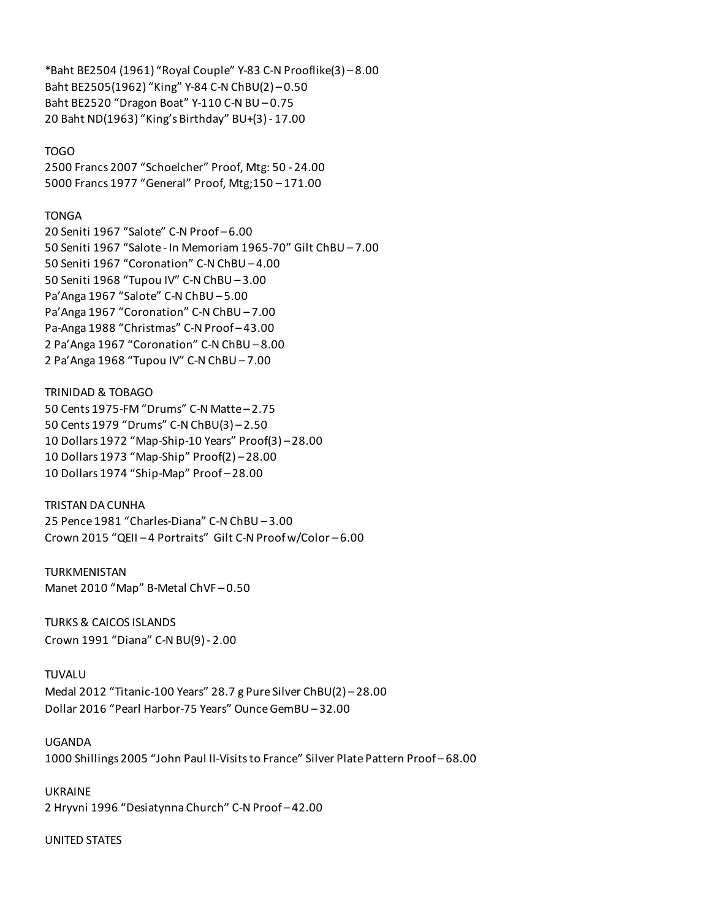*Baht BE2504 (1961) "Royal Couple" Y-83 C-N Prooflike(3) – 8.00
Baht BE2505(1962) "King" Y-84 C-N ChBU(2) – 0.50
Baht BE2520 "Dragon Boat" Y-110 C-N BU – 0.75
20 Baht ND(1963) "King's Birthday" BU+(3) - 17.00

TOGO
2500 Francs 2007 "Schoelcher" Proof, Mtg: 50 - 24.00
5000 Francs 1977 "General" Proof, Mtg;150 – 171.00

TONGA
20 Seniti 1967 "Salote" C-N Proof – 6.00
50 Seniti 1967 "Salote - In Memoriam 1965-70" Gilt ChBU – 7.00
50 Seniti 1967 "Coronation" C-N ChBU – 4.00
50 Seniti 1968 "Tupou IV" C-N ChBU – 3.00
Pa'Anga 1967 "Salote" C-N ChBU – 5.00
Pa'Anga 1967 "Coronation" C-N ChBU – 7.00
Pa-Anga 1988 "Christmas" C-N Proof – 43.00
2 Pa'Anga 1967 "Coronation" C-N ChBU – 8.00
2 Pa'Anga 1968 "Tupou IV" C-N ChBU – 7.00

TRINIDAD & TOBAGO
50 Cents 1975-FM "Drums" C-N Matte – 2.75
50 Cents 1979 "Drums" C-N ChBU(3) – 2.50
10 Dollars 1972 "Map-Ship-10 Years" Proof(3) – 28.00
10 Dollars 1973 "Map-Ship" Proof(2) – 28.00
10 Dollars 1974 "Ship-Map" Proof – 28.00

TRISTAN DA CUNHA
25 Pence 1981 "Charles-Diana" C-N ChBU – 3.00
Crown 2015 "QEII – 4 Portraits" Gilt C-N Proof w/Color – 6.00

TURKMENISTAN
Manet 2010 "Map" B-Metal ChVF – 0.50

TURKS & CAICOS ISLANDS
Crown 1991 "Diana" C-N BU(9) - 2.00

TUVALU
Medal 2012 "Titanic-100 Years" 28.7 g Pure Silver ChBU(2) – 28.00
Dollar 2016 "Pearl Harbor-75 Years" Ounce GemBU – 32.00

UGANDA
1000 Shillings 2005 "John Paul II-Visits to France" Silver Plate Pattern Proof – 68.00

UKRAINE
2 Hryvni 1996 "Desiatynna Church" C-N Proof – 42.00

UNITED STATES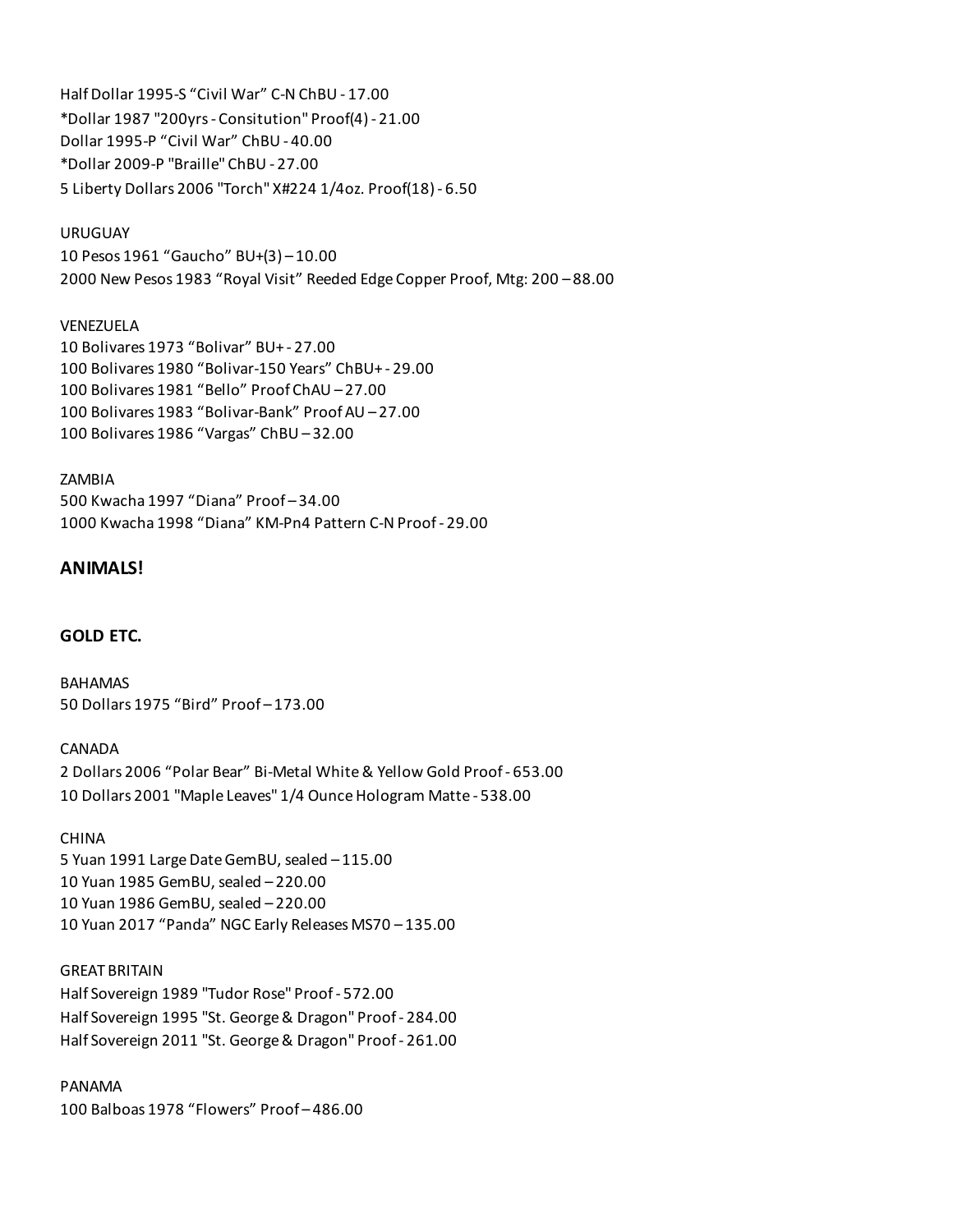Half Dollar 1995-S “Civil War” C-N ChBU - 17.00
*Dollar 1987 "200yrs - Consitution" Proof(4) - 21.00
Dollar 1995-P “Civil War” ChBU - 40.00
*Dollar 2009-P "Braille" ChBU - 27.00
5 Liberty Dollars 2006 "Torch" X#224 1/4oz. Proof(18) - 6.50

URUGUAY
10 Pesos 1961 “Gaucho” BU+(3) – 10.00
2000 New Pesos 1983 “Royal Visit” Reeded Edge Copper Proof, Mtg: 200 – 88.00

VENEZUELA
10 Bolivares 1973 “Bolivar” BU+ - 27.00
100 Bolivares 1980 “Bolivar-150 Years” ChBU+ - 29.00
100 Bolivares 1981 “Bello” Proof ChAU – 27.00
100 Bolivares 1983 “Bolivar-Bank” Proof AU – 27.00
100 Bolivares 1986 “Vargas” ChBU – 32.00

ZAMBIA
500 Kwacha 1997 “Diana” Proof – 34.00
1000 Kwacha 1998 “Diana” KM-Pn4 Pattern C-N Proof - 29.00

## ANIMALS!

### GOLD ETC.

BAHAMAS
50 Dollars 1975 “Bird” Proof – 173.00

CANADA
2 Dollars 2006 “Polar Bear” Bi-Metal White & Yellow Gold Proof - 653.00
10 Dollars 2001 "Maple Leaves" 1/4 Ounce Hologram Matte - 538.00

CHINA
5 Yuan 1991 Large Date GemBU, sealed – 115.00
10 Yuan 1985 GemBU, sealed – 220.00
10 Yuan 1986 GemBU, sealed – 220.00
10 Yuan 2017 “Panda” NGC Early Releases MS70 – 135.00

GREAT BRITAIN
Half Sovereign 1989 "Tudor Rose" Proof - 572.00
Half Sovereign 1995 "St. George & Dragon" Proof - 284.00
Half Sovereign 2011 "St. George & Dragon" Proof - 261.00

PANAMA
100 Balboas 1978 “Flowers” Proof – 486.00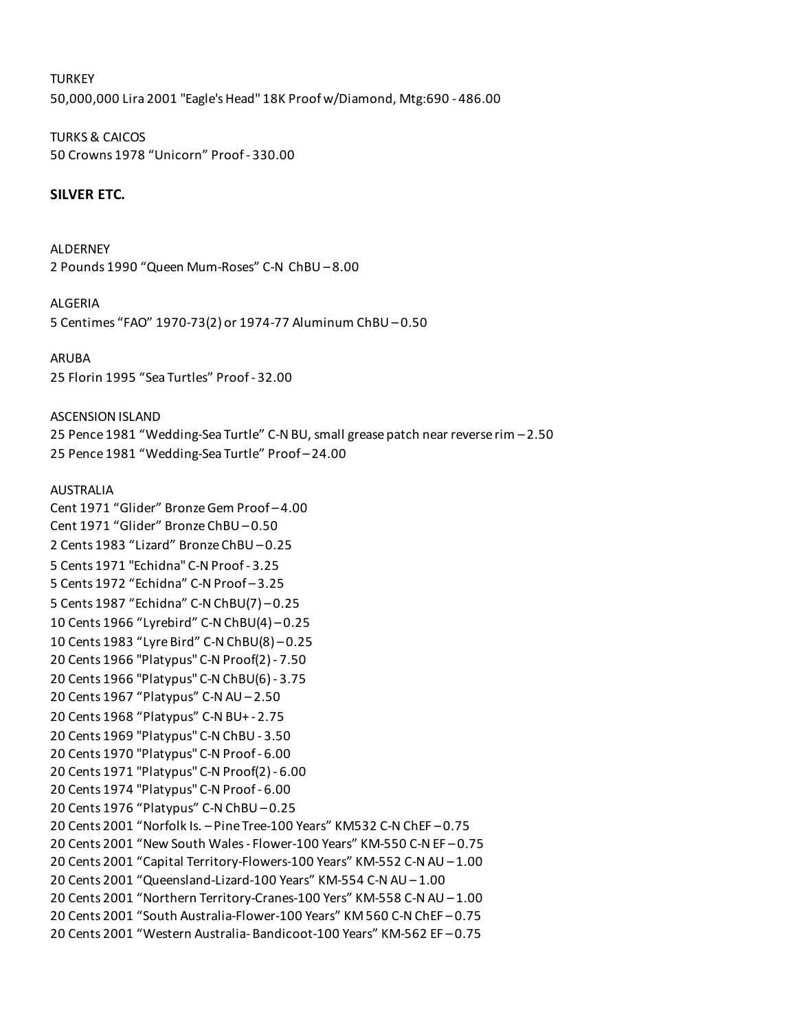TURKEY
50,000,000 Lira 2001 "Eagle's Head" 18K Proof w/Diamond, Mtg:690 - 486.00

TURKS & CAICOS
50 Crowns 1978 “Unicorn” Proof - 330.00

**SILVER ETC.**

ALDERNEY
2 Pounds 1990 “Queen Mum-Roses” C-N ChBU – 8.00

ALGERIA
5 Centimes “FAO” 1970-73(2) or 1974-77 Aluminum ChBU – 0.50

ARUBA
25 Florin 1995 “Sea Turtles” Proof - 32.00

ASCENSION ISLAND
25 Pence 1981 “Wedding-Sea Turtle” C-N BU, small grease patch near reverse rim – 2.50
25 Pence 1981 “Wedding-Sea Turtle” Proof – 24.00

AUSTRALIA
Cent 1971 “Glider” Bronze Gem Proof – 4.00
Cent 1971 “Glider” Bronze ChBU – 0.50
2 Cents 1983 “Lizard” Bronze ChBU – 0.25
5 Cents 1971 "Echidna" C-N Proof - 3.25
5 Cents 1972 “Echidna” C-N Proof – 3.25
5 Cents 1987 “Echidna” C-N ChBU(7) – 0.25
10 Cents 1966 “Lyrebird” C-N ChBU(4) – 0.25
10 Cents 1983 “Lyre Bird” C-N ChBU(8) – 0.25
20 Cents 1966 "Platypus" C-N Proof(2) - 7.50
20 Cents 1966 "Platypus" C-N ChBU(6) - 3.75
20 Cents 1967 “Platypus” C-N AU – 2.50
20 Cents 1968 “Platypus” C-N BU+ - 2.75
20 Cents 1969 "Platypus" C-N ChBU - 3.50
20 Cents 1970 "Platypus" C-N Proof - 6.00
20 Cents 1971 "Platypus" C-N Proof(2) - 6.00
20 Cents 1974 "Platypus" C-N Proof - 6.00
20 Cents 1976 “Platypus” C-N ChBU – 0.25
20 Cents 2001 “Norfolk Is. – Pine Tree-100 Years” KM532 C-N ChEF – 0.75
20 Cents 2001 “New South Wales - Flower-100 Years” KM-550 C-N EF – 0.75
20 Cents 2001 “Capital Territory-Flowers-100 Years” KM-552 C-N AU – 1.00
20 Cents 2001 “Queensland-Lizard-100 Years” KM-554 C-N AU – 1.00
20 Cents 2001 “Northern Territory-Cranes-100 Yers” KM-558 C-N AU – 1.00
20 Cents 2001 “South Australia-Flower-100 Years” KM 560 C-N ChEF – 0.75
20 Cents 2001 “Western Australia- Bandicoot-100 Years” KM-562 EF – 0.75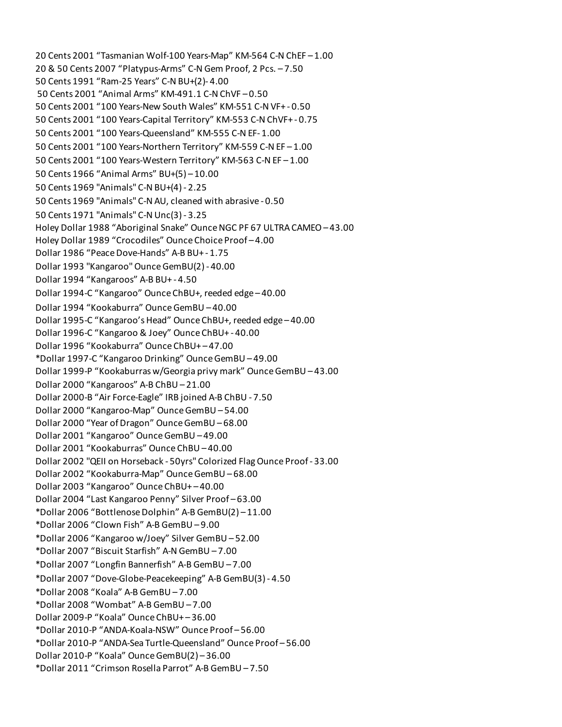20 Cents 2001 “Tasmanian Wolf-100 Years-Map” KM-564 C-N ChEF – 1.00
20 & 50 Cents 2007 “Platypus-Arms” C-N Gem Proof, 2 Pcs. – 7.50
50 Cents 1991 “Ram-25 Years” C-N BU+(2)- 4.00
50 Cents 2001 “Animal Arms” KM-491.1 C-N ChVF – 0.50
50 Cents 2001 “100 Years-New South Wales” KM-551 C-N VF+ - 0.50
50 Cents 2001 “100 Years-Capital Territory” KM-553 C-N ChVF+ - 0.75
50 Cents 2001 “100 Years-Queensland” KM-555 C-N EF- 1.00
50 Cents 2001 “100 Years-Northern Territory” KM-559 C-N EF – 1.00
50 Cents 2001 “100 Years-Western Territory” KM-563 C-N EF – 1.00
50 Cents 1966 “Animal Arms” BU+(5) – 10.00
50 Cents 1969 "Animals" C-N BU+(4) - 2.25
50 Cents 1969 "Animals" C-N AU, cleaned with abrasive - 0.50
50 Cents 1971 "Animals" C-N Unc(3) - 3.25
Holey Dollar 1988 “Aboriginal Snake” Ounce NGC PF 67 ULTRA CAMEO – 43.00
Holey Dollar 1989 “Crocodiles” Ounce Choice Proof – 4.00
Dollar 1986 “Peace Dove-Hands” A-B BU+ - 1.75
Dollar 1993 "Kangaroo" Ounce GemBU(2) - 40.00
Dollar 1994 “Kangaroos” A-B BU+ - 4.50
Dollar 1994-C “Kangaroo” Ounce ChBU+, reeded edge – 40.00
Dollar 1994 “Kookaburra” Ounce GemBU – 40.00
Dollar 1995-C “Kangaroo’s Head” Ounce ChBU+, reeded edge – 40.00
Dollar 1996-C “Kangaroo & Joey” Ounce ChBU+ - 40.00
Dollar 1996 “Kookaburra” Ounce ChBU+ – 47.00
*Dollar 1997-C “Kangaroo Drinking” Ounce GemBU – 49.00
Dollar 1999-P “Kookaburras w/Georgia privy mark” Ounce GemBU – 43.00
Dollar 2000 “Kangaroos” A-B ChBU – 21.00
Dollar 2000-B “Air Force-Eagle” IRB joined A-B ChBU - 7.50
Dollar 2000 “Kangaroo-Map” Ounce GemBU – 54.00
Dollar 2000 “Year of Dragon” Ounce GemBU – 68.00
Dollar 2001 “Kangaroo” Ounce GemBU – 49.00
Dollar 2001 “Kookaburras” Ounce ChBU – 40.00
Dollar 2002 "QEII on Horseback - 50yrs" Colorized Flag Ounce Proof - 33.00
Dollar 2002 “Kookaburra-Map” Ounce GemBU – 68.00
Dollar 2003 “Kangaroo” Ounce ChBU+ – 40.00
Dollar 2004 “Last Kangaroo Penny” Silver Proof – 63.00
*Dollar 2006 “Bottlenose Dolphin” A-B GemBU(2) – 11.00
*Dollar 2006 “Clown Fish” A-B GemBU – 9.00
*Dollar 2006 “Kangaroo w/Joey” Silver GemBU – 52.00
*Dollar 2007 “Biscuit Starfish” A-N GemBU – 7.00
*Dollar 2007 “Longfin Bannerfish” A-B GemBU – 7.00
*Dollar 2007 “Dove-Globe-Peacekeeping” A-B GemBU(3) - 4.50
*Dollar 2008 “Koala” A-B GemBU – 7.00
*Dollar 2008 “Wombat” A-B GemBU – 7.00
Dollar 2009-P “Koala” Ounce ChBU+ – 36.00
*Dollar 2010-P “ANDA-Koala-NSW” Ounce Proof – 56.00
*Dollar 2010-P “ANDA-Sea Turtle-Queensland” Ounce Proof – 56.00
Dollar 2010-P “Koala” Ounce GemBU(2) – 36.00
*Dollar 2011 “Crimson Rosella Parrot” A-B GemBU – 7.50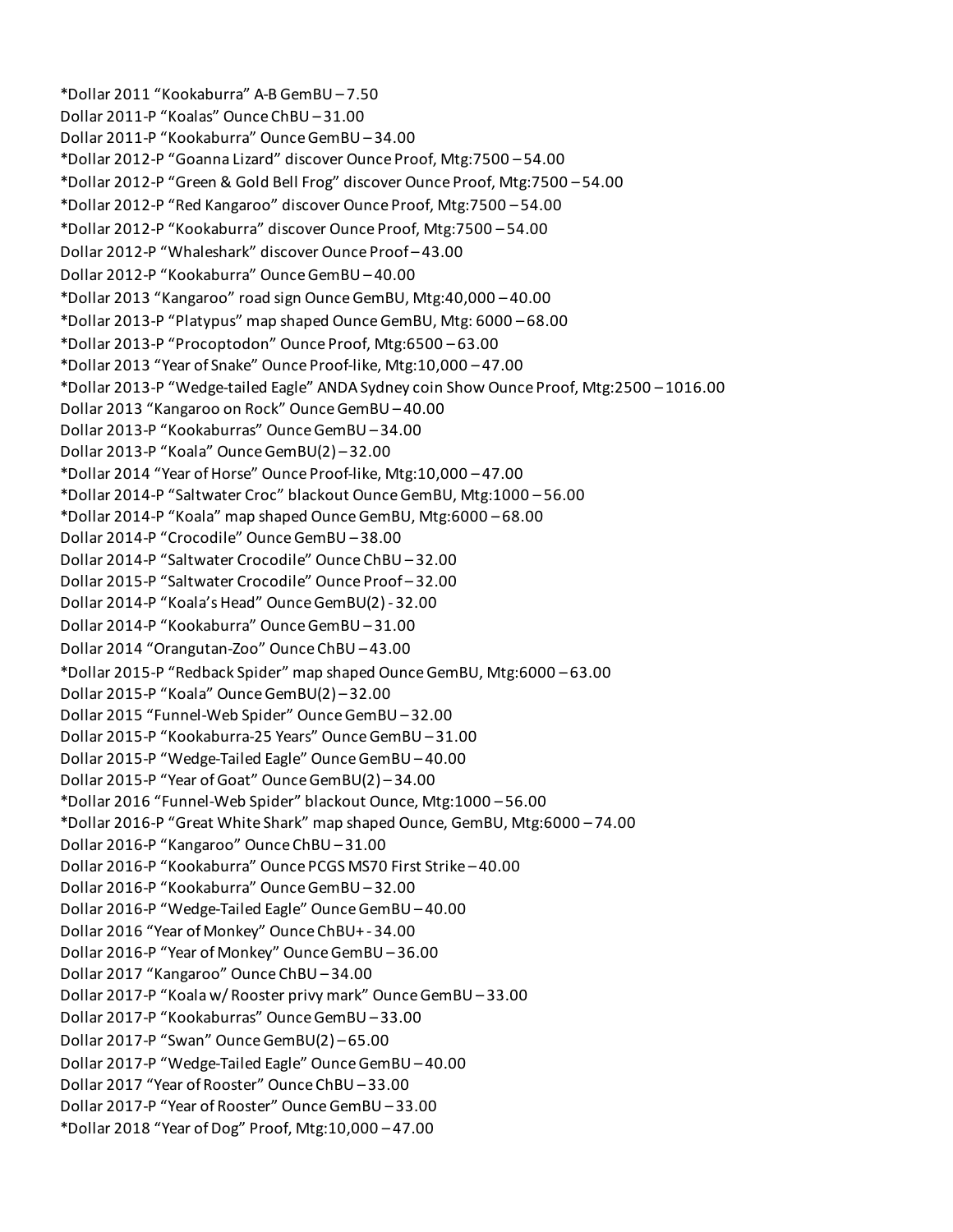*Dollar 2011 “Kookaburra” A-B GemBU – 7.50
Dollar 2011-P “Koalas” Ounce ChBU – 31.00
Dollar 2011-P “Kookaburra” Ounce GemBU – 34.00
*Dollar 2012-P “Goanna Lizard” discover Ounce Proof, Mtg:7500 – 54.00
*Dollar 2012-P “Green & Gold Bell Frog” discover Ounce Proof, Mtg:7500 – 54.00
*Dollar 2012-P “Red Kangaroo” discover Ounce Proof, Mtg:7500 – 54.00
*Dollar 2012-P “Kookaburra” discover Ounce Proof, Mtg:7500 – 54.00
Dollar 2012-P “Whaleshark” discover Ounce Proof – 43.00
Dollar 2012-P “Kookaburra” Ounce GemBU – 40.00
*Dollar 2013 “Kangaroo” road sign Ounce GemBU, Mtg:40,000 – 40.00
*Dollar 2013-P “Platypus” map shaped Ounce GemBU, Mtg: 6000 – 68.00
*Dollar 2013-P “Procoptodon” Ounce Proof, Mtg:6500 – 63.00
*Dollar 2013 “Year of Snake” Ounce Proof-like, Mtg:10,000 – 47.00
*Dollar 2013-P “Wedge-tailed Eagle” ANDA Sydney coin Show Ounce Proof, Mtg:2500 – 1016.00
Dollar 2013 “Kangaroo on Rock” Ounce GemBU – 40.00
Dollar 2013-P “Kookaburras” Ounce GemBU – 34.00
Dollar 2013-P “Koala” Ounce GemBU(2) – 32.00
*Dollar 2014 “Year of Horse” Ounce Proof-like, Mtg:10,000 – 47.00
*Dollar 2014-P “Saltwater Croc” blackout Ounce GemBU, Mtg:1000 – 56.00
*Dollar 2014-P “Koala” map shaped Ounce GemBU, Mtg:6000 – 68.00
Dollar 2014-P “Crocodile” Ounce GemBU – 38.00
Dollar 2014-P “Saltwater Crocodile” Ounce ChBU – 32.00
Dollar 2015-P “Saltwater Crocodile” Ounce Proof – 32.00
Dollar 2014-P “Koala’s Head” Ounce GemBU(2) - 32.00
Dollar 2014-P “Kookaburra” Ounce GemBU – 31.00
Dollar 2014 “Orangutan-Zoo” Ounce ChBU – 43.00
*Dollar 2015-P “Redback Spider” map shaped Ounce GemBU, Mtg:6000 – 63.00
Dollar 2015-P “Koala” Ounce GemBU(2) – 32.00
Dollar 2015 “Funnel-Web Spider” Ounce GemBU – 32.00
Dollar 2015-P “Kookaburra-25 Years” Ounce GemBU – 31.00
Dollar 2015-P “Wedge-Tailed Eagle” Ounce GemBU – 40.00
Dollar 2015-P “Year of Goat” Ounce GemBU(2) – 34.00
*Dollar 2016 “Funnel-Web Spider” blackout Ounce, Mtg:1000 – 56.00
*Dollar 2016-P “Great White Shark” map shaped Ounce, GemBU, Mtg:6000 – 74.00
Dollar 2016-P “Kangaroo” Ounce ChBU – 31.00
Dollar 2016-P “Kookaburra” Ounce PCGS MS70 First Strike – 40.00
Dollar 2016-P “Kookaburra” Ounce GemBU – 32.00
Dollar 2016-P “Wedge-Tailed Eagle” Ounce GemBU – 40.00
Dollar 2016 “Year of Monkey” Ounce ChBU+ - 34.00
Dollar 2016-P “Year of Monkey” Ounce GemBU – 36.00
Dollar 2017 “Kangaroo” Ounce ChBU – 34.00
Dollar 2017-P “Koala w/ Rooster privy mark” Ounce GemBU – 33.00
Dollar 2017-P “Kookaburras” Ounce GemBU – 33.00
Dollar 2017-P “Swan” Ounce GemBU(2) – 65.00
Dollar 2017-P “Wedge-Tailed Eagle” Ounce GemBU – 40.00
Dollar 2017 “Year of Rooster” Ounce ChBU – 33.00
Dollar 2017-P “Year of Rooster” Ounce GemBU – 33.00
*Dollar 2018 “Year of Dog” Proof, Mtg:10,000 – 47.00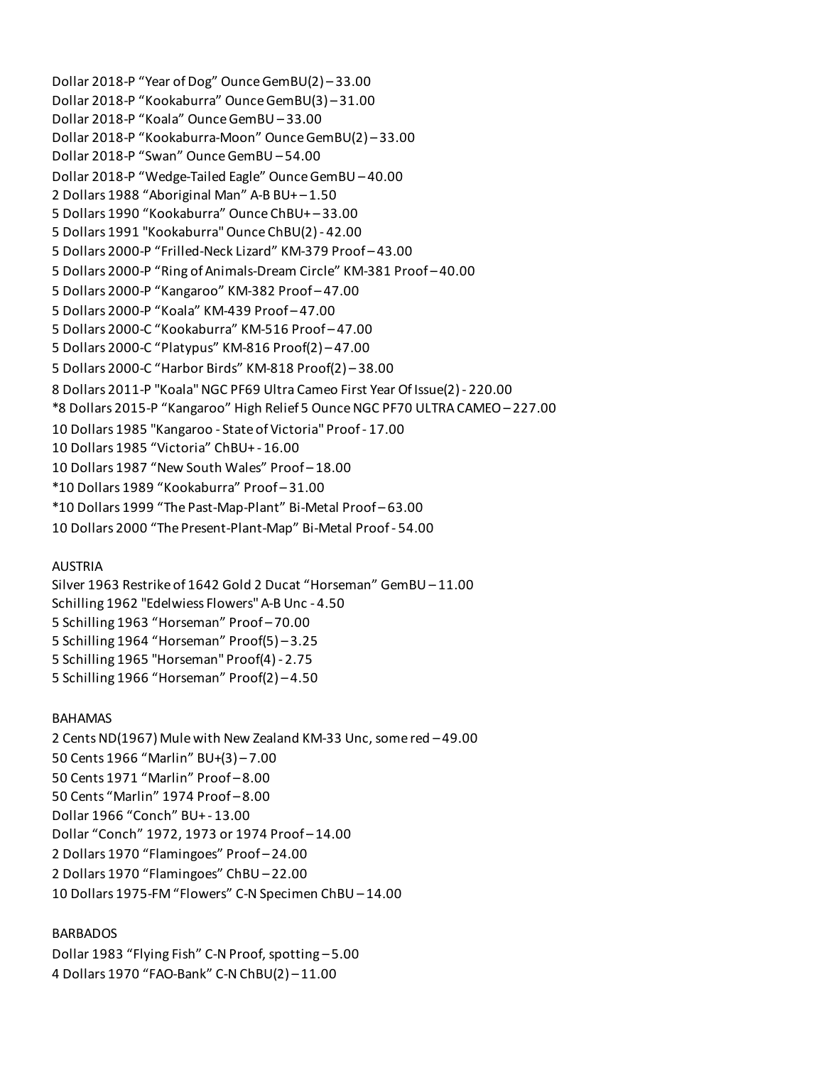Dollar 2018-P “Year of Dog” Ounce GemBU(2) – 33.00
Dollar 2018-P “Kookaburra” Ounce GemBU(3) – 31.00
Dollar 2018-P “Koala” Ounce GemBU – 33.00
Dollar 2018-P “Kookaburra-Moon” Ounce GemBU(2) – 33.00
Dollar 2018-P “Swan” Ounce GemBU – 54.00
Dollar 2018-P “Wedge-Tailed Eagle” Ounce GemBU – 40.00
2 Dollars 1988 “Aboriginal Man” A-B BU+ – 1.50
5 Dollars 1990 “Kookaburra” Ounce ChBU+ – 33.00
5 Dollars 1991 "Kookaburra" Ounce ChBU(2) - 42.00
5 Dollars 2000-P “Frilled-Neck Lizard” KM-379 Proof – 43.00
5 Dollars 2000-P “Ring of Animals-Dream Circle” KM-381 Proof – 40.00
5 Dollars 2000-P “Kangaroo” KM-382 Proof – 47.00
5 Dollars 2000-P “Koala” KM-439 Proof – 47.00
5 Dollars 2000-C “Kookaburra” KM-516 Proof – 47.00
5 Dollars 2000-C “Platypus” KM-816 Proof(2) – 47.00
5 Dollars 2000-C “Harbor Birds” KM-818 Proof(2) – 38.00
8 Dollars 2011-P "Koala" NGC PF69 Ultra Cameo First Year Of Issue(2) - 220.00
*8 Dollars 2015-P “Kangaroo” High Relief 5 Ounce NGC PF70 ULTRA CAMEO – 227.00
10 Dollars 1985 "Kangaroo - State of Victoria" Proof - 17.00
10 Dollars 1985 “Victoria” ChBU+ - 16.00
10 Dollars 1987 “New South Wales” Proof – 18.00
*10 Dollars 1989 “Kookaburra” Proof – 31.00
*10 Dollars 1999 “The Past-Map-Plant” Bi-Metal Proof – 63.00
10 Dollars 2000 “The Present-Plant-Map” Bi-Metal Proof - 54.00

AUSTRIA
Silver 1963 Restrike of 1642 Gold 2 Ducat “Horseman” GemBU – 11.00
Schilling 1962 "Edelwiess Flowers" A-B Unc - 4.50
5 Schilling 1963 “Horseman” Proof – 70.00
5 Schilling 1964 “Horseman” Proof(5) – 3.25
5 Schilling 1965 "Horseman" Proof(4) - 2.75
5 Schilling 1966 “Horseman” Proof(2) – 4.50

BAHAMAS
2 Cents ND(1967) Mule with New Zealand KM-33 Unc, some red – 49.00
50 Cents 1966 “Marlin” BU+(3) – 7.00
50 Cents 1971 “Marlin” Proof – 8.00
50 Cents “Marlin” 1974 Proof – 8.00
Dollar 1966 “Conch” BU+ - 13.00
Dollar “Conch” 1972, 1973 or 1974 Proof – 14.00
2 Dollars 1970 “Flamingoes” Proof – 24.00
2 Dollars 1970 “Flamingoes” ChBU – 22.00
10 Dollars 1975-FM “Flowers” C-N Specimen ChBU – 14.00

BARBADOS
Dollar 1983 “Flying Fish” C-N Proof, spotting – 5.00
4 Dollars 1970 “FAO-Bank” C-N ChBU(2) – 11.00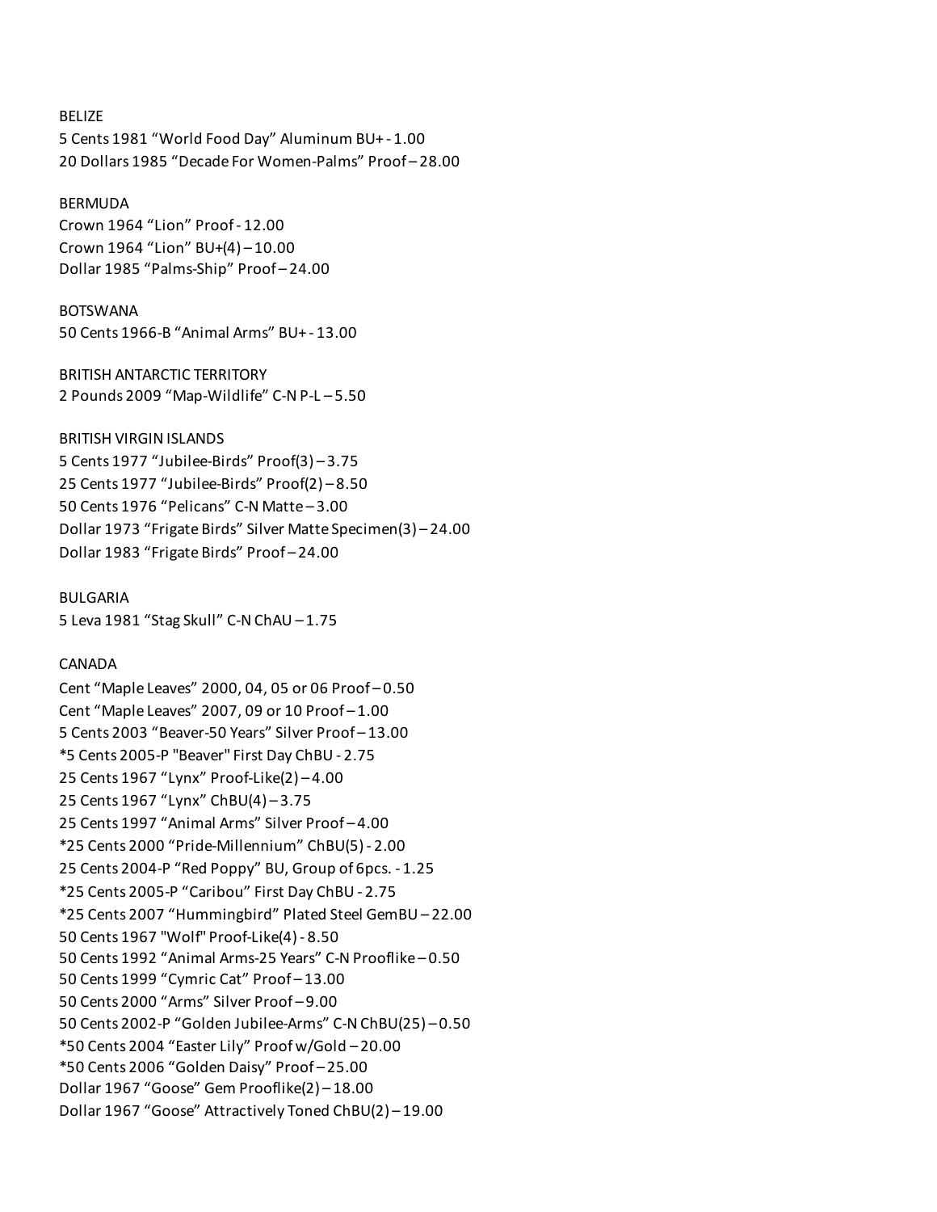BELIZE
5 Cents 1981 “World Food Day” Aluminum BU+ - 1.00
20 Dollars 1985 “Decade For Women-Palms” Proof – 28.00

BERMUDA
Crown 1964 “Lion” Proof - 12.00
Crown 1964 “Lion” BU+(4) – 10.00
Dollar 1985 “Palms-Ship” Proof – 24.00

BOTSWANA
50 Cents 1966-B “Animal Arms” BU+ - 13.00

BRITISH ANTARCTIC TERRITORY
2 Pounds 2009 “Map-Wildlife” C-N P-L – 5.50

BRITISH VIRGIN ISLANDS
5 Cents 1977 “Jubilee-Birds” Proof(3) – 3.75
25 Cents 1977 “Jubilee-Birds” Proof(2) – 8.50
50 Cents 1976 “Pelicans” C-N Matte – 3.00
Dollar 1973 “Frigate Birds” Silver Matte Specimen(3) – 24.00
Dollar 1983 “Frigate Birds” Proof – 24.00

BULGARIA
5 Leva 1981 “Stag Skull” C-N ChAU – 1.75

CANADA
Cent “Maple Leaves” 2000, 04, 05 or 06 Proof – 0.50
Cent “Maple Leaves” 2007, 09 or 10 Proof – 1.00
5 Cents 2003 “Beaver-50 Years” Silver Proof – 13.00
*5 Cents 2005-P "Beaver" First Day ChBU - 2.75
25 Cents 1967 “Lynx” Proof-Like(2) – 4.00
25 Cents 1967 “Lynx” ChBU(4) – 3.75
25 Cents 1997 “Animal Arms” Silver Proof – 4.00
*25 Cents 2000 “Pride-Millennium” ChBU(5) - 2.00
25 Cents 2004-P “Red Poppy” BU, Group of 6pcs. - 1.25
*25 Cents 2005-P “Caribou” First Day ChBU - 2.75
*25 Cents 2007 “Hummingbird” Plated Steel GemBU – 22.00
50 Cents 1967 "Wolf" Proof-Like(4) - 8.50
50 Cents 1992 “Animal Arms-25 Years” C-N Prooflike – 0.50
50 Cents 1999 “Cymric Cat” Proof – 13.00
50 Cents 2000 “Arms” Silver Proof – 9.00
50 Cents 2002-P “Golden Jubilee-Arms” C-N ChBU(25) – 0.50
*50 Cents 2004 “Easter Lily” Proof w/Gold – 20.00
*50 Cents 2006 “Golden Daisy” Proof – 25.00
Dollar 1967 “Goose” Gem Prooflike(2) – 18.00
Dollar 1967 “Goose” Attractively Toned ChBU(2) – 19.00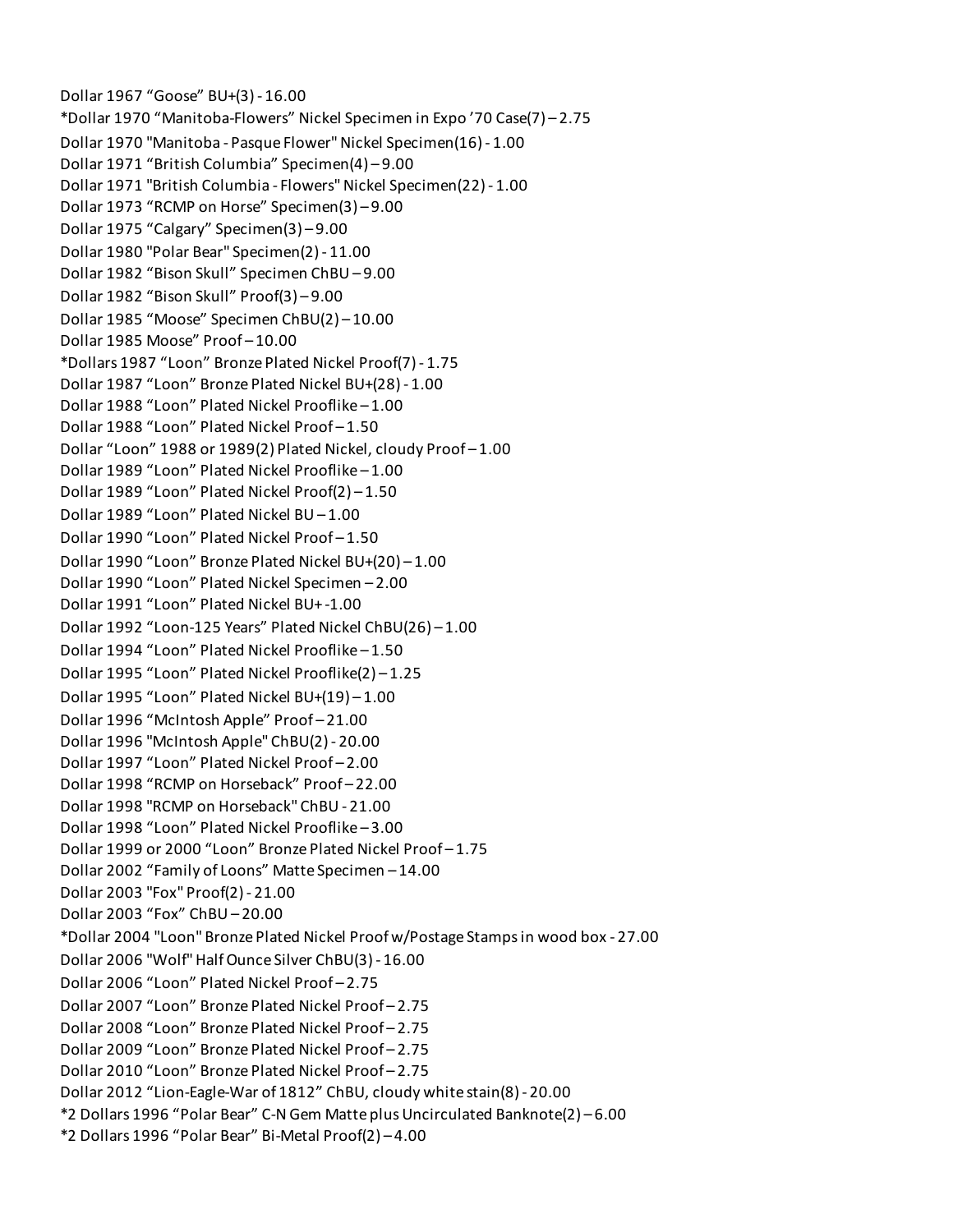Dollar 1967 “Goose” BU+(3) - 16.00

*Dollar 1970 “Manitoba-Flowers” Nickel Specimen in Expo ’70 Case(7) – 2.75

Dollar 1970 "Manitoba - Pasque Flower" Nickel Specimen(16) - 1.00

Dollar 1971 “British Columbia” Specimen(4) – 9.00

Dollar 1971 "British Columbia - Flowers" Nickel Specimen(22) - 1.00

Dollar 1973 “RCMP on Horse” Specimen(3) – 9.00

Dollar 1975 “Calgary” Specimen(3) – 9.00

Dollar 1980 "Polar Bear" Specimen(2) - 11.00

Dollar 1982 “Bison Skull” Specimen ChBU – 9.00

Dollar 1982 “Bison Skull” Proof(3) – 9.00

Dollar 1985 “Moose” Specimen ChBU(2) – 10.00

Dollar 1985 Moose” Proof – 10.00

*Dollars 1987 “Loon” Bronze Plated Nickel Proof(7) - 1.75

Dollar 1987 “Loon” Bronze Plated Nickel BU+(28) - 1.00

Dollar 1988 “Loon” Plated Nickel Prooflike – 1.00

Dollar 1988 “Loon” Plated Nickel Proof – 1.50

Dollar “Loon” 1988 or 1989(2) Plated Nickel, cloudy Proof – 1.00

Dollar 1989 “Loon” Plated Nickel Prooflike – 1.00

Dollar 1989 “Loon” Plated Nickel Proof(2) – 1.50

Dollar 1989 “Loon” Plated Nickel BU – 1.00

Dollar 1990 “Loon” Plated Nickel Proof – 1.50

Dollar 1990 “Loon” Bronze Plated Nickel BU+(20) – 1.00

Dollar 1990 “Loon” Plated Nickel Specimen – 2.00

Dollar 1991 “Loon” Plated Nickel BU+ -1.00

Dollar 1992 “Loon-125 Years” Plated Nickel ChBU(26) – 1.00

Dollar 1994 “Loon” Plated Nickel Prooflike – 1.50

Dollar 1995 “Loon” Plated Nickel Prooflike(2) – 1.25

Dollar 1995 “Loon” Plated Nickel BU+(19) – 1.00

Dollar 1996 “McIntosh Apple” Proof – 21.00

Dollar 1996 "McIntosh Apple" ChBU(2) - 20.00

Dollar 1997 “Loon” Plated Nickel Proof – 2.00

Dollar 1998 “RCMP on Horseback” Proof – 22.00

Dollar 1998 "RCMP on Horseback" ChBU - 21.00

Dollar 1998 “Loon” Plated Nickel Prooflike – 3.00

Dollar 1999 or 2000 “Loon” Bronze Plated Nickel Proof – 1.75

Dollar 2002 “Family of Loons” Matte Specimen – 14.00

Dollar 2003 "Fox" Proof(2) - 21.00

Dollar 2003 “Fox” ChBU – 20.00

*Dollar 2004 "Loon" Bronze Plated Nickel Proof w/Postage Stamps in wood box - 27.00

Dollar 2006 "Wolf" Half Ounce Silver ChBU(3) - 16.00

Dollar 2006 “Loon” Plated Nickel Proof – 2.75

Dollar 2007 “Loon” Bronze Plated Nickel Proof – 2.75

Dollar 2008 “Loon” Bronze Plated Nickel Proof – 2.75

Dollar 2009 “Loon” Bronze Plated Nickel Proof – 2.75

Dollar 2010 “Loon” Bronze Plated Nickel Proof – 2.75

Dollar 2012 “Lion-Eagle-War of 1812” ChBU, cloudy white stain(8) - 20.00

*2 Dollars 1996 “Polar Bear” C-N Gem Matte plus Uncirculated Banknote(2) – 6.00

*2 Dollars 1996 “Polar Bear” Bi-Metal Proof(2) – 4.00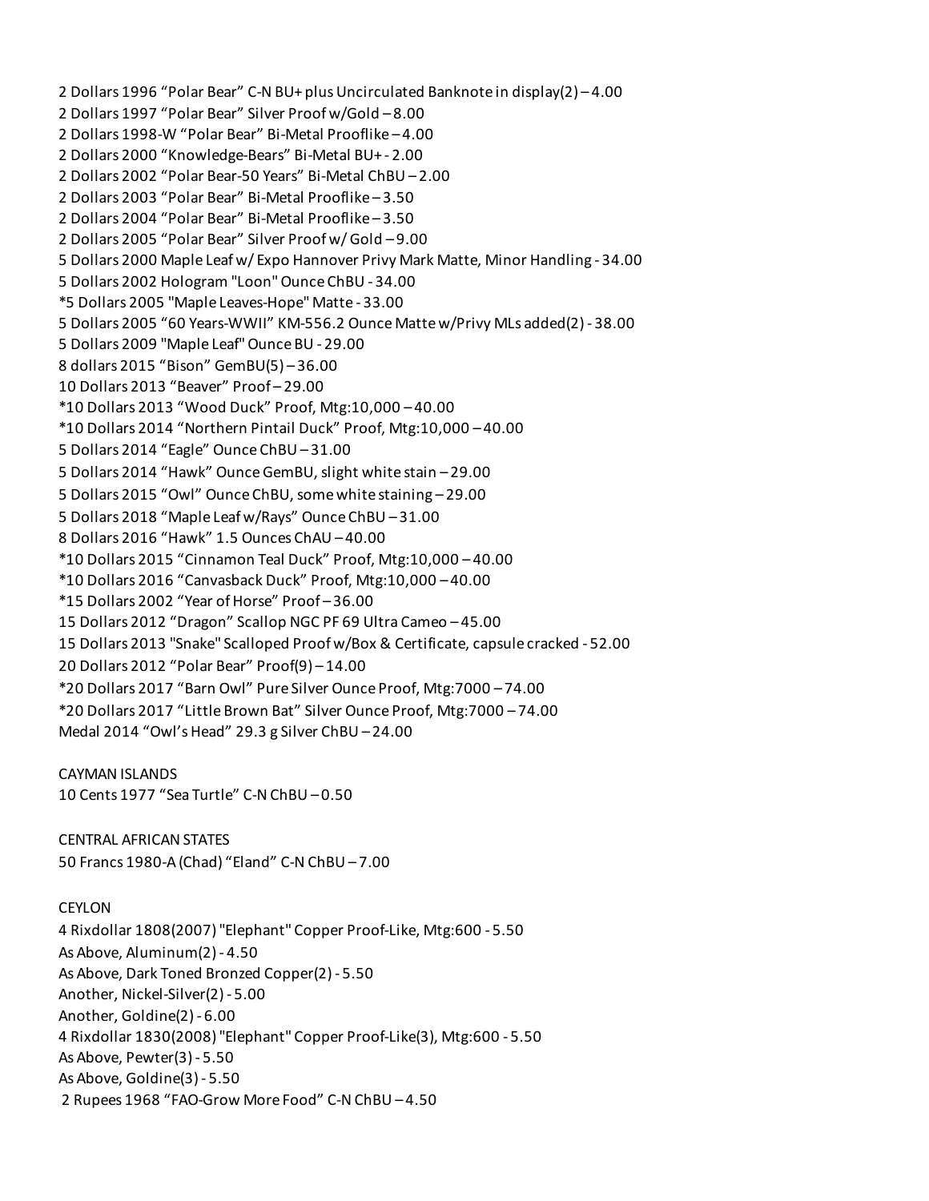2 Dollars 1996 “Polar Bear” C-N BU+ plus Uncirculated Banknote in display(2) – 4.00
2 Dollars 1997 “Polar Bear” Silver Proof w/Gold – 8.00
2 Dollars 1998-W “Polar Bear” Bi-Metal Prooflike – 4.00
2 Dollars 2000 “Knowledge-Bears” Bi-Metal BU+ - 2.00
2 Dollars 2002 “Polar Bear-50 Years” Bi-Metal ChBU – 2.00
2 Dollars 2003 “Polar Bear” Bi-Metal Prooflike – 3.50
2 Dollars 2004 “Polar Bear” Bi-Metal Prooflike – 3.50
2 Dollars 2005 “Polar Bear” Silver Proof w/ Gold – 9.00
5 Dollars 2000 Maple Leaf w/ Expo Hannover Privy Mark Matte, Minor Handling - 34.00
5 Dollars 2002 Hologram "Loon" Ounce ChBU - 34.00
*5 Dollars 2005 "Maple Leaves-Hope" Matte - 33.00
5 Dollars 2005 “60 Years-WWII” KM-556.2 Ounce Matte w/Privy MLs added(2) - 38.00
5 Dollars 2009 "Maple Leaf" Ounce BU - 29.00
8 dollars 2015 “Bison” GemBU(5) – 36.00
10 Dollars 2013 “Beaver” Proof – 29.00
*10 Dollars 2013 “Wood Duck” Proof, Mtg:10,000 – 40.00
*10 Dollars 2014 “Northern Pintail Duck” Proof, Mtg:10,000 – 40.00
5 Dollars 2014 “Eagle” Ounce ChBU – 31.00
5 Dollars 2014 “Hawk” Ounce GemBU, slight white stain – 29.00
5 Dollars 2015 “Owl” Ounce ChBU, some white staining – 29.00
5 Dollars 2018 “Maple Leaf w/Rays” Ounce ChBU – 31.00
8 Dollars 2016 “Hawk” 1.5 Ounces ChAU – 40.00
*10 Dollars 2015 “Cinnamon Teal Duck” Proof, Mtg:10,000 – 40.00
*10 Dollars 2016 “Canvasback Duck” Proof, Mtg:10,000 – 40.00
*15 Dollars 2002 “Year of Horse” Proof – 36.00
15 Dollars 2012 “Dragon” Scallop NGC PF 69 Ultra Cameo – 45.00
15 Dollars 2013 "Snake" Scalloped Proof w/Box & Certificate, capsule cracked - 52.00
20 Dollars 2012 “Polar Bear” Proof(9) – 14.00
*20 Dollars 2017 “Barn Owl” Pure Silver Ounce Proof, Mtg:7000 – 74.00
*20 Dollars 2017 “Little Brown Bat” Silver Ounce Proof, Mtg:7000 – 74.00
Medal 2014 “Owl’s Head” 29.3 g Silver ChBU – 24.00

CAYMAN ISLANDS
10 Cents 1977 “Sea Turtle” C-N ChBU – 0.50

CENTRAL AFRICAN STATES
50 Francs 1980-A (Chad) “Eland” C-N ChBU – 7.00

CEYLON
4 Rixdollar 1808(2007) "Elephant" Copper Proof-Like, Mtg:600 - 5.50
As Above, Aluminum(2) - 4.50
As Above, Dark Toned Bronzed Copper(2) - 5.50
Another, Nickel-Silver(2) - 5.00
Another, Goldine(2) - 6.00
4 Rixdollar 1830(2008) "Elephant" Copper Proof-Like(3), Mtg:600 - 5.50
As Above, Pewter(3) - 5.50
As Above, Goldine(3) - 5.50
2 Rupees 1968 “FAO-Grow More Food” C-N ChBU – 4.50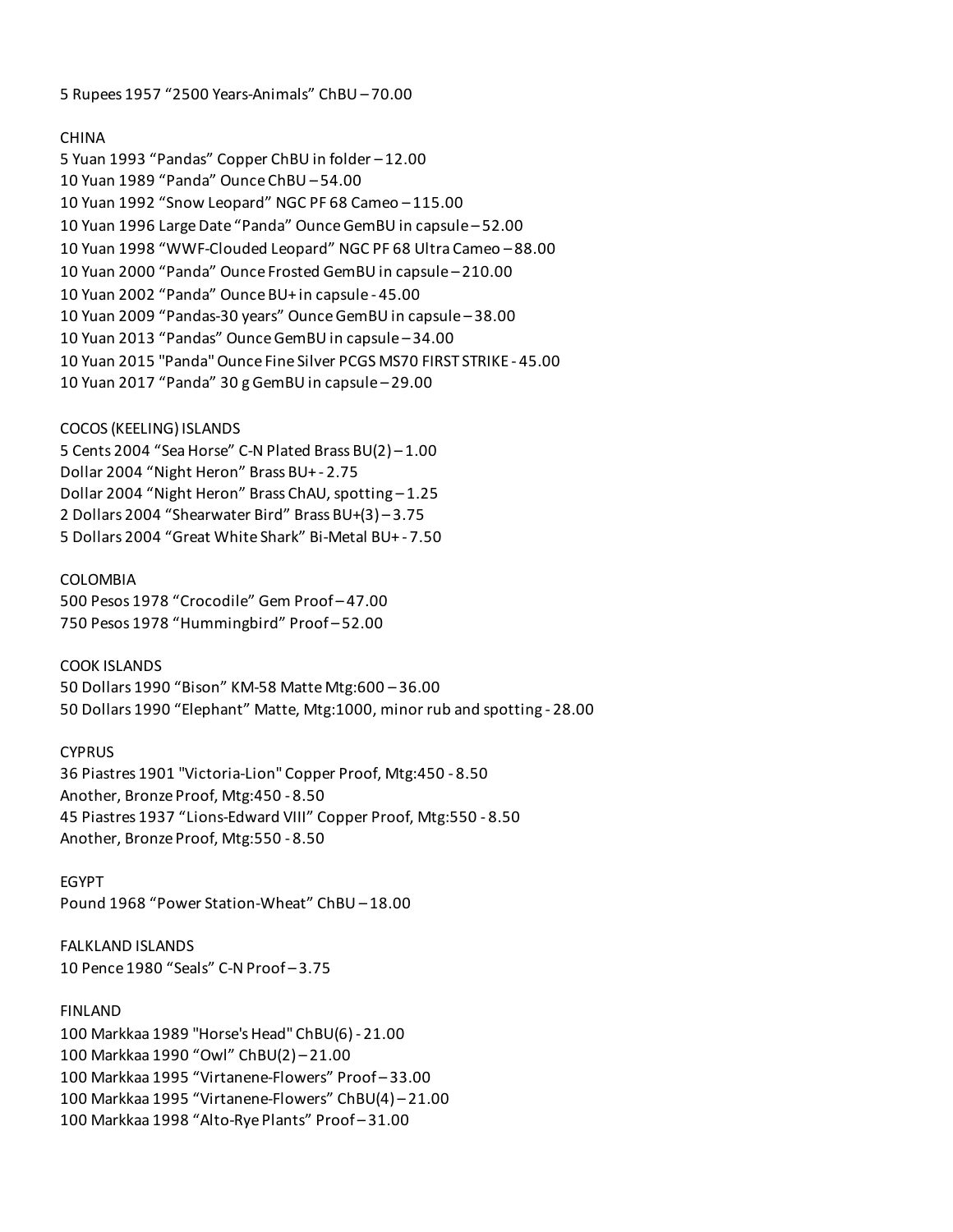5 Rupees 1957 “2500 Years-Animals” ChBU – 70.00

CHINA

5 Yuan 1993 “Pandas” Copper ChBU in folder – 12.00
10 Yuan 1989 “Panda” Ounce ChBU – 54.00
10 Yuan 1992 “Snow Leopard” NGC PF 68 Cameo – 115.00
10 Yuan 1996 Large Date “Panda” Ounce GemBU in capsule – 52.00
10 Yuan 1998 “WWF-Clouded Leopard” NGC PF 68 Ultra Cameo – 88.00
10 Yuan 2000 “Panda” Ounce Frosted GemBU in capsule – 210.00
10 Yuan 2002 “Panda” Ounce BU+ in capsule - 45.00
10 Yuan 2009 “Pandas-30 years” Ounce GemBU in capsule – 38.00
10 Yuan 2013 “Pandas” Ounce GemBU in capsule – 34.00
10 Yuan 2015 "Panda" Ounce Fine Silver PCGS MS70 FIRST STRIKE - 45.00
10 Yuan 2017 “Panda” 30 g GemBU in capsule – 29.00

COCOS (KEELING) ISLANDS

5 Cents 2004 “Sea Horse” C-N Plated Brass BU(2) – 1.00
Dollar 2004 “Night Heron” Brass BU+ - 2.75
Dollar 2004 “Night Heron” Brass ChAU, spotting – 1.25
2 Dollars 2004 “Shearwater Bird” Brass BU+(3) – 3.75
5 Dollars 2004 “Great White Shark” Bi-Metal BU+ - 7.50

COLOMBIA

500 Pesos 1978 “Crocodile” Gem Proof – 47.00
750 Pesos 1978 “Hummingbird” Proof – 52.00

COOK ISLANDS

50 Dollars 1990 “Bison” KM-58 Matte Mtg:600 – 36.00
50 Dollars 1990 “Elephant” Matte, Mtg:1000, minor rub and spotting - 28.00

CYPRUS

36 Piastres 1901 "Victoria-Lion" Copper Proof, Mtg:450 - 8.50
Another, Bronze Proof, Mtg:450 - 8.50
45 Piastres 1937 “Lions-Edward VIII” Copper Proof, Mtg:550 - 8.50
Another, Bronze Proof, Mtg:550 - 8.50

EGYPT

Pound 1968 “Power Station-Wheat” ChBU – 18.00

FALKLAND ISLANDS

10 Pence 1980 “Seals” C-N Proof – 3.75

FINLAND

100 Markkaa 1989 "Horse's Head" ChBU(6) - 21.00
100 Markkaa 1990 “Owl” ChBU(2) – 21.00
100 Markkaa 1995 “Virtanene-Flowers” Proof – 33.00
100 Markkaa 1995 “Virtanene-Flowers” ChBU(4) – 21.00
100 Markkaa 1998 “Alto-Rye Plants” Proof – 31.00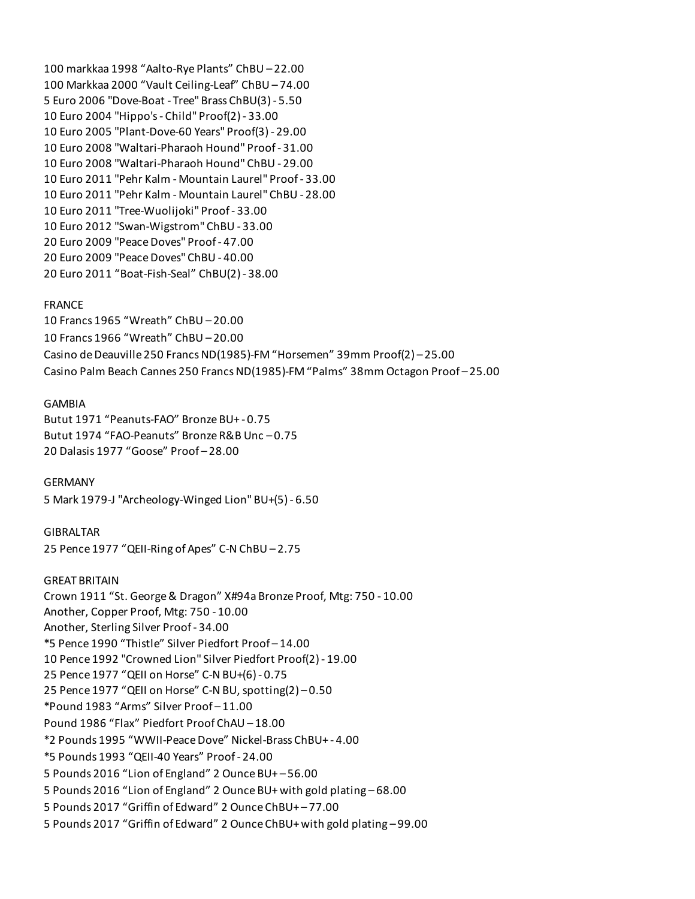100 markkaa 1998 “Aalto-Rye Plants” ChBU – 22.00
100 Markkaa 2000 “Vault Ceiling-Leaf” ChBU – 74.00
5 Euro 2006 "Dove-Boat - Tree" Brass ChBU(3) - 5.50
10 Euro 2004 "Hippo's - Child" Proof(2) - 33.00
10 Euro 2005 "Plant-Dove-60 Years" Proof(3) - 29.00
10 Euro 2008 "Waltari-Pharaoh Hound" Proof - 31.00
10 Euro 2008 "Waltari-Pharaoh Hound" ChBU - 29.00
10 Euro 2011 "Pehr Kalm - Mountain Laurel" Proof - 33.00
10 Euro 2011 "Pehr Kalm - Mountain Laurel" ChBU - 28.00
10 Euro 2011 "Tree-Wuolijoki" Proof - 33.00
10 Euro 2012 "Swan-Wigstrom" ChBU - 33.00
20 Euro 2009 "Peace Doves" Proof - 47.00
20 Euro 2009 "Peace Doves" ChBU - 40.00
20 Euro 2011 “Boat-Fish-Seal” ChBU(2) - 38.00

FRANCE
10 Francs 1965 “Wreath” ChBU – 20.00
10 Francs 1966 “Wreath” ChBU – 20.00
Casino de Deauville 250 Francs ND(1985)-FM “Horsemen” 39mm Proof(2) – 25.00
Casino Palm Beach Cannes 250 Francs ND(1985)-FM “Palms” 38mm Octagon Proof – 25.00

GAMBIA
Butut 1971 “Peanuts-FAO” Bronze BU+ - 0.75
Butut 1974 “FAO-Peanuts” Bronze R&B Unc – 0.75
20 Dalasis 1977 “Goose” Proof – 28.00

GERMANY
5 Mark 1979-J "Archeology-Winged Lion" BU+(5) - 6.50

GIBRALTAR
25 Pence 1977 “QEII-Ring of Apes” C-N ChBU – 2.75

GREAT BRITAIN
Crown 1911 “St. George & Dragon” X#94a Bronze Proof, Mtg: 750 - 10.00
Another, Copper Proof, Mtg: 750 - 10.00
Another, Sterling Silver Proof - 34.00
*5 Pence 1990 “Thistle” Silver Piedfort Proof – 14.00
10 Pence 1992 "Crowned Lion" Silver Piedfort Proof(2) - 19.00
25 Pence 1977 “QEII on Horse” C-N BU+(6) - 0.75
25 Pence 1977 “QEII on Horse” C-N BU, spotting(2) – 0.50
*Pound 1983 “Arms” Silver Proof – 11.00
Pound 1986 “Flax” Piedfort Proof ChAU – 18.00
*2 Pounds 1995 “WWII-Peace Dove” Nickel-Brass ChBU+ - 4.00
*5 Pounds 1993 “QEII-40 Years” Proof - 24.00
5 Pounds 2016 “Lion of England” 2 Ounce BU+ – 56.00
5 Pounds 2016 “Lion of England” 2 Ounce BU+ with gold plating – 68.00
5 Pounds 2017 “Griffin of Edward” 2 Ounce ChBU+ – 77.00
5 Pounds 2017 “Griffin of Edward” 2 Ounce ChBU+ with gold plating – 99.00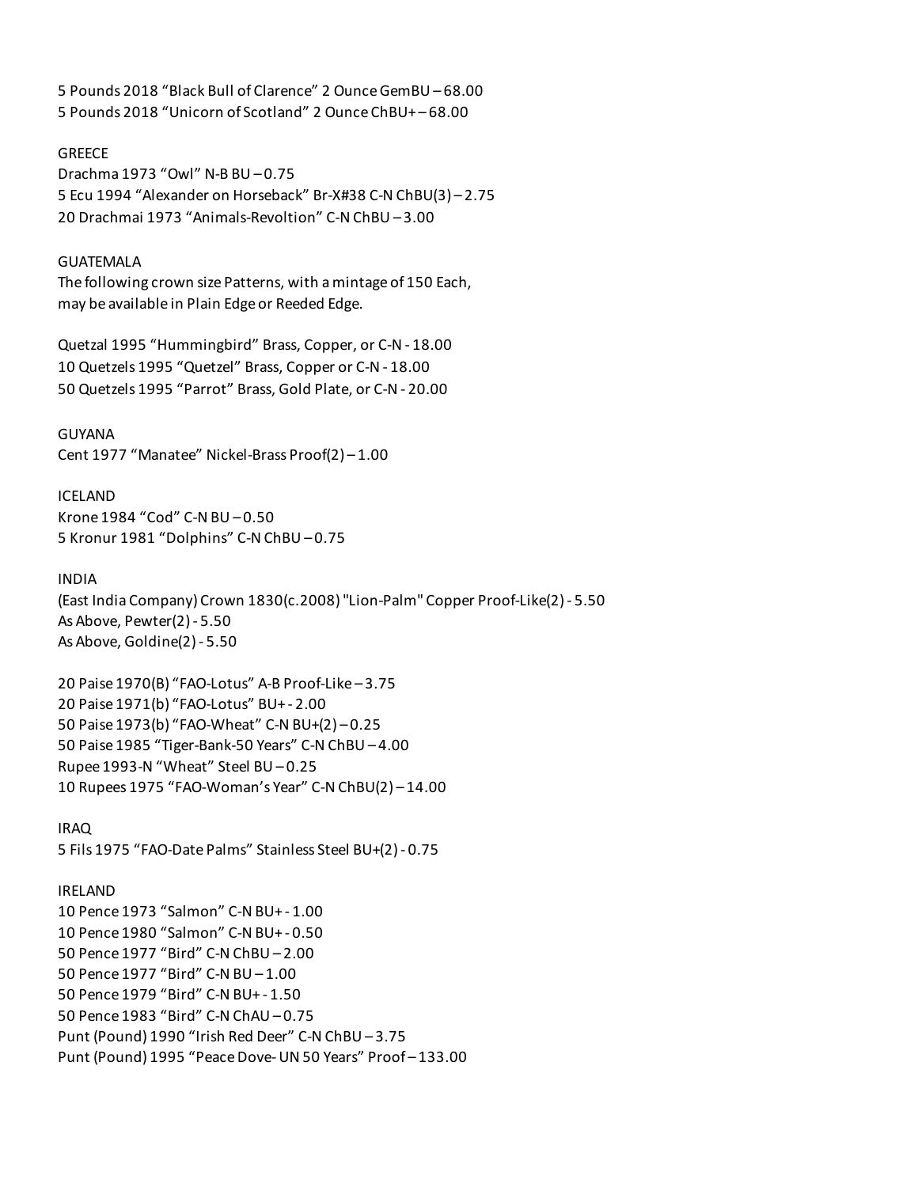5 Pounds 2018 “Black Bull of Clarence” 2 Ounce GemBU – 68.00
5 Pounds 2018 “Unicorn of Scotland” 2 Ounce ChBU+ – 68.00

GREECE
Drachma 1973 “Owl” N-B BU – 0.75
5 Ecu 1994 “Alexander on Horseback” Br-X#38 C-N ChBU(3) – 2.75
20 Drachmai 1973 “Animals-Revoltion” C-N ChBU – 3.00

GUATEMALA
The following crown size Patterns, with a mintage of 150 Each,
may be available in Plain Edge or Reeded Edge.

Quetzal 1995 “Hummingbird” Brass, Copper, or C-N - 18.00
10 Quetzels 1995 “Quetzel” Brass, Copper or C-N - 18.00
50 Quetzels 1995 “Parrot” Brass, Gold Plate, or C-N - 20.00

GUYANA
Cent 1977 “Manatee” Nickel-Brass Proof(2) – 1.00

ICELAND
Krone 1984 “Cod” C-N BU – 0.50
5 Kronur 1981 “Dolphins” C-N ChBU – 0.75

INDIA
(East India Company) Crown 1830(c.2008) "Lion-Palm" Copper Proof-Like(2) - 5.50
As Above, Pewter(2) - 5.50
As Above, Goldine(2) - 5.50

20 Paise 1970(B) “FAO-Lotus” A-B Proof-Like – 3.75
20 Paise 1971(b) “FAO-Lotus” BU+ - 2.00
50 Paise 1973(b) “FAO-Wheat” C-N BU+(2) – 0.25
50 Paise 1985 “Tiger-Bank-50 Years” C-N ChBU – 4.00
Rupee 1993-N “Wheat” Steel BU – 0.25
10 Rupees 1975 “FAO-Woman’s Year” C-N ChBU(2) – 14.00

IRAQ
5 Fils 1975 “FAO-Date Palms” Stainless Steel BU+(2) - 0.75

IRELAND
10 Pence 1973 “Salmon” C-N BU+ - 1.00
10 Pence 1980 “Salmon” C-N BU+ - 0.50
50 Pence 1977 “Bird” C-N ChBU – 2.00
50 Pence 1977 “Bird” C-N BU – 1.00
50 Pence 1979 “Bird” C-N BU+ - 1.50
50 Pence 1983 “Bird” C-N ChAU – 0.75
Punt (Pound) 1990 “Irish Red Deer” C-N ChBU – 3.75
Punt (Pound) 1995 “Peace Dove- UN 50 Years” Proof – 133.00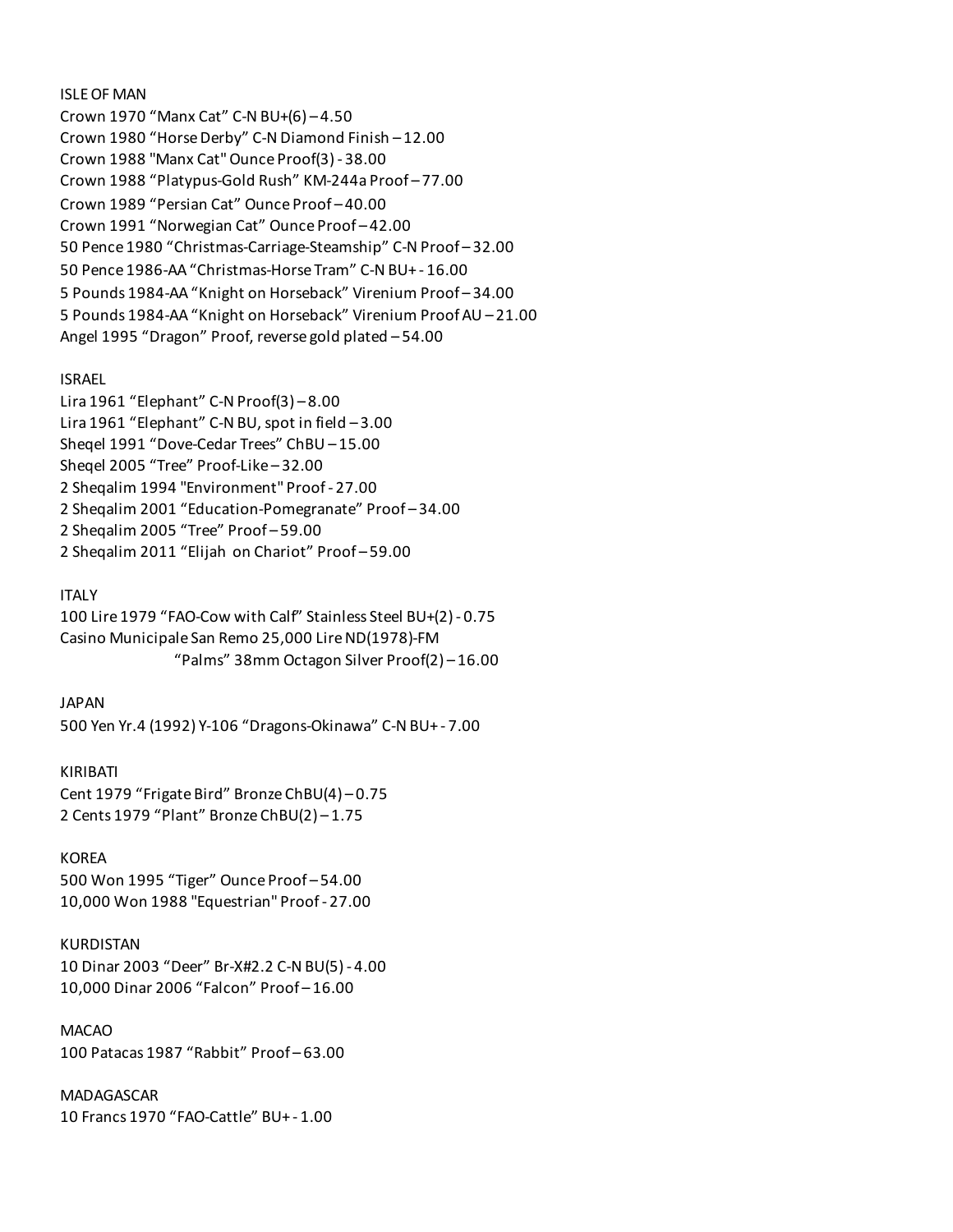ISLE OF MAN

Crown 1970 “Manx Cat” C-N BU+(6) – 4.50
Crown 1980 “Horse Derby” C-N Diamond Finish – 12.00
Crown 1988 "Manx Cat" Ounce Proof(3) - 38.00
Crown 1988 “Platypus-Gold Rush” KM-244a Proof – 77.00
Crown 1989 “Persian Cat” Ounce Proof – 40.00
Crown 1991 “Norwegian Cat” Ounce Proof – 42.00
50 Pence 1980 “Christmas-Carriage-Steamship” C-N Proof – 32.00
50 Pence 1986-AA “Christmas-Horse Tram” C-N BU+ - 16.00
5 Pounds 1984-AA “Knight on Horseback” Virenium Proof – 34.00
5 Pounds 1984-AA “Knight on Horseback” Virenium Proof AU – 21.00
Angel 1995 “Dragon” Proof, reverse gold plated – 54.00

ISRAEL

Lira 1961 “Elephant” C-N Proof(3) – 8.00
Lira 1961 “Elephant” C-N BU, spot in field – 3.00
Sheqel 1991 “Dove-Cedar Trees” ChBU – 15.00
Sheqel 2005 “Tree” Proof-Like – 32.00
2 Sheqalim 1994 "Environment" Proof - 27.00
2 Sheqalim 2001 “Education-Pomegranate” Proof – 34.00
2 Sheqalim 2005 “Tree” Proof – 59.00
2 Sheqalim 2011 “Elijah on Chariot” Proof – 59.00

ITALY

100 Lire 1979 “FAO-Cow with Calf” Stainless Steel BU+(2) - 0.75
Casino Municipale San Remo 25,000 Lire ND(1978)-FM
“Palms” 38mm Octagon Silver Proof(2) – 16.00

JAPAN

500 Yen Yr.4 (1992) Y-106 “Dragons-Okinawa” C-N BU+ - 7.00

KIRIBATI

Cent 1979 “Frigate Bird” Bronze ChBU(4) – 0.75
2 Cents 1979 “Plant” Bronze ChBU(2) – 1.75

KOREA

500 Won 1995 “Tiger” Ounce Proof – 54.00
10,000 Won 1988 "Equestrian" Proof - 27.00

KURDISTAN

10 Dinar 2003 “Deer” Br-X#2.2 C-N BU(5) - 4.00
10,000 Dinar 2006 “Falcon” Proof – 16.00

MACAO

100 Patacas 1987 “Rabbit” Proof – 63.00

MADAGASCAR

10 Francs 1970 “FAO-Cattle” BU+ - 1.00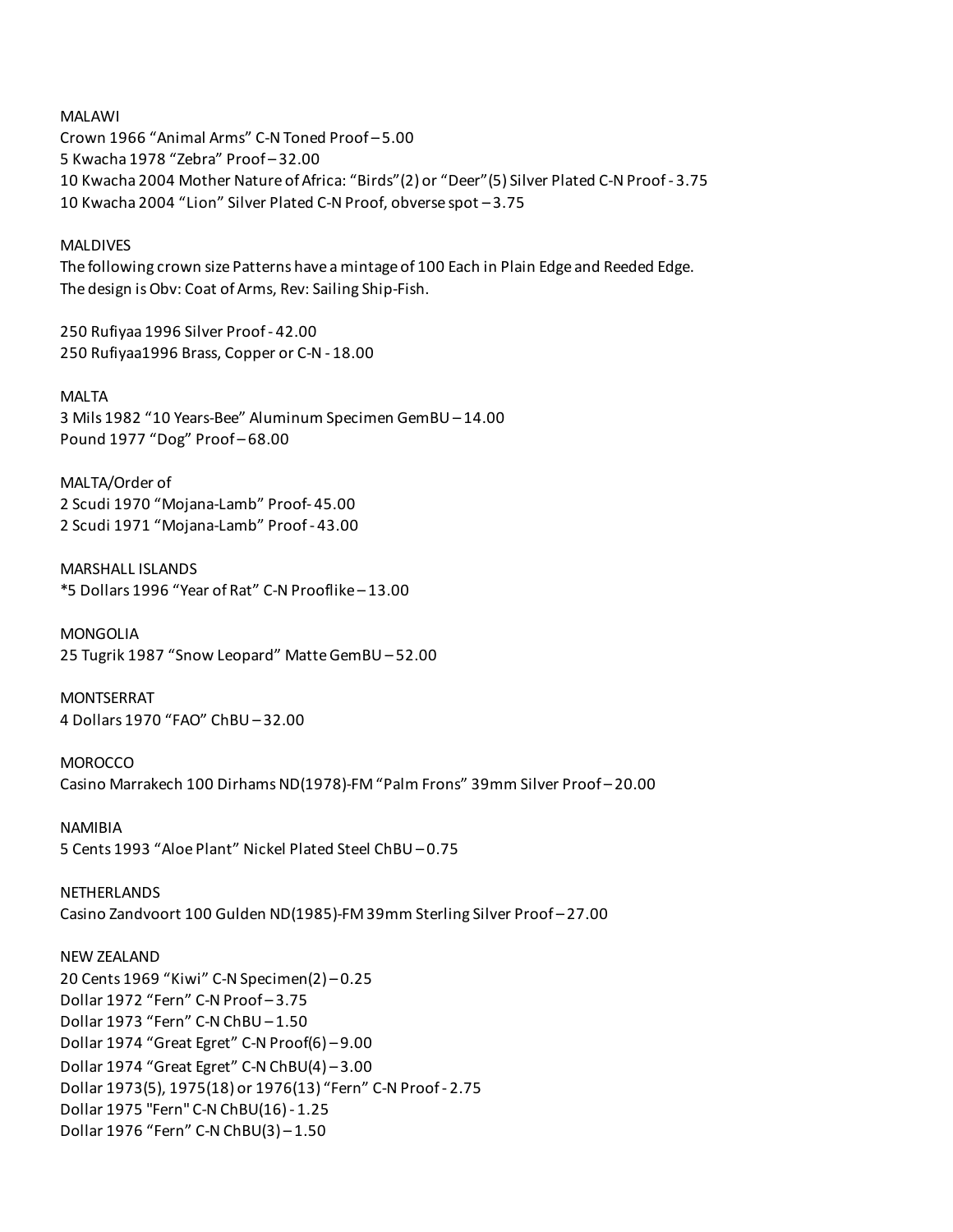MALAWI

Crown 1966 “Animal Arms” C-N Toned Proof – 5.00

5 Kwacha 1978 “Zebra” Proof – 32.00

10 Kwacha 2004 Mother Nature of Africa: “Birds”(2) or “Deer”(5) Silver Plated C-N Proof - 3.75

10 Kwacha 2004 “Lion” Silver Plated C-N Proof, obverse spot – 3.75

MALDIVES

The following crown size Patterns have a mintage of 100 Each in Plain Edge and Reeded Edge.
The design is Obv: Coat of Arms, Rev: Sailing Ship-Fish.

250 Rufiyaa 1996 Silver Proof - 42.00

250 Rufiyaa1996 Brass, Copper or C-N - 18.00

MALTA

3 Mils 1982 “10 Years-Bee” Aluminum Specimen GemBU – 14.00

Pound 1977 “Dog” Proof – 68.00

MALTA/Order of

2 Scudi 1970 “Mojana-Lamb” Proof- 45.00

2 Scudi 1971 “Mojana-Lamb” Proof - 43.00

MARSHALL ISLANDS

*5 Dollars 1996 “Year of Rat” C-N Prooflike – 13.00

MONGOLIA

25 Tugrik 1987 “Snow Leopard” Matte GemBU – 52.00

MONTSERRAT

4 Dollars 1970 “FAO” ChBU – 32.00

MOROCCO

Casino Marrakech 100 Dirhams ND(1978)-FM “Palm Frons” 39mm Silver Proof – 20.00

NAMIBIA

5 Cents 1993 “Aloe Plant” Nickel Plated Steel ChBU – 0.75

NETHERLANDS

Casino Zandvoort 100 Gulden ND(1985)-FM 39mm Sterling Silver Proof – 27.00

NEW ZEALAND

20 Cents 1969 “Kiwi” C-N Specimen(2) – 0.25

Dollar 1972 “Fern” C-N Proof – 3.75

Dollar 1973 “Fern” C-N ChBU – 1.50

Dollar 1974 “Great Egret” C-N Proof(6) – 9.00

Dollar 1974 “Great Egret” C-N ChBU(4) – 3.00

Dollar 1973(5), 1975(18) or 1976(13) “Fern” C-N Proof - 2.75

Dollar 1975 "Fern" C-N ChBU(16) - 1.25

Dollar 1976 “Fern” C-N ChBU(3) – 1.50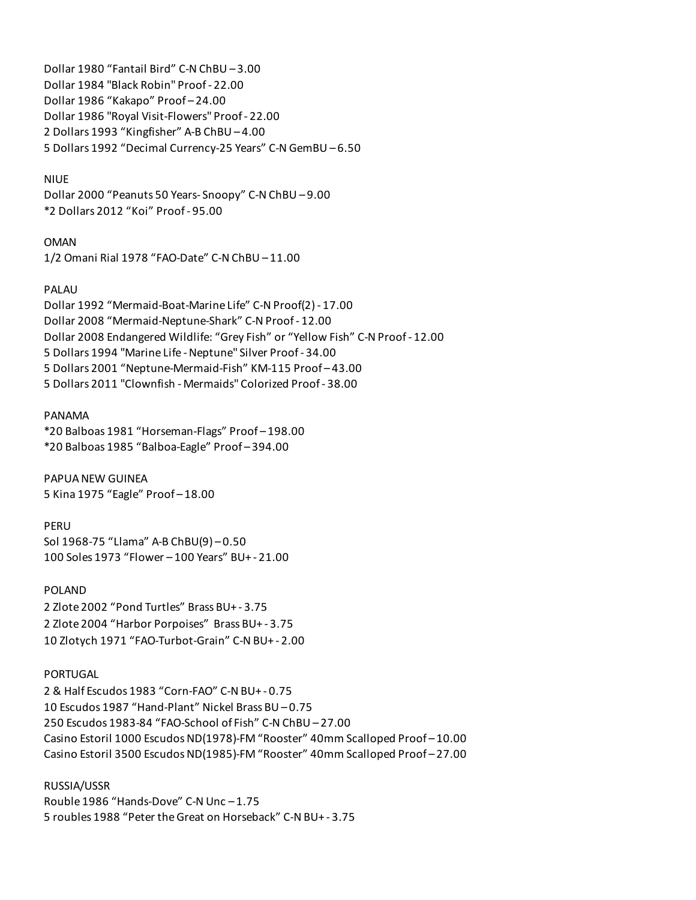Dollar 1980 “Fantail Bird” C-N ChBU – 3.00
Dollar 1984 "Black Robin" Proof - 22.00
Dollar 1986 “Kakapo” Proof – 24.00
Dollar 1986 "Royal Visit-Flowers" Proof - 22.00
2 Dollars 1993 “Kingfisher” A-B ChBU – 4.00
5 Dollars 1992 “Decimal Currency-25 Years” C-N GemBU – 6.50

NIUE
Dollar 2000 “Peanuts 50 Years- Snoopy” C-N ChBU – 9.00
*2 Dollars 2012 “Koi” Proof - 95.00

OMAN
1/2 Omani Rial 1978 “FAO-Date” C-N ChBU – 11.00

PALAU
Dollar 1992 “Mermaid-Boat-Marine Life” C-N Proof(2) - 17.00
Dollar 2008 “Mermaid-Neptune-Shark” C-N Proof - 12.00
Dollar 2008 Endangered Wildlife: “Grey Fish” or “Yellow Fish” C-N Proof - 12.00
5 Dollars 1994 "Marine Life - Neptune" Silver Proof - 34.00
5 Dollars 2001 “Neptune-Mermaid-Fish” KM-115 Proof – 43.00
5 Dollars 2011 "Clownfish - Mermaids" Colorized Proof - 38.00

PANAMA
*20 Balboas 1981 “Horseman-Flags” Proof – 198.00
*20 Balboas 1985 “Balboa-Eagle” Proof – 394.00

PAPUA NEW GUINEA
5 Kina 1975 “Eagle” Proof – 18.00

PERU
Sol 1968-75 “Llama” A-B ChBU(9) – 0.50
100 Soles 1973 “Flower – 100 Years” BU+ - 21.00

POLAND
2 Zlote 2002 “Pond Turtles” Brass BU+ - 3.75
2 Zlote 2004 “Harbor Porpoises” Brass BU+ - 3.75
10 Zlotych 1971 “FAO-Turbot-Grain” C-N BU+ - 2.00

PORTUGAL
2 & Half Escudos 1983 “Corn-FAO” C-N BU+ - 0.75
10 Escudos 1987 “Hand-Plant” Nickel Brass BU – 0.75
250 Escudos 1983-84 “FAO-School of Fish” C-N ChBU – 27.00
Casino Estoril 1000 Escudos ND(1978)-FM “Rooster” 40mm Scalloped Proof – 10.00
Casino Estoril 3500 Escudos ND(1985)-FM “Rooster” 40mm Scalloped Proof – 27.00

RUSSIA/USSR
Rouble 1986 “Hands-Dove” C-N Unc – 1.75
5 roubles 1988 “Peter the Great on Horseback” C-N BU+ - 3.75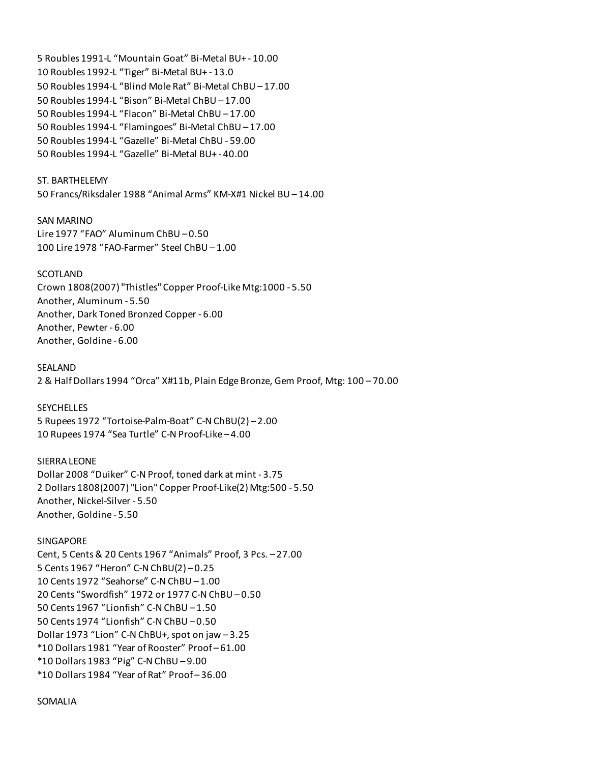5 Roubles 1991-L “Mountain Goat” Bi-Metal BU+ - 10.00
10 Roubles 1992-L “Tiger” Bi-Metal BU+ - 13.0
50 Roubles 1994-L “Blind Mole Rat” Bi-Metal ChBU – 17.00
50 Roubles 1994-L “Bison” Bi-Metal ChBU – 17.00
50 Roubles 1994-L “Flacon” Bi-Metal ChBU – 17.00
50 Roubles 1994-L “Flamingoes” Bi-Metal ChBU – 17.00
50 Roubles 1994-L “Gazelle” Bi-Metal ChBU - 59.00
50 Roubles 1994-L “Gazelle” Bi-Metal BU+ - 40.00

ST. BARTHELEMY
50 Francs/Riksdaler 1988 “Animal Arms” KM-X#1 Nickel BU – 14.00

SAN MARINO
Lire 1977 “FAO” Aluminum ChBU – 0.50
100 Lire 1978 “FAO-Farmer” Steel ChBU – 1.00

SCOTLAND
Crown 1808(2007) "Thistles" Copper Proof-Like Mtg:1000 - 5.50
Another, Aluminum - 5.50
Another, Dark Toned Bronzed Copper - 6.00
Another, Pewter - 6.00
Another, Goldine - 6.00

SEALAND
2 & Half Dollars 1994 “Orca” X#11b, Plain Edge Bronze, Gem Proof, Mtg: 100 – 70.00

SEYCHELLES
5 Rupees 1972 “Tortoise-Palm-Boat” C-N ChBU(2) – 2.00
10 Rupees 1974 “Sea Turtle” C-N Proof-Like – 4.00

SIERRA LEONE
Dollar 2008 “Duiker” C-N Proof, toned dark at mint - 3.75
2 Dollars 1808(2007) "Lion" Copper Proof-Like(2) Mtg:500 - 5.50
Another, Nickel-Silver - 5.50
Another, Goldine - 5.50

SINGAPORE
Cent, 5 Cents & 20 Cents 1967 “Animals” Proof, 3 Pcs. – 27.00
5 Cents 1967 “Heron” C-N ChBU(2) – 0.25
10 Cents 1972 “Seahorse” C-N ChBU – 1.00
20 Cents “Swordfish” 1972 or 1977 C-N ChBU – 0.50
50 Cents 1967 “Lionfish” C-N ChBU – 1.50
50 Cents 1974 “Lionfish” C-N ChBU – 0.50
Dollar 1973 “Lion” C-N ChBU+, spot on jaw – 3.25
*10 Dollars 1981 “Year of Rooster” Proof – 61.00
*10 Dollars 1983 “Pig” C-N ChBU – 9.00
*10 Dollars 1984 “Year of Rat” Proof – 36.00

SOMALIA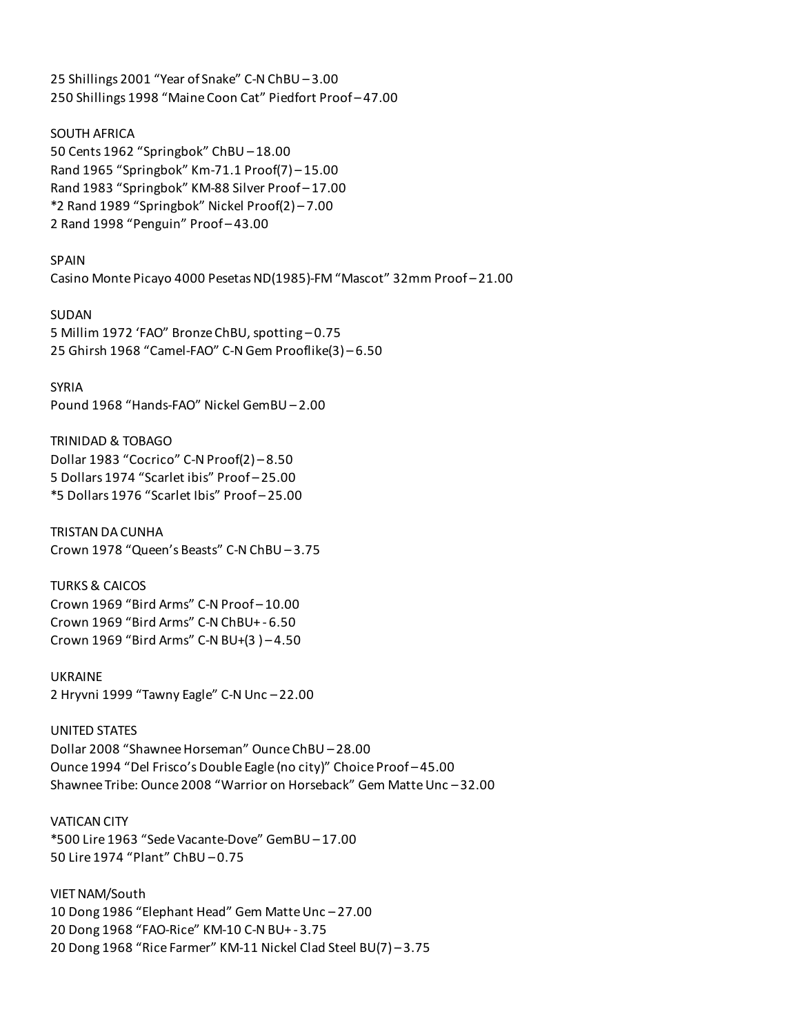25 Shillings 2001 “Year of Snake” C-N ChBU – 3.00
250 Shillings 1998 “Maine Coon Cat” Piedfort Proof – 47.00

SOUTH AFRICA
50 Cents 1962 “Springbok” ChBU – 18.00
Rand 1965 “Springbok” Km-71.1 Proof(7) – 15.00
Rand 1983 “Springbok” KM-88 Silver Proof – 17.00
*2 Rand 1989 “Springbok” Nickel Proof(2) – 7.00
2 Rand 1998 “Penguin” Proof – 43.00

SPAIN
Casino Monte Picayo 4000 Pesetas ND(1985)-FM “Mascot” 32mm Proof – 21.00

SUDAN
5 Millim 1972 ‘FAO” Bronze ChBU, spotting – 0.75
25 Ghirsh 1968 “Camel-FAO” C-N Gem Prooflike(3) – 6.50

SYRIA
Pound 1968 “Hands-FAO” Nickel GemBU – 2.00

TRINIDAD & TOBAGO
Dollar 1983 “Cocrico” C-N Proof(2) – 8.50
5 Dollars 1974 “Scarlet ibis” Proof – 25.00
*5 Dollars 1976 “Scarlet Ibis” Proof – 25.00

TRISTAN DA CUNHA
Crown 1978 “Queen’s Beasts” C-N ChBU – 3.75

TURKS & CAICOS
Crown 1969 “Bird Arms” C-N Proof – 10.00
Crown 1969 “Bird Arms” C-N ChBU+ - 6.50
Crown 1969 “Bird Arms” C-N BU+(3 ) – 4.50

UKRAINE
2 Hryvni 1999 “Tawny Eagle” C-N Unc – 22.00

UNITED STATES
Dollar 2008 “Shawnee Horseman” Ounce ChBU – 28.00
Ounce 1994 “Del Frisco’s Double Eagle (no city)” Choice Proof – 45.00
Shawnee Tribe: Ounce 2008 “Warrior on Horseback” Gem Matte Unc – 32.00

VATICAN CITY
*500 Lire 1963 “Sede Vacante-Dove” GemBU – 17.00
50 Lire 1974 “Plant” ChBU – 0.75

VIET NAM/South
10 Dong 1986 “Elephant Head” Gem Matte Unc – 27.00
20 Dong 1968 “FAO-Rice” KM-10 C-N BU+ - 3.75
20 Dong 1968 “Rice Farmer” KM-11 Nickel Clad Steel BU(7) – 3.75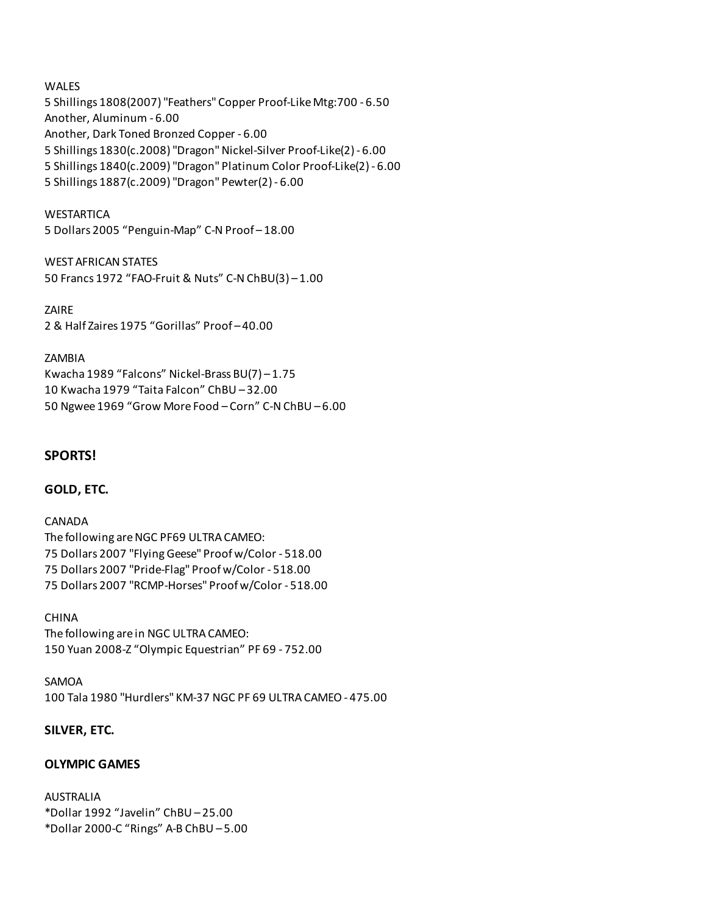WALES
5 Shillings 1808(2007) "Feathers" Copper Proof-Like Mtg:700 - 6.50
Another, Aluminum - 6.00
Another, Dark Toned Bronzed Copper - 6.00
5 Shillings 1830(c.2008) "Dragon" Nickel-Silver Proof-Like(2) - 6.00
5 Shillings 1840(c.2009) "Dragon" Platinum Color Proof-Like(2) - 6.00
5 Shillings 1887(c.2009) "Dragon" Pewter(2) - 6.00

WESTARTICA
5 Dollars 2005 “Penguin-Map” C-N Proof – 18.00

WEST AFRICAN STATES
50 Francs 1972 “FAO-Fruit & Nuts” C-N ChBU(3) – 1.00

ZAIRE
2 & Half Zaires 1975 “Gorillas” Proof – 40.00

ZAMBIA
Kwacha 1989 “Falcons” Nickel-Brass BU(7) – 1.75
10 Kwacha 1979 “Taita Falcon” ChBU – 32.00
50 Ngwee 1969 “Grow More Food – Corn” C-N ChBU – 6.00

## SPORTS!

### GOLD, ETC.

CANADA
The following are NGC PF69 ULTRA CAMEO:
75 Dollars 2007 "Flying Geese" Proof w/Color - 518.00
75 Dollars 2007 "Pride-Flag" Proof w/Color - 518.00
75 Dollars 2007 "RCMP-Horses" Proof w/Color - 518.00

CHINA
The following are in NGC ULTRA CAMEO:
150 Yuan 2008-Z “Olympic Equestrian” PF 69 - 752.00

SAMOA
100 Tala 1980 "Hurdlers" KM-37 NGC PF 69 ULTRA CAMEO - 475.00

### SILVER, ETC.

### OLYMPIC GAMES

AUSTRALIA
*Dollar 1992 “Javelin” ChBU – 25.00
*Dollar 2000-C “Rings” A-B ChBU – 5.00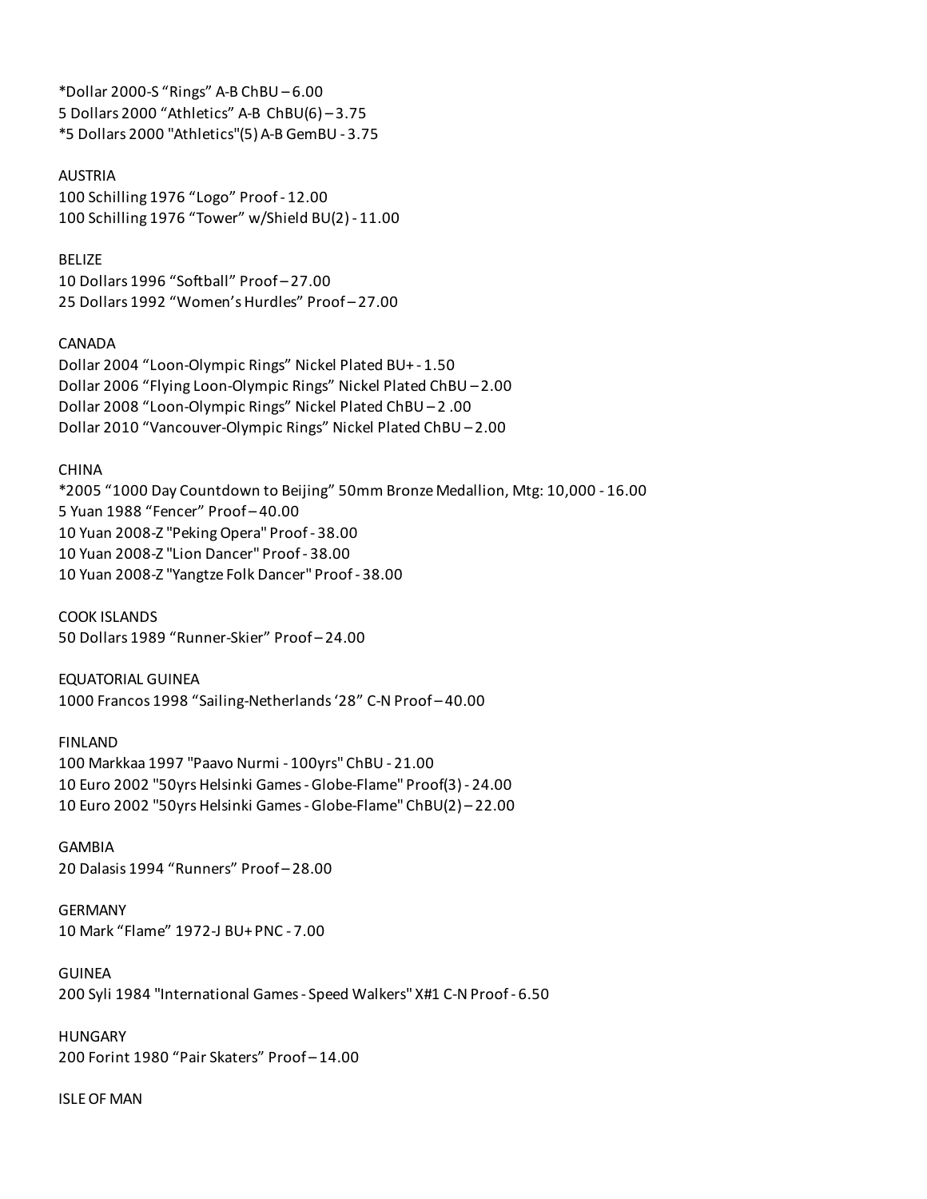*Dollar 2000-S “Rings” A-B ChBU – 6.00
5 Dollars 2000 “Athletics” A-B ChBU(6) – 3.75
*5 Dollars 2000 "Athletics"(5) A-B GemBU - 3.75

AUSTRIA
100 Schilling 1976 “Logo” Proof - 12.00
100 Schilling 1976 “Tower” w/Shield BU(2) - 11.00

BELIZE
10 Dollars 1996 “Softball” Proof – 27.00
25 Dollars 1992 “Women’s Hurdles” Proof – 27.00

CANADA
Dollar 2004 “Loon-Olympic Rings” Nickel Plated BU+ - 1.50
Dollar 2006 “Flying Loon-Olympic Rings” Nickel Plated ChBU – 2.00
Dollar 2008 “Loon-Olympic Rings” Nickel Plated ChBU – 2 .00
Dollar 2010 “Vancouver-Olympic Rings” Nickel Plated ChBU – 2.00

CHINA
*2005 “1000 Day Countdown to Beijing” 50mm Bronze Medallion, Mtg: 10,000 - 16.00
5 Yuan 1988 “Fencer” Proof – 40.00
10 Yuan 2008-Z "Peking Opera" Proof - 38.00
10 Yuan 2008-Z "Lion Dancer" Proof - 38.00
10 Yuan 2008-Z "Yangtze Folk Dancer" Proof - 38.00

COOK ISLANDS
50 Dollars 1989 “Runner-Skier” Proof – 24.00

EQUATORIAL GUINEA
1000 Francos 1998 “Sailing-Netherlands ‘28” C-N Proof – 40.00

FINLAND
100 Markkaa 1997 "Paavo Nurmi - 100yrs" ChBU - 21.00
10 Euro 2002 "50yrs Helsinki Games - Globe-Flame" Proof(3) - 24.00
10 Euro 2002 "50yrs Helsinki Games - Globe-Flame" ChBU(2) – 22.00

GAMBIA
20 Dalasis 1994 “Runners” Proof – 28.00

GERMANY
10 Mark “Flame” 1972-J BU+ PNC - 7.00

GUINEA
200 Syli 1984 "International Games - Speed Walkers" X#1 C-N Proof - 6.50

HUNGARY
200 Forint 1980 “Pair Skaters” Proof – 14.00

ISLE OF MAN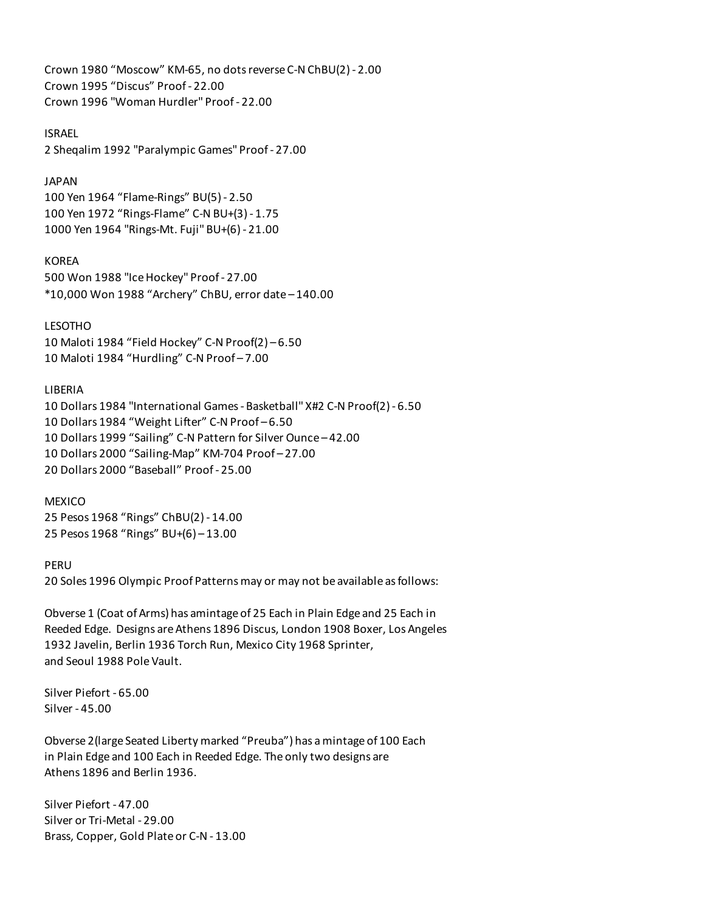Crown 1980 “Moscow” KM-65, no dots reverse C-N ChBU(2) - 2.00
Crown 1995 “Discus” Proof - 22.00
Crown 1996 "Woman Hurdler" Proof - 22.00

ISRAEL
2 Sheqalim 1992 "Paralympic Games" Proof - 27.00

JAPAN
100 Yen 1964 “Flame-Rings” BU(5) - 2.50
100 Yen 1972 “Rings-Flame” C-N BU+(3) - 1.75
1000 Yen 1964 "Rings-Mt. Fuji" BU+(6) - 21.00

KOREA
500 Won 1988 "Ice Hockey" Proof - 27.00
*10,000 Won 1988 “Archery” ChBU, error date – 140.00

LESOTHO
10 Maloti 1984 “Field Hockey” C-N Proof(2) – 6.50
10 Maloti 1984 “Hurdling” C-N Proof – 7.00

LIBERIA
10 Dollars 1984 "International Games - Basketball" X#2 C-N Proof(2) - 6.50
10 Dollars 1984 “Weight Lifter” C-N Proof – 6.50
10 Dollars 1999 “Sailing” C-N Pattern for Silver Ounce – 42.00
10 Dollars 2000 “Sailing-Map” KM-704 Proof – 27.00
20 Dollars 2000 “Baseball” Proof - 25.00

MEXICO
25 Pesos 1968 “Rings” ChBU(2) - 14.00
25 Pesos 1968 “Rings” BU+(6) – 13.00

PERU
20 Soles 1996 Olympic Proof Patterns may or may not be available as follows:

Obverse 1 (Coat of Arms) has amintage of 25 Each in Plain Edge and 25 Each in Reeded Edge. Designs are Athens 1896 Discus, London 1908 Boxer, Los Angeles 1932 Javelin, Berlin 1936 Torch Run, Mexico City 1968 Sprinter, and Seoul 1988 Pole Vault.

Silver Piefort - 65.00
Silver - 45.00

Obverse 2(large Seated Liberty marked “Preuba”) has a mintage of 100 Each in Plain Edge and 100 Each in Reeded Edge. The only two designs are Athens 1896 and Berlin 1936.

Silver Piefort - 47.00
Silver or Tri-Metal - 29.00
Brass, Copper, Gold Plate or C-N - 13.00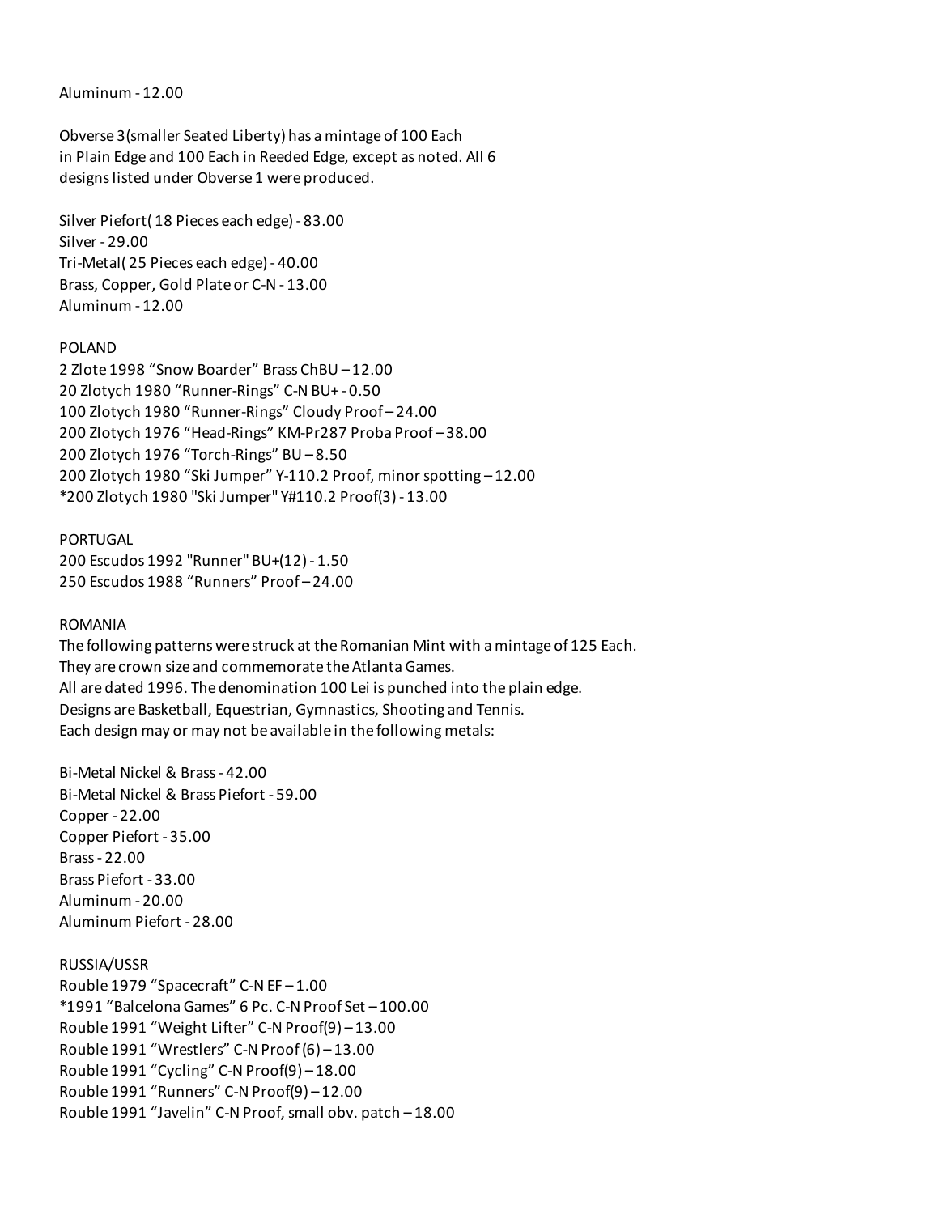Aluminum - 12.00

Obverse 3(smaller Seated Liberty) has a mintage of 100 Each
in Plain Edge and 100 Each in Reeded Edge, except as noted. All 6
designs listed under Obverse 1 were produced.

Silver Piefort( 18 Pieces each edge) - 83.00
Silver - 29.00
Tri-Metal( 25 Pieces each edge) - 40.00
Brass, Copper, Gold Plate or C-N - 13.00
Aluminum - 12.00

POLAND
2 Zlote 1998 “Snow Boarder” Brass ChBU – 12.00
20 Zlotych 1980 “Runner-Rings” C-N BU+ - 0.50
100 Zlotych 1980 “Runner-Rings” Cloudy Proof – 24.00
200 Zlotych 1976 “Head-Rings” KM-Pr287 Proba Proof – 38.00
200 Zlotych 1976 “Torch-Rings” BU – 8.50
200 Zlotych 1980 “Ski Jumper” Y-110.2 Proof, minor spotting – 12.00
*200 Zlotych 1980 "Ski Jumper" Y#110.2 Proof(3) - 13.00

PORTUGAL
200 Escudos 1992 "Runner" BU+(12) - 1.50
250 Escudos 1988 “Runners” Proof – 24.00

ROMANIA
The following patterns were struck at the Romanian Mint with a mintage of 125 Each.
They are crown size and commemorate the Atlanta Games.
All are dated 1996. The denomination 100 Lei is punched into the plain edge.
Designs are Basketball, Equestrian, Gymnastics, Shooting and Tennis.
Each design may or may not be available in the following metals:

Bi-Metal Nickel & Brass - 42.00
Bi-Metal Nickel & Brass Piefort - 59.00
Copper - 22.00
Copper Piefort - 35.00
Brass - 22.00
Brass Piefort - 33.00
Aluminum - 20.00
Aluminum Piefort - 28.00

RUSSIA/USSR
Rouble 1979 “Spacecraft” C-N EF – 1.00
*1991 “Balcelona Games” 6 Pc. C-N Proof Set – 100.00
Rouble 1991 “Weight Lifter” C-N Proof(9) – 13.00
Rouble 1991 “Wrestlers” C-N Proof (6) – 13.00
Rouble 1991 “Cycling” C-N Proof(9) – 18.00
Rouble 1991 “Runners” C-N Proof(9) – 12.00
Rouble 1991 “Javelin” C-N Proof, small obv. patch – 18.00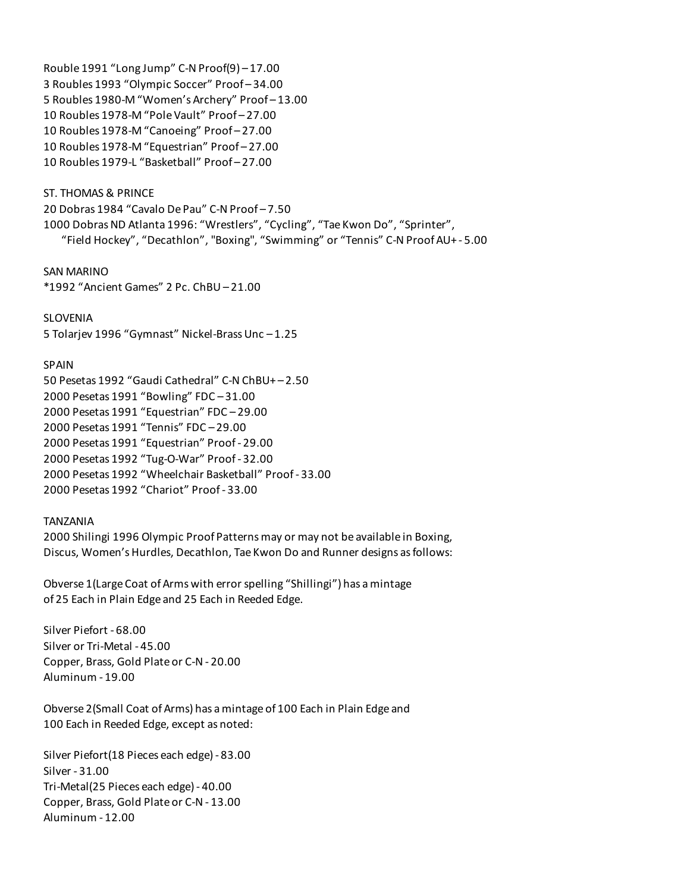Rouble 1991 “Long Jump” C-N Proof(9) – 17.00
3 Roubles 1993 “Olympic Soccer” Proof – 34.00
5 Roubles 1980-M “Women’s Archery” Proof – 13.00
10 Roubles 1978-M “Pole Vault” Proof – 27.00
10 Roubles 1978-M “Canoeing” Proof – 27.00
10 Roubles 1978-M “Equestrian” Proof – 27.00
10 Roubles 1979-L “Basketball” Proof – 27.00

ST. THOMAS & PRINCE
20 Dobras 1984 “Cavalo De Pau” C-N Proof – 7.50
1000 Dobras ND Atlanta 1996: “Wrestlers”, “Cycling”, “Tae Kwon Do”, “Sprinter”,
“Field Hockey”, “Decathlon”, "Boxing", “Swimming” or “Tennis” C-N Proof AU+ - 5.00

SAN MARINO
*1992 “Ancient Games” 2 Pc. ChBU – 21.00

SLOVENIA
5 Tolarjev 1996 “Gymnast” Nickel-Brass Unc – 1.25

SPAIN
50 Pesetas 1992 “Gaudi Cathedral” C-N ChBU+ – 2.50
2000 Pesetas 1991 “Bowling” FDC – 31.00
2000 Pesetas 1991 “Equestrian” FDC – 29.00
2000 Pesetas 1991 “Tennis” FDC – 29.00
2000 Pesetas 1991 “Equestrian” Proof - 29.00
2000 Pesetas 1992 “Tug-O-War” Proof - 32.00
2000 Pesetas 1992 “Wheelchair Basketball” Proof - 33.00
2000 Pesetas 1992 “Chariot” Proof - 33.00

TANZANIA
2000 Shilingi 1996 Olympic Proof Patterns may or may not be available in Boxing,
Discus, Women’s Hurdles, Decathlon, Tae Kwon Do and Runner designs as follows:

Obverse 1(Large Coat of Arms with error spelling “Shillingi”) has a mintage
of 25 Each in Plain Edge and 25 Each in Reeded Edge.

Silver Piefort - 68.00
Silver or Tri-Metal - 45.00
Copper, Brass, Gold Plate or C-N - 20.00
Aluminum - 19.00

Obverse 2(Small Coat of Arms) has a mintage of 100 Each in Plain Edge and
100 Each in Reeded Edge, except as noted:

Silver Piefort(18 Pieces each edge) - 83.00
Silver - 31.00
Tri-Metal(25 Pieces each edge) - 40.00
Copper, Brass, Gold Plate or C-N - 13.00
Aluminum - 12.00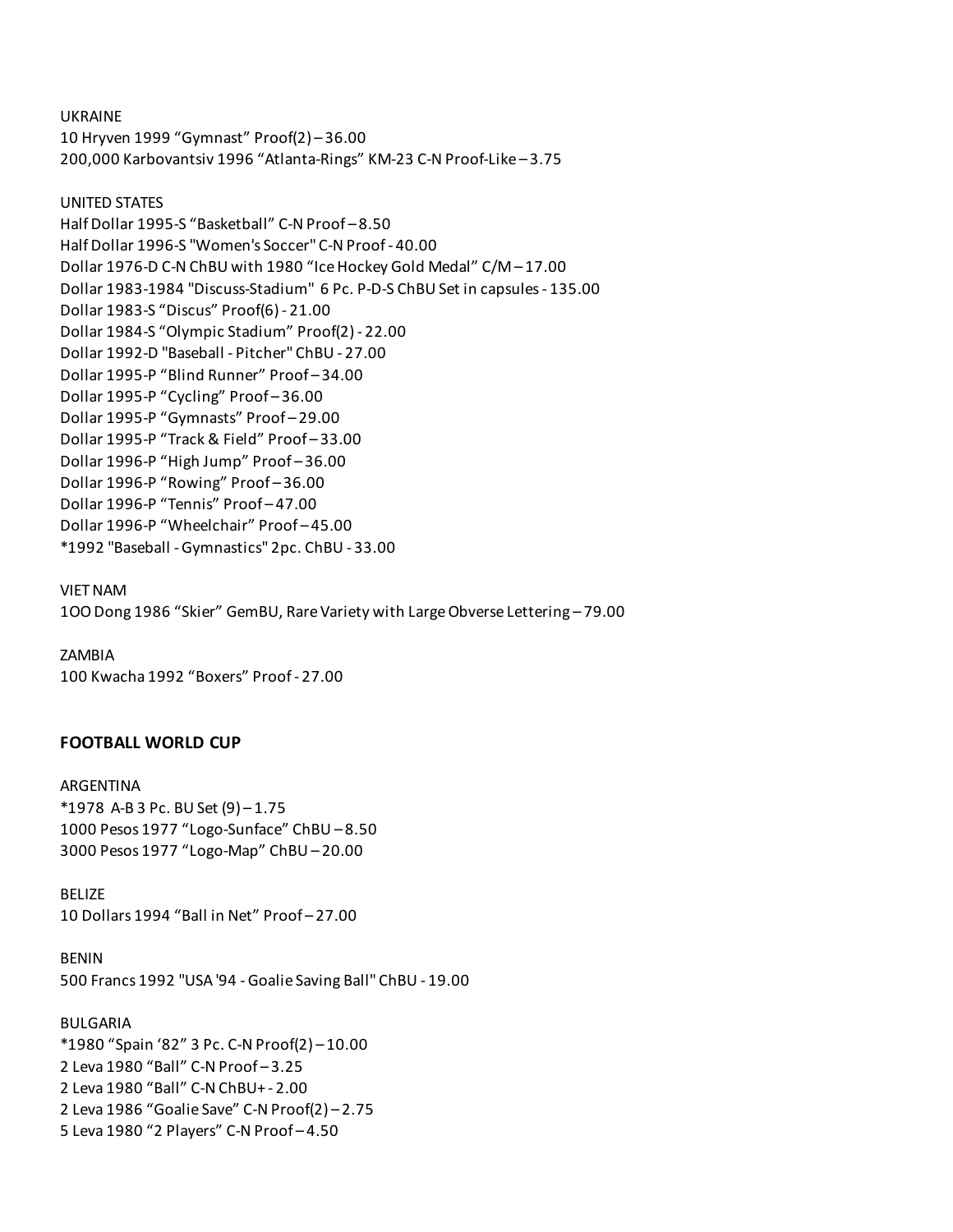UKRAINE
10 Hryven 1999 “Gymnast” Proof(2) – 36.00
200,000 Karbovantsiv 1996 “Atlanta-Rings” KM-23 C-N Proof-Like – 3.75

UNITED STATES
Half Dollar 1995-S “Basketball” C-N Proof – 8.50
Half Dollar 1996-S "Women's Soccer" C-N Proof - 40.00
Dollar 1976-D C-N ChBU with 1980 “Ice Hockey Gold Medal” C/M – 17.00
Dollar 1983-1984 "Discuss-Stadium" 6 Pc. P-D-S ChBU Set in capsules - 135.00
Dollar 1983-S “Discus” Proof(6) - 21.00
Dollar 1984-S “Olympic Stadium” Proof(2) - 22.00
Dollar 1992-D "Baseball - Pitcher" ChBU - 27.00
Dollar 1995-P “Blind Runner” Proof – 34.00
Dollar 1995-P “Cycling” Proof – 36.00
Dollar 1995-P “Gymnasts” Proof – 29.00
Dollar 1995-P “Track & Field” Proof – 33.00
Dollar 1996-P “High Jump” Proof – 36.00
Dollar 1996-P “Rowing” Proof – 36.00
Dollar 1996-P “Tennis” Proof – 47.00
Dollar 1996-P “Wheelchair” Proof – 45.00
*1992 "Baseball - Gymnastics" 2pc. ChBU - 33.00

VIET NAM
1OO Dong 1986 “Skier” GemBU, Rare Variety with Large Obverse Lettering – 79.00

ZAMBIA
100 Kwacha 1992 “Boxers” Proof - 27.00

**FOOTBALL WORLD CUP**

ARGENTINA
*1978 A-B 3 Pc. BU Set (9) – 1.75
1000 Pesos 1977 “Logo-Sunface” ChBU – 8.50
3000 Pesos 1977 “Logo-Map” ChBU – 20.00

BELIZE
10 Dollars 1994 “Ball in Net” Proof – 27.00

BENIN
500 Francs 1992 "USA '94 - Goalie Saving Ball" ChBU - 19.00

BULGARIA
*1980 “Spain ‘82” 3 Pc. C-N Proof(2) – 10.00
2 Leva 1980 “Ball” C-N Proof – 3.25
2 Leva 1980 “Ball” C-N ChBU+ - 2.00
2 Leva 1986 “Goalie Save” C-N Proof(2) – 2.75
5 Leva 1980 “2 Players” C-N Proof – 4.50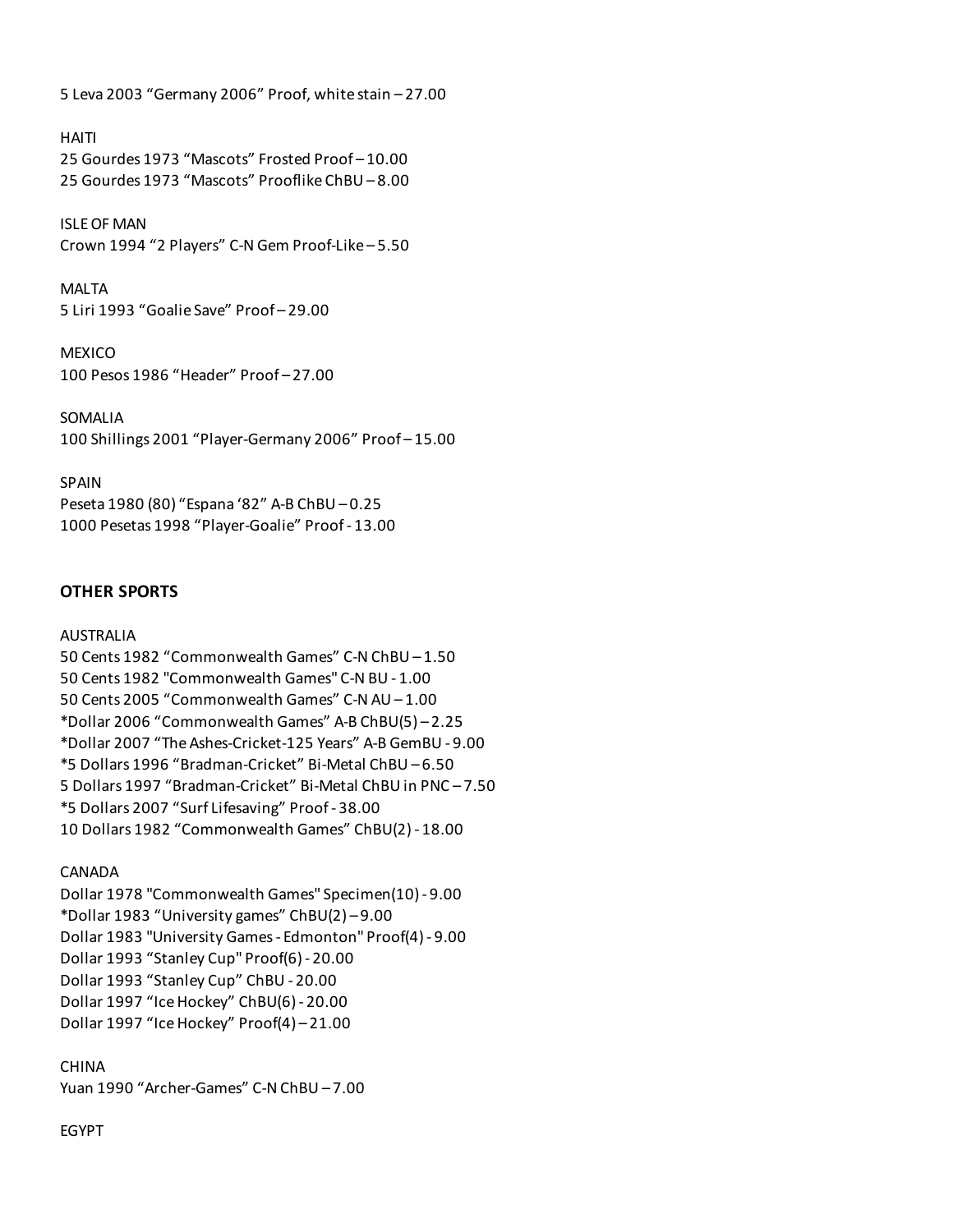5 Leva 2003 “Germany 2006” Proof, white stain – 27.00

HAITI
25 Gourdes 1973 “Mascots” Frosted Proof – 10.00
25 Gourdes 1973 “Mascots” Prooflike ChBU – 8.00

ISLE OF MAN
Crown 1994 “2 Players” C-N Gem Proof-Like – 5.50

MALTA
5 Liri 1993 “Goalie Save” Proof – 29.00

MEXICO
100 Pesos 1986 “Header” Proof – 27.00

SOMALIA
100 Shillings 2001 “Player-Germany 2006” Proof – 15.00

SPAIN
Peseta 1980 (80) “Espana ‘82” A-B ChBU – 0.25
1000 Pesetas 1998 “Player-Goalie” Proof - 13.00

**OTHER SPORTS**

AUSTRALIA
50 Cents 1982 “Commonwealth Games” C-N ChBU – 1.50
50 Cents 1982 "Commonwealth Games" C-N BU - 1.00
50 Cents 2005 “Commonwealth Games” C-N AU – 1.00
*Dollar 2006 “Commonwealth Games” A-B ChBU(5) – 2.25
*Dollar 2007 “The Ashes-Cricket-125 Years” A-B GemBU - 9.00
*5 Dollars 1996 “Bradman-Cricket” Bi-Metal ChBU – 6.50
5 Dollars 1997 “Bradman-Cricket” Bi-Metal ChBU in PNC – 7.50
*5 Dollars 2007 “Surf Lifesaving” Proof - 38.00
10 Dollars 1982 “Commonwealth Games” ChBU(2) - 18.00

CANADA
Dollar 1978 "Commonwealth Games" Specimen(10) - 9.00
*Dollar 1983 “University games” ChBU(2) – 9.00
Dollar 1983 "University Games - Edmonton" Proof(4) - 9.00
Dollar 1993 “Stanley Cup" Proof(6) - 20.00
Dollar 1993 “Stanley Cup” ChBU - 20.00
Dollar 1997 “Ice Hockey” ChBU(6) - 20.00
Dollar 1997 “Ice Hockey” Proof(4) – 21.00

CHINA
Yuan 1990 “Archer-Games” C-N ChBU – 7.00

EGYPT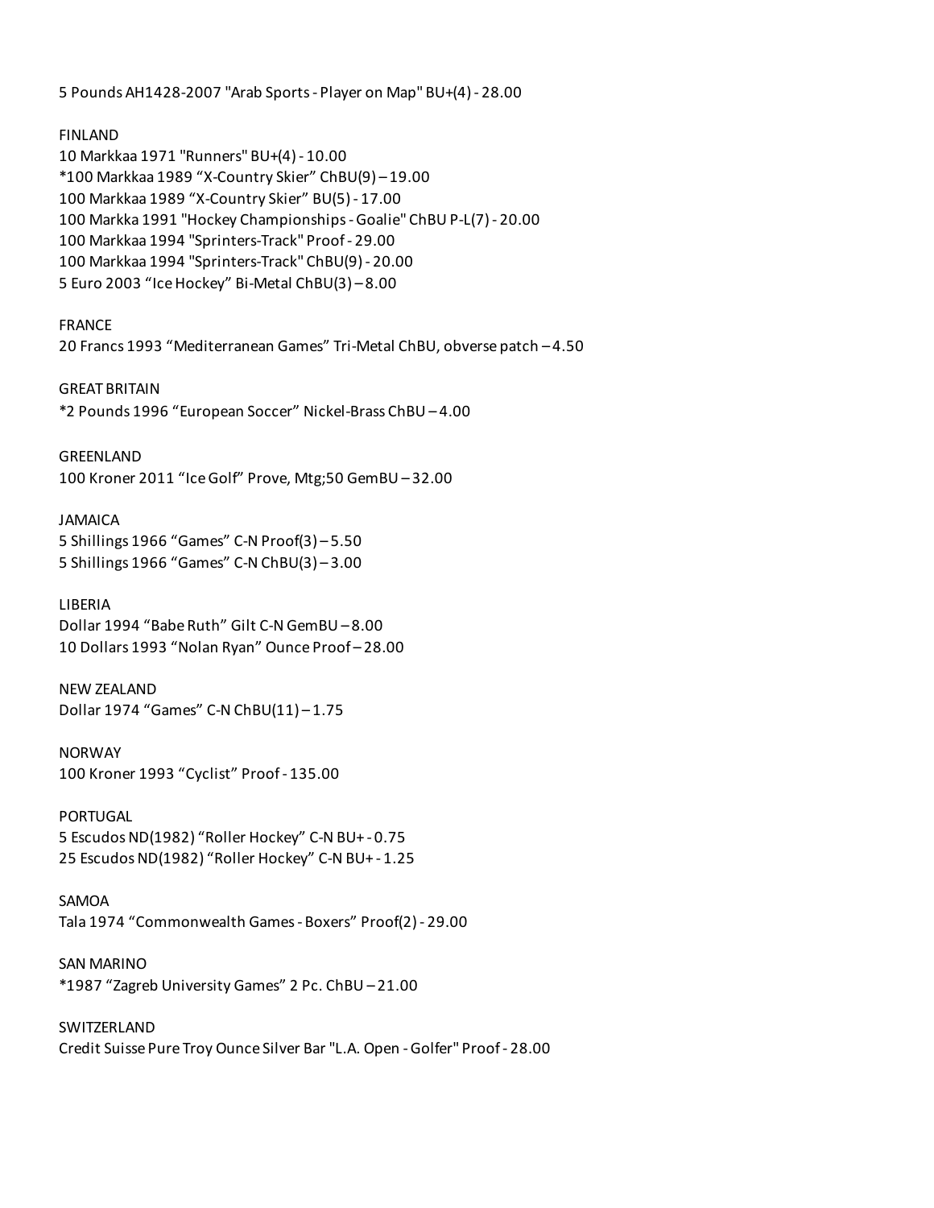5 Pounds AH1428-2007 "Arab Sports - Player on Map" BU+(4) - 28.00

FINLAND

10 Markkaa 1971 "Runners" BU+(4) - 10.00

*100 Markkaa 1989 “X-Country Skier” ChBU(9) – 19.00

100 Markkaa 1989 “X-Country Skier” BU(5) - 17.00

100 Markka 1991 "Hockey Championships - Goalie" ChBU P-L(7) - 20.00

100 Markkaa 1994 "Sprinters-Track" Proof - 29.00

100 Markkaa 1994 "Sprinters-Track" ChBU(9) - 20.00

5 Euro 2003 “Ice Hockey” Bi-Metal ChBU(3) – 8.00

FRANCE

20 Francs 1993 “Mediterranean Games” Tri-Metal ChBU, obverse patch – 4.50

GREAT BRITAIN

*2 Pounds 1996 “European Soccer” Nickel-Brass ChBU – 4.00

GREENLAND

100 Kroner 2011 “Ice Golf” Prove, Mtg;50 GemBU – 32.00

JAMAICA

5 Shillings 1966 “Games” C-N Proof(3) – 5.50

5 Shillings 1966 “Games” C-N ChBU(3) – 3.00

LIBERIA

Dollar 1994 “Babe Ruth” Gilt C-N GemBU – 8.00

10 Dollars 1993 “Nolan Ryan” Ounce Proof – 28.00

NEW ZEALAND

Dollar 1974 “Games” C-N ChBU(11) – 1.75

NORWAY

100 Kroner 1993 “Cyclist” Proof - 135.00

PORTUGAL

5 Escudos ND(1982) “Roller Hockey” C-N BU+ - 0.75

25 Escudos ND(1982) “Roller Hockey” C-N BU+ - 1.25

SAMOA

Tala 1974 “Commonwealth Games - Boxers” Proof(2) - 29.00

SAN MARINO

*1987 “Zagreb University Games” 2 Pc. ChBU – 21.00

SWITZERLAND

Credit Suisse Pure Troy Ounce Silver Bar "L.A. Open - Golfer" Proof - 28.00